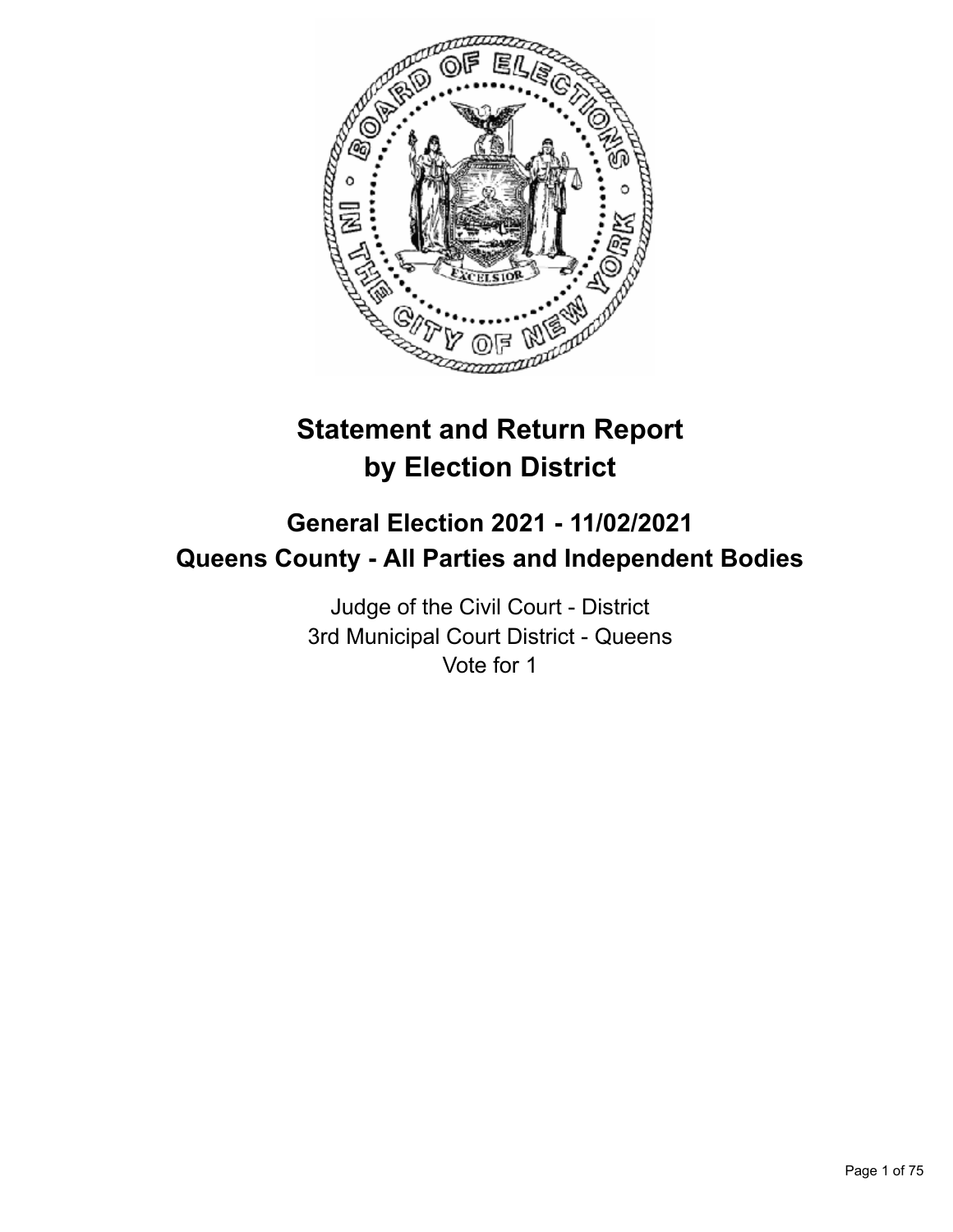# Statement and Return Report by Election District

## General Election 2021 - 11/02/2021
## Queens County - All Parties and Independent Bodies

Judge of the Civil Court - District
3rd Municipal Court District - Queens
Vote for 1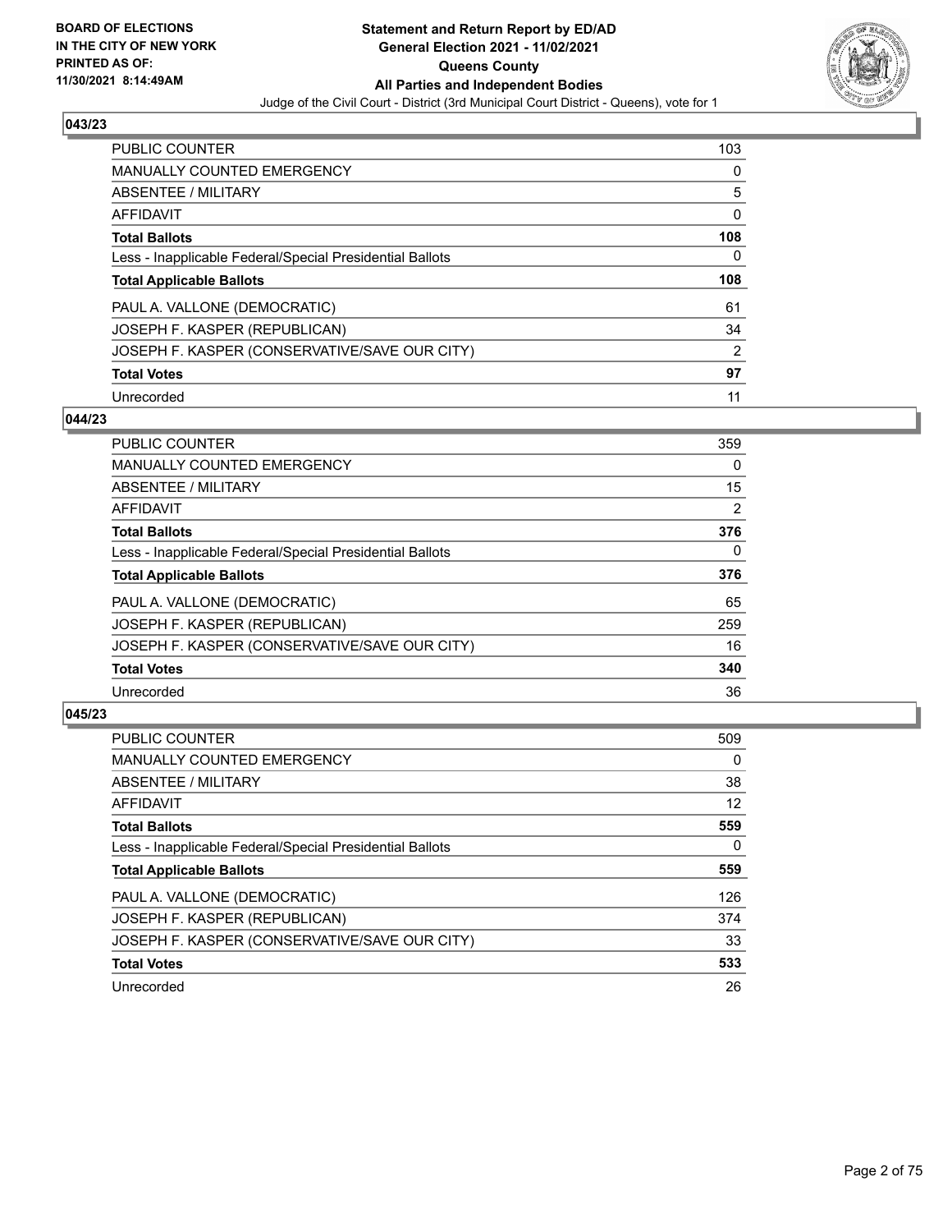## 043/23

| | |
|---|---|
| PUBLIC COUNTER | 103 |
| MANUALLY COUNTED EMERGENCY | 0 |
| ABSENTEE / MILITARY | 5 |
| AFFIDAVIT | 0 |
| **Total Ballots** | **108** |
| Less - Inapplicable Federal/Special Presidential Ballots | 0 |
| **Total Applicable Ballots** | **108** |
| PAUL A. VALLONE (DEMOCRATIC) | 61 |
| JOSEPH F. KASPER (REPUBLICAN) | 34 |
| JOSEPH F. KASPER (CONSERVATIVE/SAVE OUR CITY) | 2 |
| **Total Votes** | **97** |
| Unrecorded | 11 |

## 044/23

| | |
|---|---|
| PUBLIC COUNTER | 359 |
| MANUALLY COUNTED EMERGENCY | 0 |
| ABSENTEE / MILITARY | 15 |
| AFFIDAVIT | 2 |
| **Total Ballots** | **376** |
| Less - Inapplicable Federal/Special Presidential Ballots | 0 |
| **Total Applicable Ballots** | **376** |
| PAUL A. VALLONE (DEMOCRATIC) | 65 |
| JOSEPH F. KASPER (REPUBLICAN) | 259 |
| JOSEPH F. KASPER (CONSERVATIVE/SAVE OUR CITY) | 16 |
| **Total Votes** | **340** |
| Unrecorded | 36 |

## 045/23

| | |
|---|---|
| PUBLIC COUNTER | 509 |
| MANUALLY COUNTED EMERGENCY | 0 |
| ABSENTEE / MILITARY | 38 |
| AFFIDAVIT | 12 |
| **Total Ballots** | **559** |
| Less - Inapplicable Federal/Special Presidential Ballots | 0 |
| **Total Applicable Ballots** | **559** |
| PAUL A. VALLONE (DEMOCRATIC) | 126 |
| JOSEPH F. KASPER (REPUBLICAN) | 374 |
| JOSEPH F. KASPER (CONSERVATIVE/SAVE OUR CITY) | 33 |
| **Total Votes** | **533** |
| Unrecorded | 26 |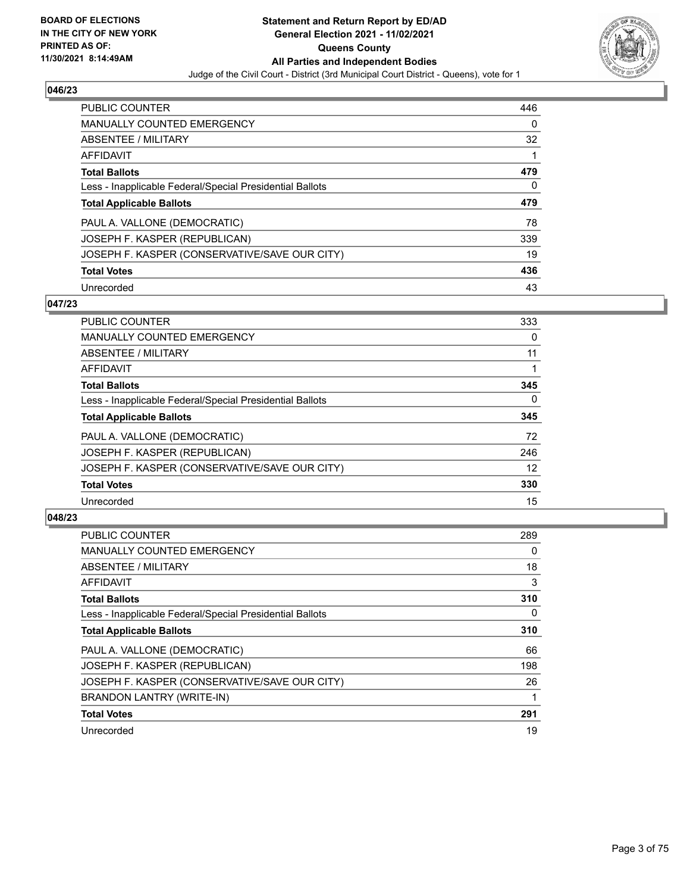## 046/23

| | |
|---|---|
| PUBLIC COUNTER | 446 |
| MANUALLY COUNTED EMERGENCY | 0 |
| ABSENTEE / MILITARY | 32 |
| AFFIDAVIT | 1 |
| **Total Ballots** | **479** |
| Less - Inapplicable Federal/Special Presidential Ballots | 0 |
| **Total Applicable Ballots** | **479** |
| PAUL A. VALLONE (DEMOCRATIC) | 78 |
| JOSEPH F. KASPER (REPUBLICAN) | 339 |
| JOSEPH F. KASPER (CONSERVATIVE/SAVE OUR CITY) | 19 |
| **Total Votes** | **436** |
| Unrecorded | 43 |

## 047/23

| | |
|---|---|
| PUBLIC COUNTER | 333 |
| MANUALLY COUNTED EMERGENCY | 0 |
| ABSENTEE / MILITARY | 11 |
| AFFIDAVIT | 1 |
| **Total Ballots** | **345** |
| Less - Inapplicable Federal/Special Presidential Ballots | 0 |
| **Total Applicable Ballots** | **345** |
| PAUL A. VALLONE (DEMOCRATIC) | 72 |
| JOSEPH F. KASPER (REPUBLICAN) | 246 |
| JOSEPH F. KASPER (CONSERVATIVE/SAVE OUR CITY) | 12 |
| **Total Votes** | **330** |
| Unrecorded | 15 |

## 048/23

| | |
|---|---|
| PUBLIC COUNTER | 289 |
| MANUALLY COUNTED EMERGENCY | 0 |
| ABSENTEE / MILITARY | 18 |
| AFFIDAVIT | 3 |
| **Total Ballots** | **310** |
| Less - Inapplicable Federal/Special Presidential Ballots | 0 |
| **Total Applicable Ballots** | **310** |
| PAUL A. VALLONE (DEMOCRATIC) | 66 |
| JOSEPH F. KASPER (REPUBLICAN) | 198 |
| JOSEPH F. KASPER (CONSERVATIVE/SAVE OUR CITY) | 26 |
| BRANDON LANTRY (WRITE-IN) | 1 |
| **Total Votes** | **291** |
| Unrecorded | 19 |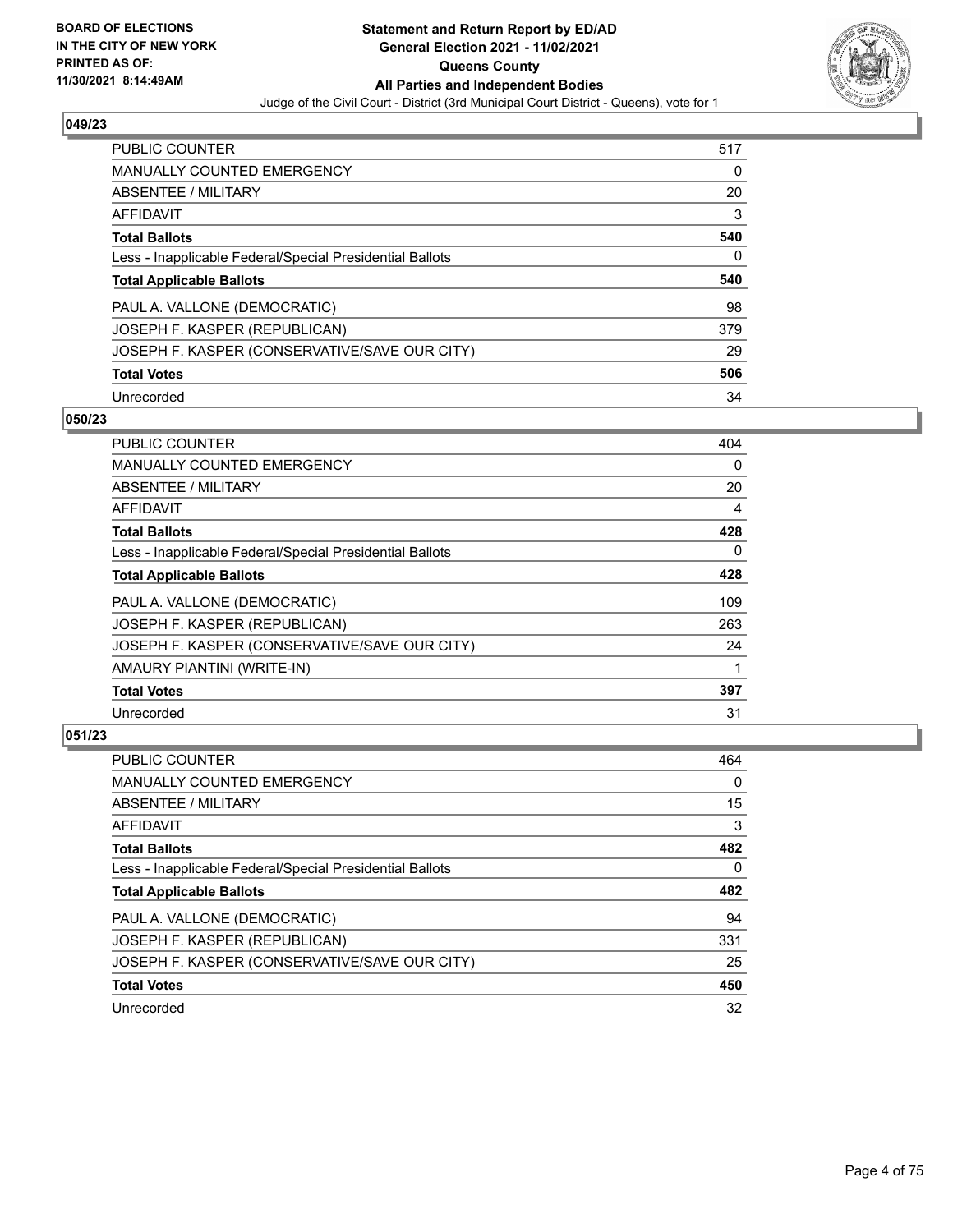## 049/23

| | |
|---|---|
| PUBLIC COUNTER | 517 |
| MANUALLY COUNTED EMERGENCY | 0 |
| ABSENTEE / MILITARY | 20 |
| AFFIDAVIT | 3 |
| **Total Ballots** | **540** |
| Less - Inapplicable Federal/Special Presidential Ballots | 0 |
| **Total Applicable Ballots** | **540** |
| PAUL A. VALLONE (DEMOCRATIC) | 98 |
| JOSEPH F. KASPER (REPUBLICAN) | 379 |
| JOSEPH F. KASPER (CONSERVATIVE/SAVE OUR CITY) | 29 |
| **Total Votes** | **506** |
| Unrecorded | 34 |

## 050/23

| | |
|---|---|
| PUBLIC COUNTER | 404 |
| MANUALLY COUNTED EMERGENCY | 0 |
| ABSENTEE / MILITARY | 20 |
| AFFIDAVIT | 4 |
| **Total Ballots** | **428** |
| Less - Inapplicable Federal/Special Presidential Ballots | 0 |
| **Total Applicable Ballots** | **428** |
| PAUL A. VALLONE (DEMOCRATIC) | 109 |
| JOSEPH F. KASPER (REPUBLICAN) | 263 |
| JOSEPH F. KASPER (CONSERVATIVE/SAVE OUR CITY) | 24 |
| AMAURY PIANTINI (WRITE-IN) | 1 |
| **Total Votes** | **397** |
| Unrecorded | 31 |

## 051/23

| | |
|---|---|
| PUBLIC COUNTER | 464 |
| MANUALLY COUNTED EMERGENCY | 0 |
| ABSENTEE / MILITARY | 15 |
| AFFIDAVIT | 3 |
| **Total Ballots** | **482** |
| Less - Inapplicable Federal/Special Presidential Ballots | 0 |
| **Total Applicable Ballots** | **482** |
| PAUL A. VALLONE (DEMOCRATIC) | 94 |
| JOSEPH F. KASPER (REPUBLICAN) | 331 |
| JOSEPH F. KASPER (CONSERVATIVE/SAVE OUR CITY) | 25 |
| **Total Votes** | **450** |
| Unrecorded | 32 |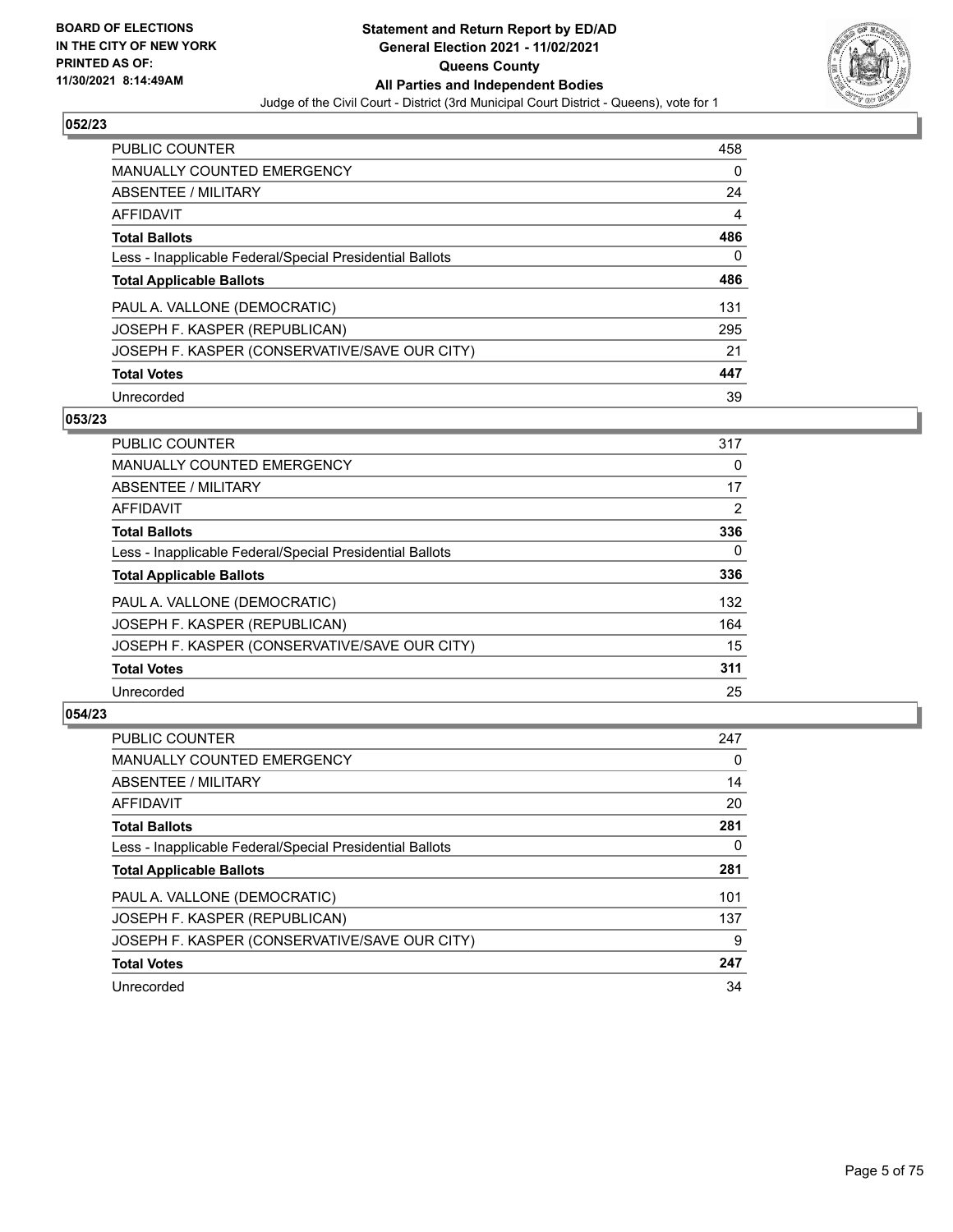## 052/23

| | |
|---|---|
| PUBLIC COUNTER | 458 |
| MANUALLY COUNTED EMERGENCY | 0 |
| ABSENTEE / MILITARY | 24 |
| AFFIDAVIT | 4 |
| **Total Ballots** | **486** |
| Less - Inapplicable Federal/Special Presidential Ballots | 0 |
| **Total Applicable Ballots** | **486** |
| PAUL A. VALLONE (DEMOCRATIC) | 131 |
| JOSEPH F. KASPER (REPUBLICAN) | 295 |
| JOSEPH F. KASPER (CONSERVATIVE/SAVE OUR CITY) | 21 |
| **Total Votes** | **447** |
| Unrecorded | 39 |

## 053/23

| | |
|---|---|
| PUBLIC COUNTER | 317 |
| MANUALLY COUNTED EMERGENCY | 0 |
| ABSENTEE / MILITARY | 17 |
| AFFIDAVIT | 2 |
| **Total Ballots** | **336** |
| Less - Inapplicable Federal/Special Presidential Ballots | 0 |
| **Total Applicable Ballots** | **336** |
| PAUL A. VALLONE (DEMOCRATIC) | 132 |
| JOSEPH F. KASPER (REPUBLICAN) | 164 |
| JOSEPH F. KASPER (CONSERVATIVE/SAVE OUR CITY) | 15 |
| **Total Votes** | **311** |
| Unrecorded | 25 |

## 054/23

| | |
|---|---|
| PUBLIC COUNTER | 247 |
| MANUALLY COUNTED EMERGENCY | 0 |
| ABSENTEE / MILITARY | 14 |
| AFFIDAVIT | 20 |
| **Total Ballots** | **281** |
| Less - Inapplicable Federal/Special Presidential Ballots | 0 |
| **Total Applicable Ballots** | **281** |
| PAUL A. VALLONE (DEMOCRATIC) | 101 |
| JOSEPH F. KASPER (REPUBLICAN) | 137 |
| JOSEPH F. KASPER (CONSERVATIVE/SAVE OUR CITY) | 9 |
| **Total Votes** | **247** |
| Unrecorded | 34 |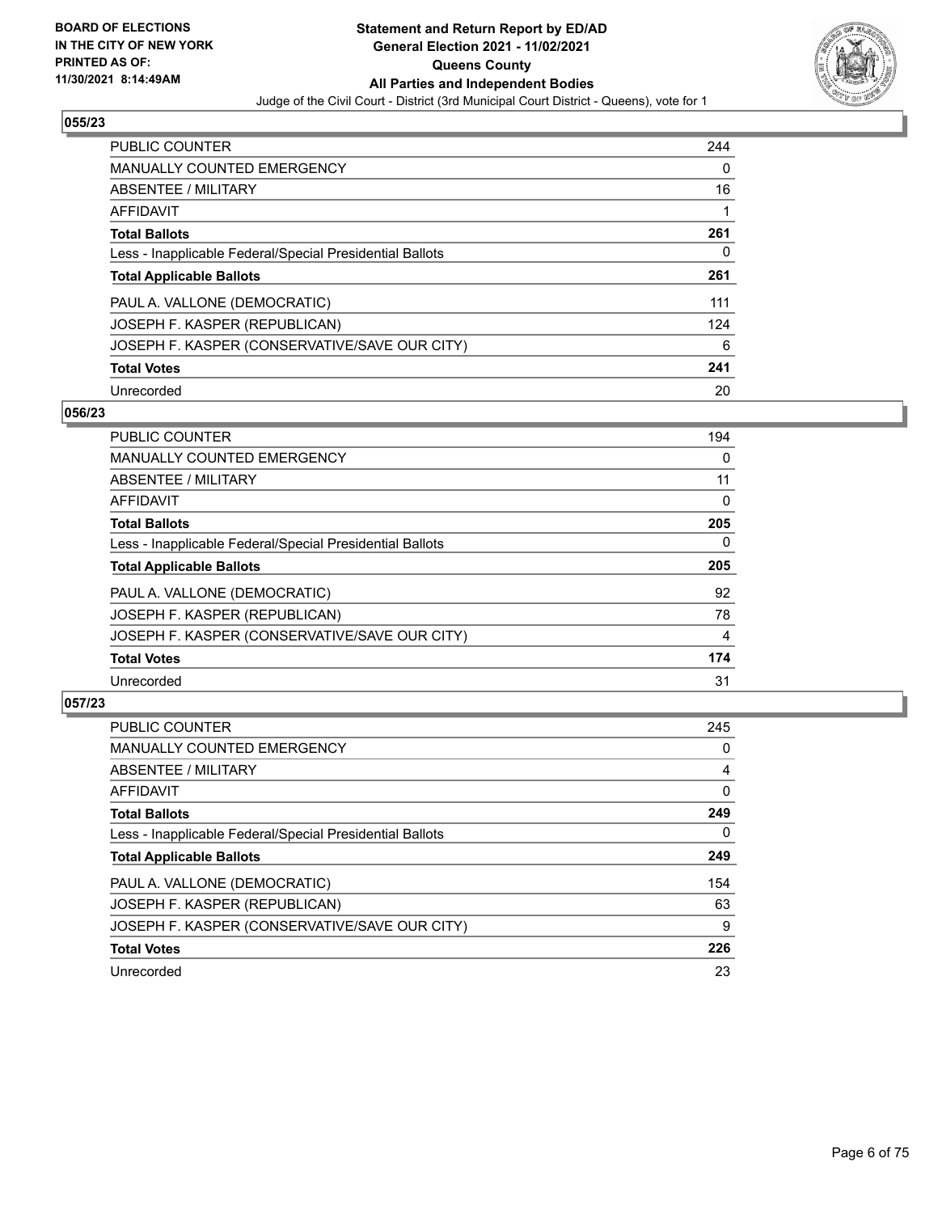## 055/23

| | |
|---|---|
| PUBLIC COUNTER | 244 |
| MANUALLY COUNTED EMERGENCY | 0 |
| ABSENTEE / MILITARY | 16 |
| AFFIDAVIT | 1 |
| **Total Ballots** | **261** |
| Less - Inapplicable Federal/Special Presidential Ballots | 0 |
| **Total Applicable Ballots** | **261** |
| PAUL A. VALLONE (DEMOCRATIC) | 111 |
| JOSEPH F. KASPER (REPUBLICAN) | 124 |
| JOSEPH F. KASPER (CONSERVATIVE/SAVE OUR CITY) | 6 |
| **Total Votes** | **241** |
| Unrecorded | 20 |

## 056/23

| | |
|---|---|
| PUBLIC COUNTER | 194 |
| MANUALLY COUNTED EMERGENCY | 0 |
| ABSENTEE / MILITARY | 11 |
| AFFIDAVIT | 0 |
| **Total Ballots** | **205** |
| Less - Inapplicable Federal/Special Presidential Ballots | 0 |
| **Total Applicable Ballots** | **205** |
| PAUL A. VALLONE (DEMOCRATIC) | 92 |
| JOSEPH F. KASPER (REPUBLICAN) | 78 |
| JOSEPH F. KASPER (CONSERVATIVE/SAVE OUR CITY) | 4 |
| **Total Votes** | **174** |
| Unrecorded | 31 |

## 057/23

| | |
|---|---|
| PUBLIC COUNTER | 245 |
| MANUALLY COUNTED EMERGENCY | 0 |
| ABSENTEE / MILITARY | 4 |
| AFFIDAVIT | 0 |
| **Total Ballots** | **249** |
| Less - Inapplicable Federal/Special Presidential Ballots | 0 |
| **Total Applicable Ballots** | **249** |
| PAUL A. VALLONE (DEMOCRATIC) | 154 |
| JOSEPH F. KASPER (REPUBLICAN) | 63 |
| JOSEPH F. KASPER (CONSERVATIVE/SAVE OUR CITY) | 9 |
| **Total Votes** | **226** |
| Unrecorded | 23 |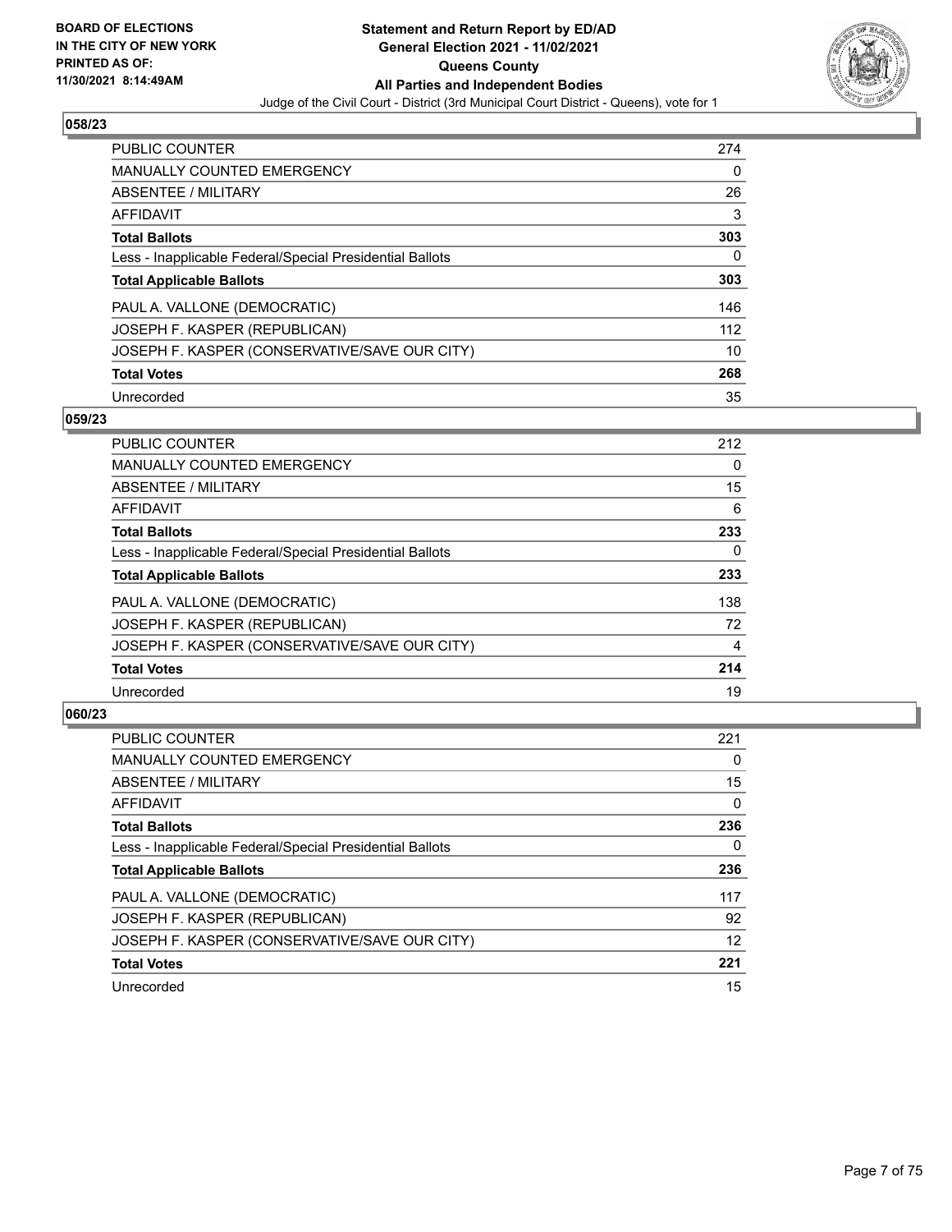## 058/23

| | |
|---|---|
| PUBLIC COUNTER | 274 |
| MANUALLY COUNTED EMERGENCY | 0 |
| ABSENTEE / MILITARY | 26 |
| AFFIDAVIT | 3 |
| **Total Ballots** | **303** |
| Less - Inapplicable Federal/Special Presidential Ballots | 0 |
| **Total Applicable Ballots** | **303** |
| PAUL A. VALLONE (DEMOCRATIC) | 146 |
| JOSEPH F. KASPER (REPUBLICAN) | 112 |
| JOSEPH F. KASPER (CONSERVATIVE/SAVE OUR CITY) | 10 |
| **Total Votes** | **268** |
| Unrecorded | 35 |

## 059/23

| | |
|---|---|
| PUBLIC COUNTER | 212 |
| MANUALLY COUNTED EMERGENCY | 0 |
| ABSENTEE / MILITARY | 15 |
| AFFIDAVIT | 6 |
| **Total Ballots** | **233** |
| Less - Inapplicable Federal/Special Presidential Ballots | 0 |
| **Total Applicable Ballots** | **233** |
| PAUL A. VALLONE (DEMOCRATIC) | 138 |
| JOSEPH F. KASPER (REPUBLICAN) | 72 |
| JOSEPH F. KASPER (CONSERVATIVE/SAVE OUR CITY) | 4 |
| **Total Votes** | **214** |
| Unrecorded | 19 |

## 060/23

| | |
|---|---|
| PUBLIC COUNTER | 221 |
| MANUALLY COUNTED EMERGENCY | 0 |
| ABSENTEE / MILITARY | 15 |
| AFFIDAVIT | 0 |
| **Total Ballots** | **236** |
| Less - Inapplicable Federal/Special Presidential Ballots | 0 |
| **Total Applicable Ballots** | **236** |
| PAUL A. VALLONE (DEMOCRATIC) | 117 |
| JOSEPH F. KASPER (REPUBLICAN) | 92 |
| JOSEPH F. KASPER (CONSERVATIVE/SAVE OUR CITY) | 12 |
| **Total Votes** | **221** |
| Unrecorded | 15 |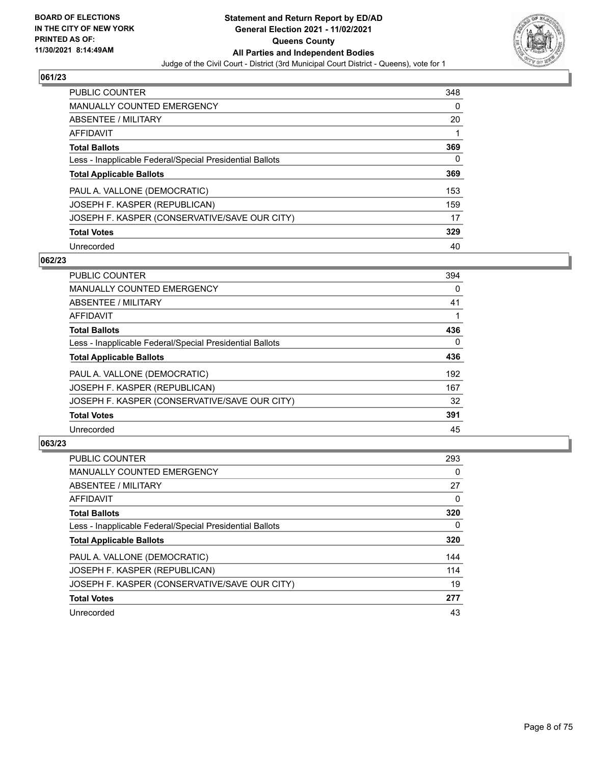## 061/23

| | |
|---|---|
| PUBLIC COUNTER | 348 |
| MANUALLY COUNTED EMERGENCY | 0 |
| ABSENTEE / MILITARY | 20 |
| AFFIDAVIT | 1 |
| **Total Ballots** | **369** |
| Less - Inapplicable Federal/Special Presidential Ballots | 0 |
| **Total Applicable Ballots** | **369** |
| PAUL A. VALLONE (DEMOCRATIC) | 153 |
| JOSEPH F. KASPER (REPUBLICAN) | 159 |
| JOSEPH F. KASPER (CONSERVATIVE/SAVE OUR CITY) | 17 |
| **Total Votes** | **329** |
| Unrecorded | 40 |

## 062/23

| | |
|---|---|
| PUBLIC COUNTER | 394 |
| MANUALLY COUNTED EMERGENCY | 0 |
| ABSENTEE / MILITARY | 41 |
| AFFIDAVIT | 1 |
| **Total Ballots** | **436** |
| Less - Inapplicable Federal/Special Presidential Ballots | 0 |
| **Total Applicable Ballots** | **436** |
| PAUL A. VALLONE (DEMOCRATIC) | 192 |
| JOSEPH F. KASPER (REPUBLICAN) | 167 |
| JOSEPH F. KASPER (CONSERVATIVE/SAVE OUR CITY) | 32 |
| **Total Votes** | **391** |
| Unrecorded | 45 |

## 063/23

| | |
|---|---|
| PUBLIC COUNTER | 293 |
| MANUALLY COUNTED EMERGENCY | 0 |
| ABSENTEE / MILITARY | 27 |
| AFFIDAVIT | 0 |
| **Total Ballots** | **320** |
| Less - Inapplicable Federal/Special Presidential Ballots | 0 |
| **Total Applicable Ballots** | **320** |
| PAUL A. VALLONE (DEMOCRATIC) | 144 |
| JOSEPH F. KASPER (REPUBLICAN) | 114 |
| JOSEPH F. KASPER (CONSERVATIVE/SAVE OUR CITY) | 19 |
| **Total Votes** | **277** |
| Unrecorded | 43 |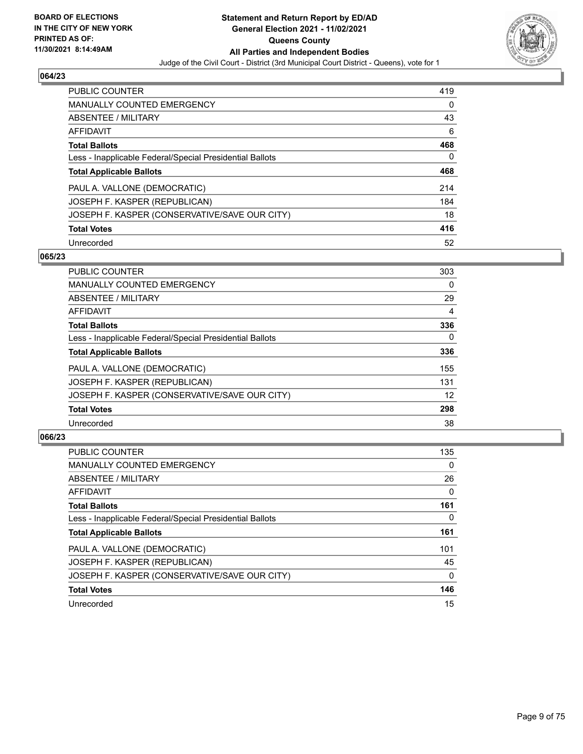**BOARD OF ELECTIONS IN THE CITY OF NEW YORK PRINTED AS OF: 11/30/2021 8:14:49AM**

**Statement and Return Report by ED/AD**
**General Election 2021 - 11/02/2021**
**Queens County**
**All Parties and Independent Bodies**
Judge of the Civil Court - District (3rd Municipal Court District - Queens), vote for 1

## 064/23

| | |
|---|---|
| PUBLIC COUNTER | 419 |
| MANUALLY COUNTED EMERGENCY | 0 |
| ABSENTEE / MILITARY | 43 |
| AFFIDAVIT | 6 |
| **Total Ballots** | **468** |
| Less - Inapplicable Federal/Special Presidential Ballots | 0 |
| **Total Applicable Ballots** | **468** |
| PAUL A. VALLONE (DEMOCRATIC) | 214 |
| JOSEPH F. KASPER (REPUBLICAN) | 184 |
| JOSEPH F. KASPER (CONSERVATIVE/SAVE OUR CITY) | 18 |
| **Total Votes** | **416** |
| Unrecorded | 52 |

## 065/23

| | |
|---|---|
| PUBLIC COUNTER | 303 |
| MANUALLY COUNTED EMERGENCY | 0 |
| ABSENTEE / MILITARY | 29 |
| AFFIDAVIT | 4 |
| **Total Ballots** | **336** |
| Less - Inapplicable Federal/Special Presidential Ballots | 0 |
| **Total Applicable Ballots** | **336** |
| PAUL A. VALLONE (DEMOCRATIC) | 155 |
| JOSEPH F. KASPER (REPUBLICAN) | 131 |
| JOSEPH F. KASPER (CONSERVATIVE/SAVE OUR CITY) | 12 |
| **Total Votes** | **298** |
| Unrecorded | 38 |

## 066/23

| | |
|---|---|
| PUBLIC COUNTER | 135 |
| MANUALLY COUNTED EMERGENCY | 0 |
| ABSENTEE / MILITARY | 26 |
| AFFIDAVIT | 0 |
| **Total Ballots** | **161** |
| Less - Inapplicable Federal/Special Presidential Ballots | 0 |
| **Total Applicable Ballots** | **161** |
| PAUL A. VALLONE (DEMOCRATIC) | 101 |
| JOSEPH F. KASPER (REPUBLICAN) | 45 |
| JOSEPH F. KASPER (CONSERVATIVE/SAVE OUR CITY) | 0 |
| **Total Votes** | **146** |
| Unrecorded | 15 |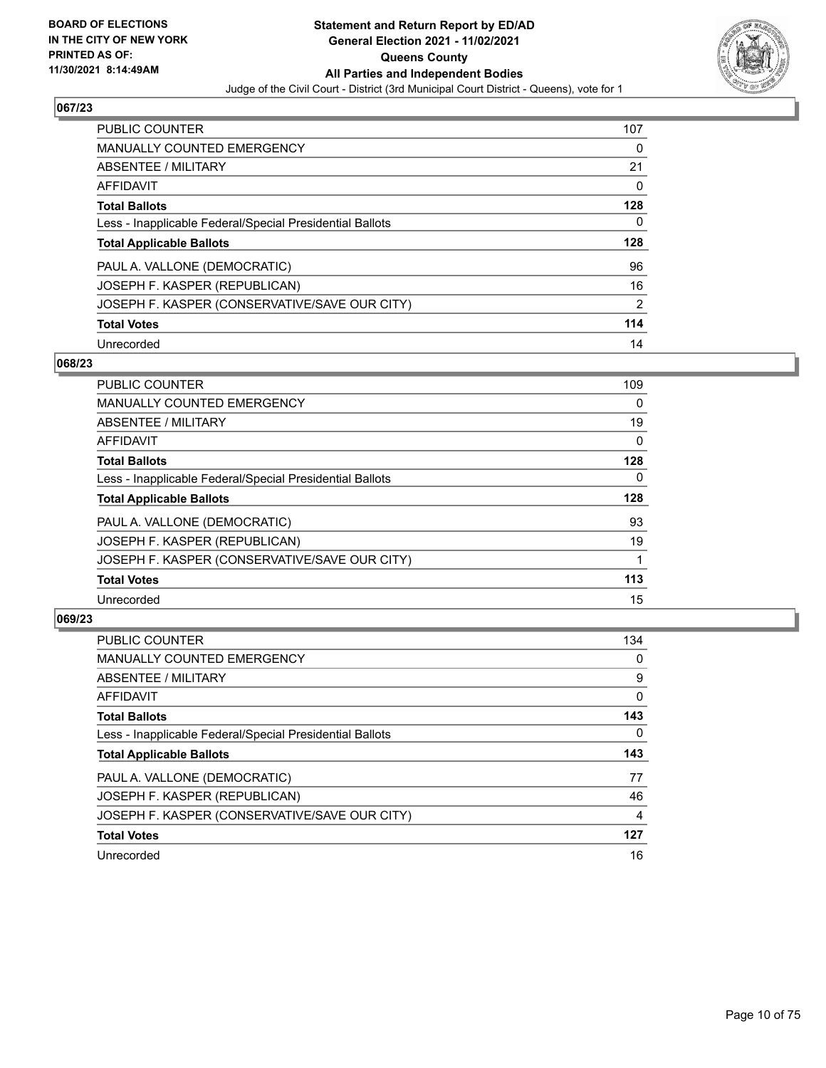### 067/23

| | |
|---|---|
| PUBLIC COUNTER | 107 |
| MANUALLY COUNTED EMERGENCY | 0 |
| ABSENTEE / MILITARY | 21 |
| AFFIDAVIT | 0 |
| **Total Ballots** | **128** |
| Less - Inapplicable Federal/Special Presidential Ballots | 0 |
| **Total Applicable Ballots** | **128** |
| PAUL A. VALLONE (DEMOCRATIC) | 96 |
| JOSEPH F. KASPER (REPUBLICAN) | 16 |
| JOSEPH F. KASPER (CONSERVATIVE/SAVE OUR CITY) | 2 |
| **Total Votes** | **114** |
| Unrecorded | 14 |

### 068/23

| | |
|---|---|
| PUBLIC COUNTER | 109 |
| MANUALLY COUNTED EMERGENCY | 0 |
| ABSENTEE / MILITARY | 19 |
| AFFIDAVIT | 0 |
| **Total Ballots** | **128** |
| Less - Inapplicable Federal/Special Presidential Ballots | 0 |
| **Total Applicable Ballots** | **128** |
| PAUL A. VALLONE (DEMOCRATIC) | 93 |
| JOSEPH F. KASPER (REPUBLICAN) | 19 |
| JOSEPH F. KASPER (CONSERVATIVE/SAVE OUR CITY) | 1 |
| **Total Votes** | **113** |
| Unrecorded | 15 |

### 069/23

| | |
|---|---|
| PUBLIC COUNTER | 134 |
| MANUALLY COUNTED EMERGENCY | 0 |
| ABSENTEE / MILITARY | 9 |
| AFFIDAVIT | 0 |
| **Total Ballots** | **143** |
| Less - Inapplicable Federal/Special Presidential Ballots | 0 |
| **Total Applicable Ballots** | **143** |
| PAUL A. VALLONE (DEMOCRATIC) | 77 |
| JOSEPH F. KASPER (REPUBLICAN) | 46 |
| JOSEPH F. KASPER (CONSERVATIVE/SAVE OUR CITY) | 4 |
| **Total Votes** | **127** |
| Unrecorded | 16 |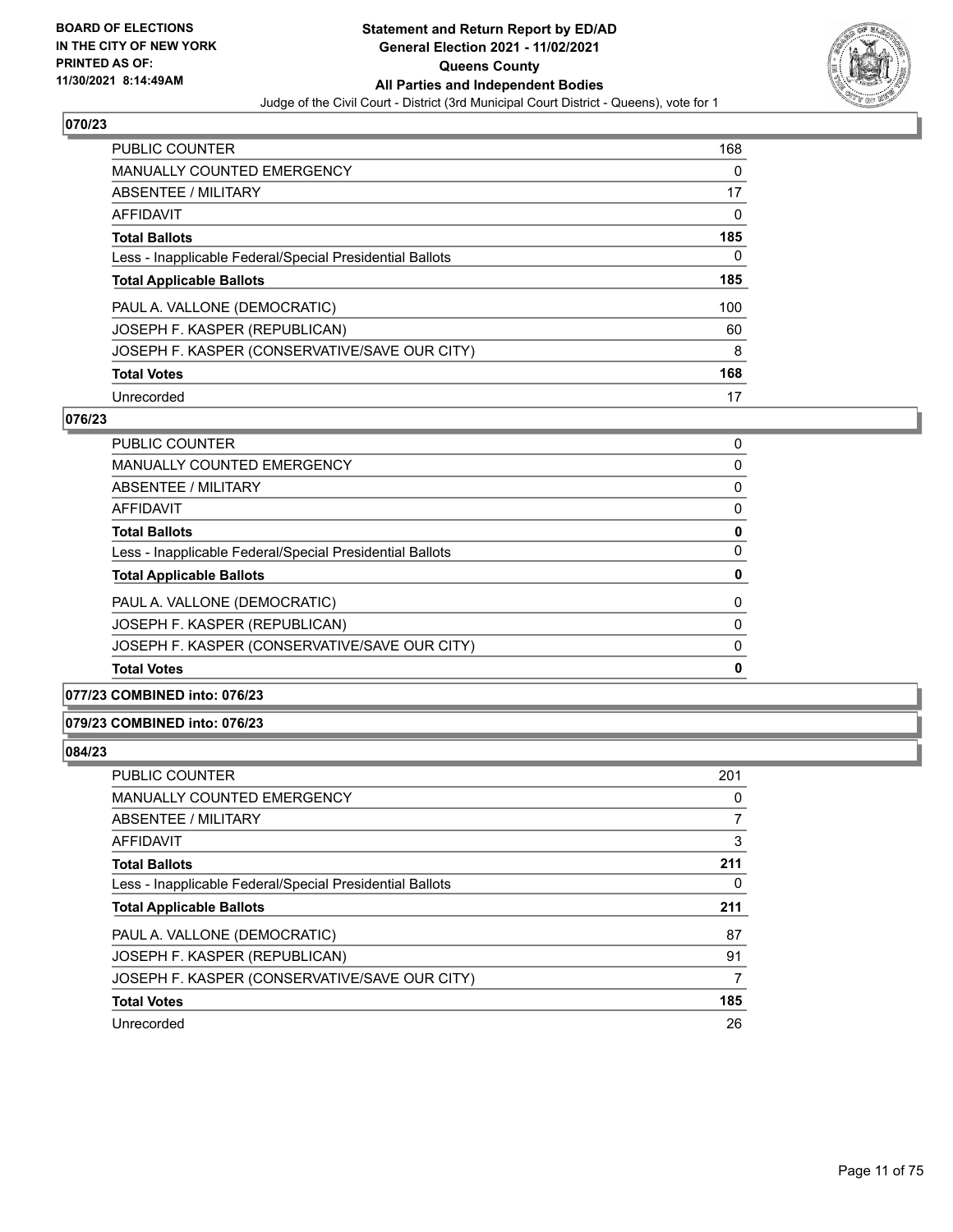## 070/23

| | |
|---|---|
| PUBLIC COUNTER | 168 |
| MANUALLY COUNTED EMERGENCY | 0 |
| ABSENTEE / MILITARY | 17 |
| AFFIDAVIT | 0 |
| **Total Ballots** | **185** |
| Less - Inapplicable Federal/Special Presidential Ballots | 0 |
| **Total Applicable Ballots** | **185** |
| PAUL A. VALLONE (DEMOCRATIC) | 100 |
| JOSEPH F. KASPER (REPUBLICAN) | 60 |
| JOSEPH F. KASPER (CONSERVATIVE/SAVE OUR CITY) | 8 |
| **Total Votes** | **168** |
| Unrecorded | 17 |

## 076/23

| | |
|---|---|
| PUBLIC COUNTER | 0 |
| MANUALLY COUNTED EMERGENCY | 0 |
| ABSENTEE / MILITARY | 0 |
| AFFIDAVIT | 0 |
| **Total Ballots** | **0** |
| Less - Inapplicable Federal/Special Presidential Ballots | 0 |
| **Total Applicable Ballots** | **0** |
| PAUL A. VALLONE (DEMOCRATIC) | 0 |
| JOSEPH F. KASPER (REPUBLICAN) | 0 |
| JOSEPH F. KASPER (CONSERVATIVE/SAVE OUR CITY) | 0 |
| **Total Votes** | **0** |

## 077/23 COMBINED into: 076/23

## 079/23 COMBINED into: 076/23

## 084/23

| | |
|---|---|
| PUBLIC COUNTER | 201 |
| MANUALLY COUNTED EMERGENCY | 0 |
| ABSENTEE / MILITARY | 7 |
| AFFIDAVIT | 3 |
| **Total Ballots** | **211** |
| Less - Inapplicable Federal/Special Presidential Ballots | 0 |
| **Total Applicable Ballots** | **211** |
| PAUL A. VALLONE (DEMOCRATIC) | 87 |
| JOSEPH F. KASPER (REPUBLICAN) | 91 |
| JOSEPH F. KASPER (CONSERVATIVE/SAVE OUR CITY) | 7 |
| **Total Votes** | **185** |
| Unrecorded | 26 |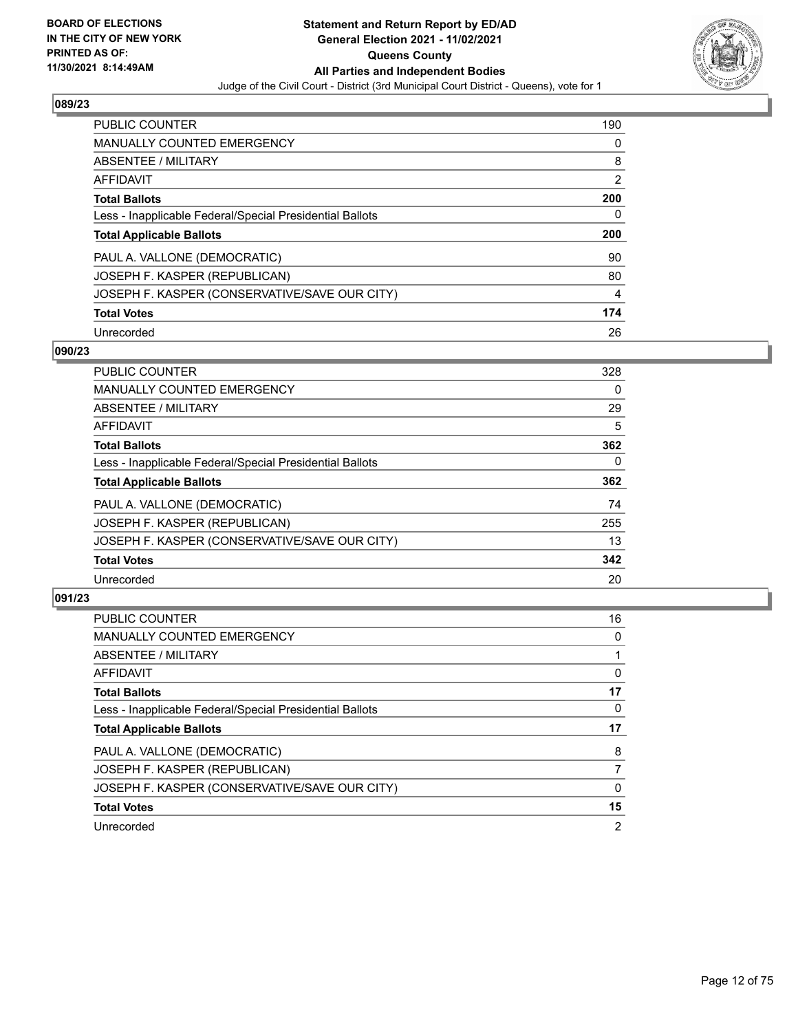### 089/23

| | |
|---|---|
| PUBLIC COUNTER | 190 |
| MANUALLY COUNTED EMERGENCY | 0 |
| ABSENTEE / MILITARY | 8 |
| AFFIDAVIT | 2 |
| **Total Ballots** | **200** |
| Less - Inapplicable Federal/Special Presidential Ballots | 0 |
| **Total Applicable Ballots** | **200** |
| PAUL A. VALLONE (DEMOCRATIC) | 90 |
| JOSEPH F. KASPER (REPUBLICAN) | 80 |
| JOSEPH F. KASPER (CONSERVATIVE/SAVE OUR CITY) | 4 |
| **Total Votes** | **174** |
| Unrecorded | 26 |

### 090/23

| | |
|---|---|
| PUBLIC COUNTER | 328 |
| MANUALLY COUNTED EMERGENCY | 0 |
| ABSENTEE / MILITARY | 29 |
| AFFIDAVIT | 5 |
| **Total Ballots** | **362** |
| Less - Inapplicable Federal/Special Presidential Ballots | 0 |
| **Total Applicable Ballots** | **362** |
| PAUL A. VALLONE (DEMOCRATIC) | 74 |
| JOSEPH F. KASPER (REPUBLICAN) | 255 |
| JOSEPH F. KASPER (CONSERVATIVE/SAVE OUR CITY) | 13 |
| **Total Votes** | **342** |
| Unrecorded | 20 |

### 091/23

| | |
|---|---|
| PUBLIC COUNTER | 16 |
| MANUALLY COUNTED EMERGENCY | 0 |
| ABSENTEE / MILITARY | 1 |
| AFFIDAVIT | 0 |
| **Total Ballots** | **17** |
| Less - Inapplicable Federal/Special Presidential Ballots | 0 |
| **Total Applicable Ballots** | **17** |
| PAUL A. VALLONE (DEMOCRATIC) | 8 |
| JOSEPH F. KASPER (REPUBLICAN) | 7 |
| JOSEPH F. KASPER (CONSERVATIVE/SAVE OUR CITY) | 0 |
| **Total Votes** | **15** |
| Unrecorded | 2 |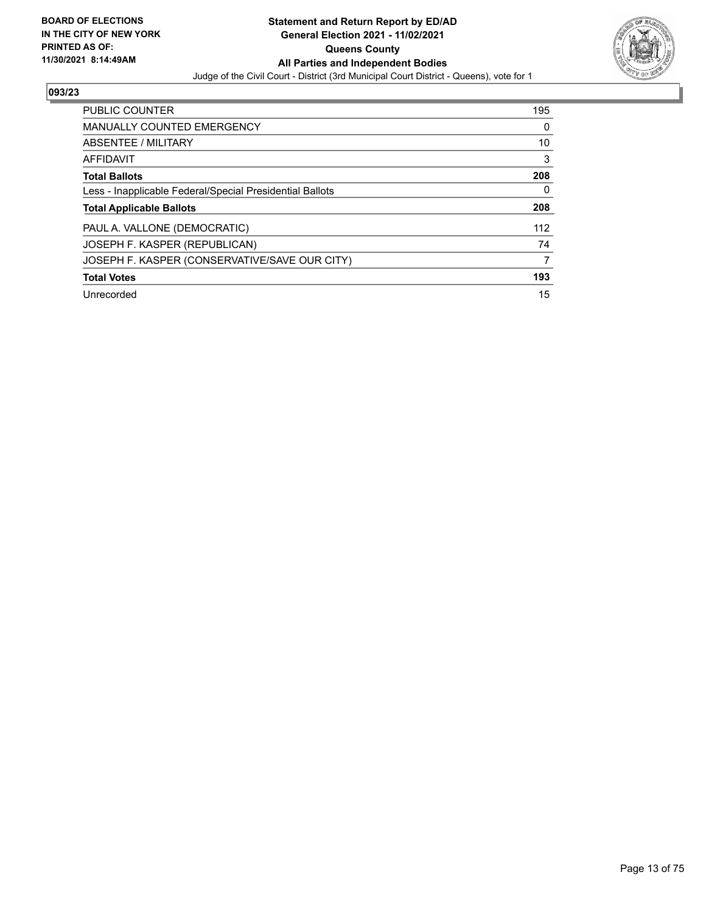BOARD OF ELECTIONS IN THE CITY OF NEW YORK PRINTED AS OF: 11/30/2021 8:14:49AM

**Statement and Return Report by ED/AD**
**General Election 2021 - 11/02/2021**
**Queens County**
**All Parties and Independent Bodies**
Judge of the Civil Court - District (3rd Municipal Court District - Queens), vote for 1

## 093/23

| | |
|---|---|
| PUBLIC COUNTER | 195 |
| MANUALLY COUNTED EMERGENCY | 0 |
| ABSENTEE / MILITARY | 10 |
| AFFIDAVIT | 3 |
| **Total Ballots** | **208** |
| Less - Inapplicable Federal/Special Presidential Ballots | 0 |
| **Total Applicable Ballots** | **208** |
| PAUL A. VALLONE (DEMOCRATIC) | 112 |
| JOSEPH F. KASPER (REPUBLICAN) | 74 |
| JOSEPH F. KASPER (CONSERVATIVE/SAVE OUR CITY) | 7 |
| **Total Votes** | **193** |
| Unrecorded | 15 |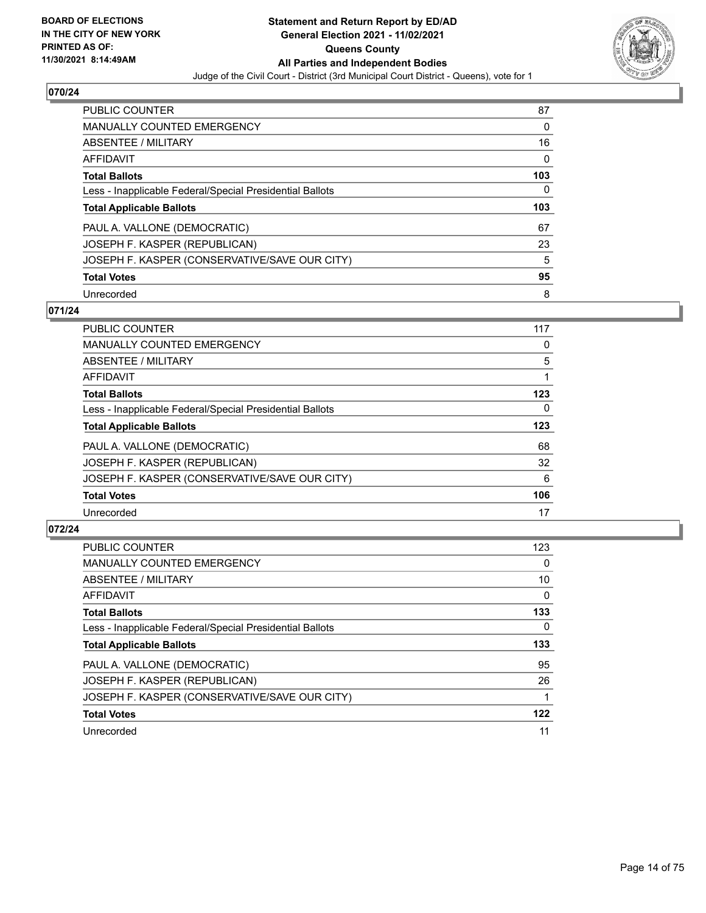## 070/24

| | |
|---|---|
| PUBLIC COUNTER | 87 |
| MANUALLY COUNTED EMERGENCY | 0 |
| ABSENTEE / MILITARY | 16 |
| AFFIDAVIT | 0 |
| **Total Ballots** | **103** |
| Less - Inapplicable Federal/Special Presidential Ballots | 0 |
| **Total Applicable Ballots** | **103** |
| PAUL A. VALLONE (DEMOCRATIC) | 67 |
| JOSEPH F. KASPER (REPUBLICAN) | 23 |
| JOSEPH F. KASPER (CONSERVATIVE/SAVE OUR CITY) | 5 |
| **Total Votes** | **95** |
| Unrecorded | 8 |

## 071/24

| | |
|---|---|
| PUBLIC COUNTER | 117 |
| MANUALLY COUNTED EMERGENCY | 0 |
| ABSENTEE / MILITARY | 5 |
| AFFIDAVIT | 1 |
| **Total Ballots** | **123** |
| Less - Inapplicable Federal/Special Presidential Ballots | 0 |
| **Total Applicable Ballots** | **123** |
| PAUL A. VALLONE (DEMOCRATIC) | 68 |
| JOSEPH F. KASPER (REPUBLICAN) | 32 |
| JOSEPH F. KASPER (CONSERVATIVE/SAVE OUR CITY) | 6 |
| **Total Votes** | **106** |
| Unrecorded | 17 |

## 072/24

| | |
|---|---|
| PUBLIC COUNTER | 123 |
| MANUALLY COUNTED EMERGENCY | 0 |
| ABSENTEE / MILITARY | 10 |
| AFFIDAVIT | 0 |
| **Total Ballots** | **133** |
| Less - Inapplicable Federal/Special Presidential Ballots | 0 |
| **Total Applicable Ballots** | **133** |
| PAUL A. VALLONE (DEMOCRATIC) | 95 |
| JOSEPH F. KASPER (REPUBLICAN) | 26 |
| JOSEPH F. KASPER (CONSERVATIVE/SAVE OUR CITY) | 1 |
| **Total Votes** | **122** |
| Unrecorded | 11 |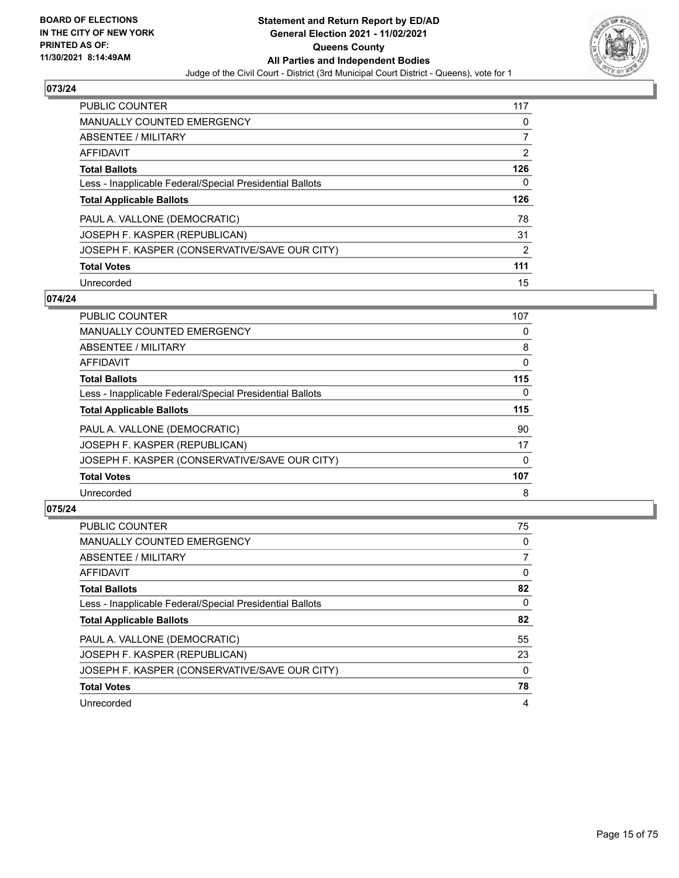## 073/24

| | |
|---|---|
| PUBLIC COUNTER | 117 |
| MANUALLY COUNTED EMERGENCY | 0 |
| ABSENTEE / MILITARY | 7 |
| AFFIDAVIT | 2 |
| **Total Ballots** | **126** |
| Less - Inapplicable Federal/Special Presidential Ballots | 0 |
| **Total Applicable Ballots** | **126** |
| PAUL A. VALLONE (DEMOCRATIC) | 78 |
| JOSEPH F. KASPER (REPUBLICAN) | 31 |
| JOSEPH F. KASPER (CONSERVATIVE/SAVE OUR CITY) | 2 |
| **Total Votes** | **111** |
| Unrecorded | 15 |

## 074/24

| | |
|---|---|
| PUBLIC COUNTER | 107 |
| MANUALLY COUNTED EMERGENCY | 0 |
| ABSENTEE / MILITARY | 8 |
| AFFIDAVIT | 0 |
| **Total Ballots** | **115** |
| Less - Inapplicable Federal/Special Presidential Ballots | 0 |
| **Total Applicable Ballots** | **115** |
| PAUL A. VALLONE (DEMOCRATIC) | 90 |
| JOSEPH F. KASPER (REPUBLICAN) | 17 |
| JOSEPH F. KASPER (CONSERVATIVE/SAVE OUR CITY) | 0 |
| **Total Votes** | **107** |
| Unrecorded | 8 |

## 075/24

| | |
|---|---|
| PUBLIC COUNTER | 75 |
| MANUALLY COUNTED EMERGENCY | 0 |
| ABSENTEE / MILITARY | 7 |
| AFFIDAVIT | 0 |
| **Total Ballots** | **82** |
| Less - Inapplicable Federal/Special Presidential Ballots | 0 |
| **Total Applicable Ballots** | **82** |
| PAUL A. VALLONE (DEMOCRATIC) | 55 |
| JOSEPH F. KASPER (REPUBLICAN) | 23 |
| JOSEPH F. KASPER (CONSERVATIVE/SAVE OUR CITY) | 0 |
| **Total Votes** | **78** |
| Unrecorded | 4 |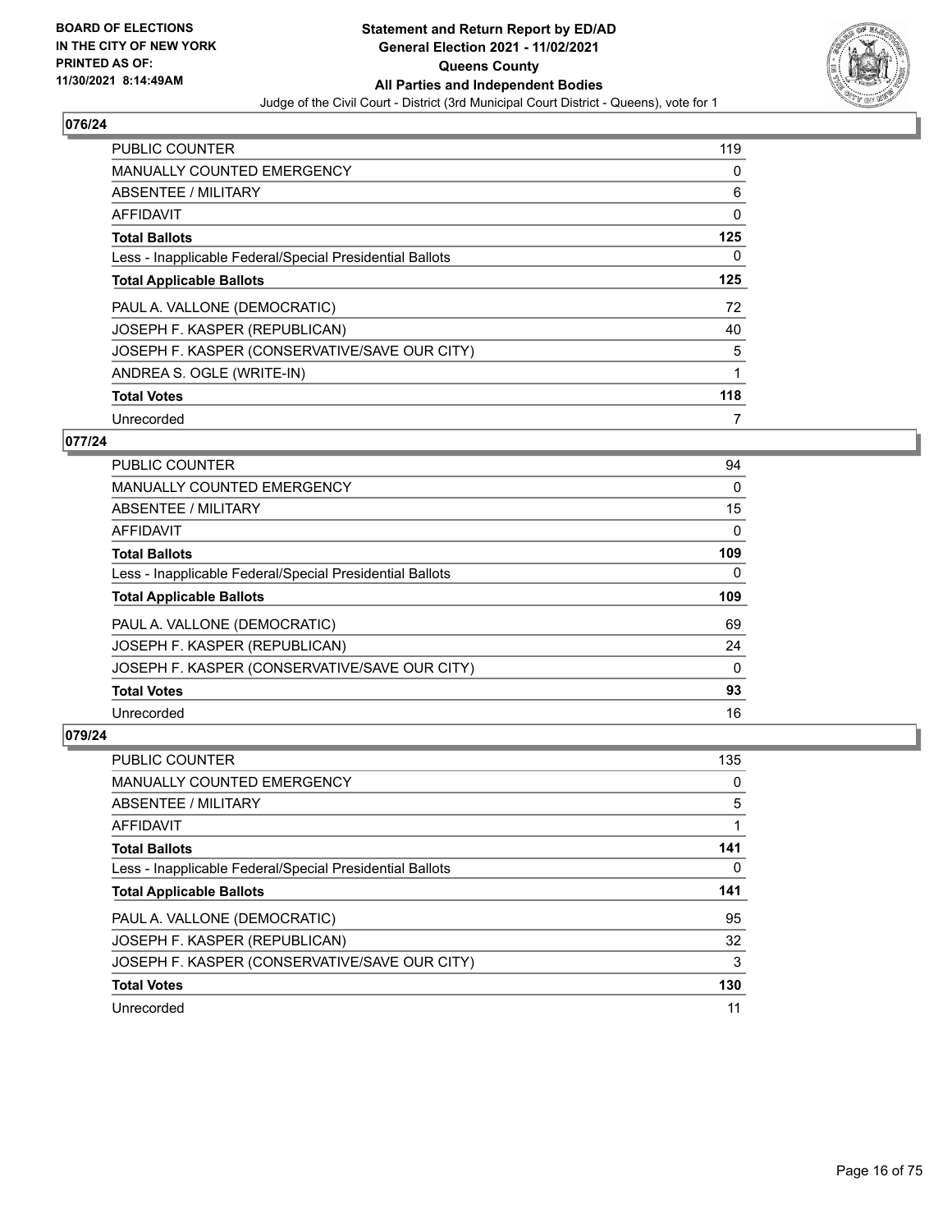**Statement and Return Report by ED/AD**
**General Election 2021 - 11/02/2021**
**Queens County**
**All Parties and Independent Bodies**
Judge of the Civil Court - District (3rd Municipal Court District - Queens), vote for 1

BOARD OF ELECTIONS IN THE CITY OF NEW YORK PRINTED AS OF: 11/30/2021 8:14:49AM

## 076/24

| | |
|---|---|
| PUBLIC COUNTER | 119 |
| MANUALLY COUNTED EMERGENCY | 0 |
| ABSENTEE / MILITARY | 6 |
| AFFIDAVIT | 0 |
| **Total Ballots** | **125** |
| Less - Inapplicable Federal/Special Presidential Ballots | 0 |
| **Total Applicable Ballots** | **125** |
| PAUL A. VALLONE (DEMOCRATIC) | 72 |
| JOSEPH F. KASPER (REPUBLICAN) | 40 |
| JOSEPH F. KASPER (CONSERVATIVE/SAVE OUR CITY) | 5 |
| ANDREA S. OGLE (WRITE-IN) | 1 |
| **Total Votes** | **118** |
| Unrecorded | 7 |

## 077/24

| | |
|---|---|
| PUBLIC COUNTER | 94 |
| MANUALLY COUNTED EMERGENCY | 0 |
| ABSENTEE / MILITARY | 15 |
| AFFIDAVIT | 0 |
| **Total Ballots** | **109** |
| Less - Inapplicable Federal/Special Presidential Ballots | 0 |
| **Total Applicable Ballots** | **109** |
| PAUL A. VALLONE (DEMOCRATIC) | 69 |
| JOSEPH F. KASPER (REPUBLICAN) | 24 |
| JOSEPH F. KASPER (CONSERVATIVE/SAVE OUR CITY) | 0 |
| **Total Votes** | **93** |
| Unrecorded | 16 |

## 079/24

| | |
|---|---|
| PUBLIC COUNTER | 135 |
| MANUALLY COUNTED EMERGENCY | 0 |
| ABSENTEE / MILITARY | 5 |
| AFFIDAVIT | 1 |
| **Total Ballots** | **141** |
| Less - Inapplicable Federal/Special Presidential Ballots | 0 |
| **Total Applicable Ballots** | **141** |
| PAUL A. VALLONE (DEMOCRATIC) | 95 |
| JOSEPH F. KASPER (REPUBLICAN) | 32 |
| JOSEPH F. KASPER (CONSERVATIVE/SAVE OUR CITY) | 3 |
| **Total Votes** | **130** |
| Unrecorded | 11 |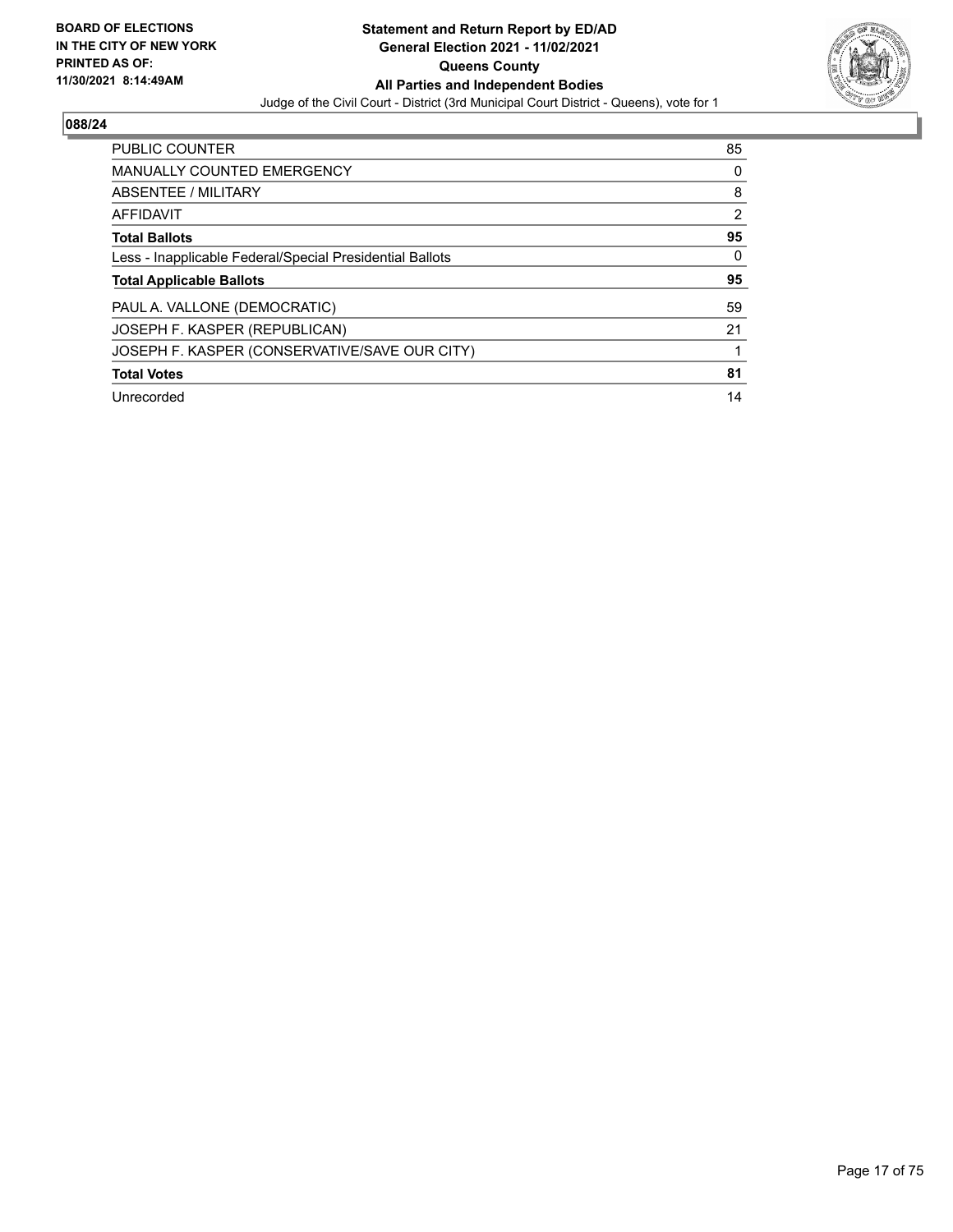**BOARD OF ELECTIONS IN THE CITY OF NEW YORK PRINTED AS OF: 11/30/2021 8:14:49AM**

**Statement and Return Report by ED/AD General Election 2021 - 11/02/2021 Queens County All Parties and Independent Bodies**

Judge of the Civil Court - District (3rd Municipal Court District - Queens), vote for 1

## 088/24

| | |
|---|---|
| PUBLIC COUNTER | 85 |
| MANUALLY COUNTED EMERGENCY | 0 |
| ABSENTEE / MILITARY | 8 |
| AFFIDAVIT | 2 |
| **Total Ballots** | **95** |
| Less - Inapplicable Federal/Special Presidential Ballots | 0 |
| **Total Applicable Ballots** | **95** |
| PAUL A. VALLONE (DEMOCRATIC) | 59 |
| JOSEPH F. KASPER (REPUBLICAN) | 21 |
| JOSEPH F. KASPER (CONSERVATIVE/SAVE OUR CITY) | 1 |
| **Total Votes** | **81** |
| Unrecorded | 14 |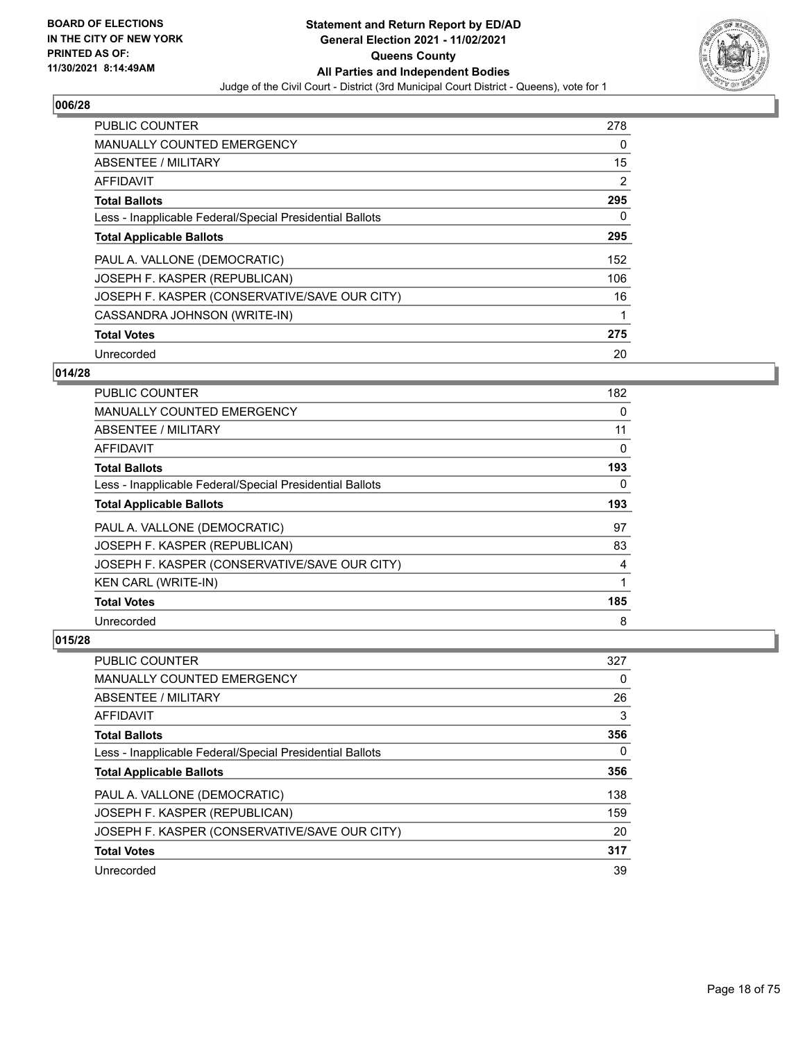**BOARD OF ELECTIONS IN THE CITY OF NEW YORK PRINTED AS OF: 11/30/2021 8:14:49AM**

**Statement and Return Report by ED/AD General Election 2021 - 11/02/2021 Queens County All Parties and Independent Bodies**

Judge of the Civil Court - District (3rd Municipal Court District - Queens), vote for 1

### 006/28

| | |
|---|---|
| PUBLIC COUNTER | 278 |
| MANUALLY COUNTED EMERGENCY | 0 |
| ABSENTEE / MILITARY | 15 |
| AFFIDAVIT | 2 |
| **Total Ballots** | **295** |
| Less - Inapplicable Federal/Special Presidential Ballots | 0 |
| **Total Applicable Ballots** | **295** |
| PAUL A. VALLONE (DEMOCRATIC) | 152 |
| JOSEPH F. KASPER (REPUBLICAN) | 106 |
| JOSEPH F. KASPER (CONSERVATIVE/SAVE OUR CITY) | 16 |
| CASSANDRA JOHNSON (WRITE-IN) | 1 |
| **Total Votes** | **275** |
| Unrecorded | 20 |

### 014/28

| | |
|---|---|
| PUBLIC COUNTER | 182 |
| MANUALLY COUNTED EMERGENCY | 0 |
| ABSENTEE / MILITARY | 11 |
| AFFIDAVIT | 0 |
| **Total Ballots** | **193** |
| Less - Inapplicable Federal/Special Presidential Ballots | 0 |
| **Total Applicable Ballots** | **193** |
| PAUL A. VALLONE (DEMOCRATIC) | 97 |
| JOSEPH F. KASPER (REPUBLICAN) | 83 |
| JOSEPH F. KASPER (CONSERVATIVE/SAVE OUR CITY) | 4 |
| KEN CARL (WRITE-IN) | 1 |
| **Total Votes** | **185** |
| Unrecorded | 8 |

### 015/28

| | |
|---|---|
| PUBLIC COUNTER | 327 |
| MANUALLY COUNTED EMERGENCY | 0 |
| ABSENTEE / MILITARY | 26 |
| AFFIDAVIT | 3 |
| **Total Ballots** | **356** |
| Less - Inapplicable Federal/Special Presidential Ballots | 0 |
| **Total Applicable Ballots** | **356** |
| PAUL A. VALLONE (DEMOCRATIC) | 138 |
| JOSEPH F. KASPER (REPUBLICAN) | 159 |
| JOSEPH F. KASPER (CONSERVATIVE/SAVE OUR CITY) | 20 |
| **Total Votes** | **317** |
| Unrecorded | 39 |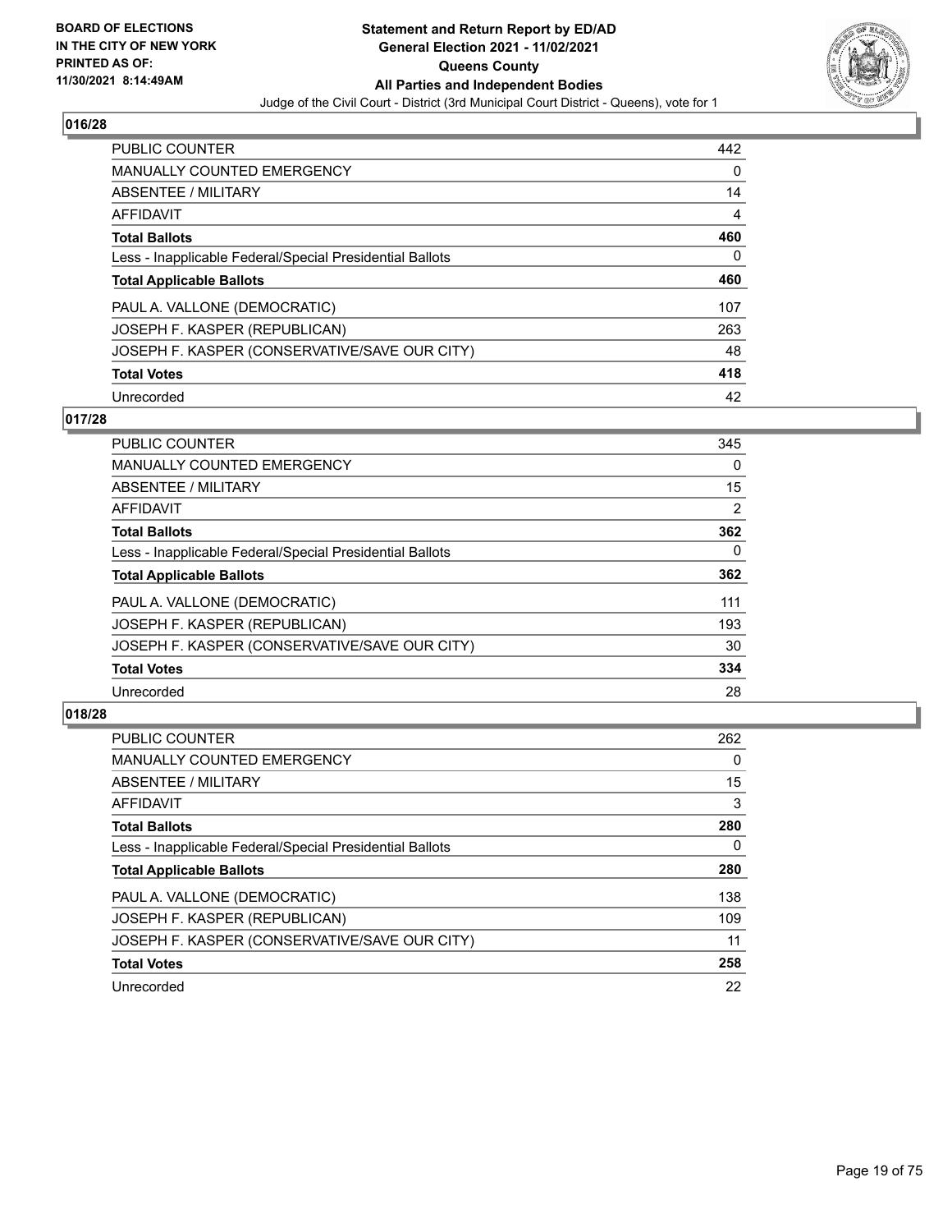BOARD OF ELECTIONS
IN THE CITY OF NEW YORK
PRINTED AS OF:
11/30/2021 8:14:49AM

# Statement and Return Report by ED/AD
## General Election 2021 - 11/02/2021
## Queens County
## All Parties and Independent Bodies

Judge of the Civil Court - District (3rd Municipal Court District - Queens), vote for 1

### 016/28

| | |
|---|---|
| PUBLIC COUNTER | 442 |
| MANUALLY COUNTED EMERGENCY | 0 |
| ABSENTEE / MILITARY | 14 |
| AFFIDAVIT | 4 |
| **Total Ballots** | **460** |
| Less - Inapplicable Federal/Special Presidential Ballots | 0 |
| **Total Applicable Ballots** | **460** |
| PAUL A. VALLONE (DEMOCRATIC) | 107 |
| JOSEPH F. KASPER (REPUBLICAN) | 263 |
| JOSEPH F. KASPER (CONSERVATIVE/SAVE OUR CITY) | 48 |
| **Total Votes** | **418** |
| Unrecorded | 42 |

### 017/28

| | |
|---|---|
| PUBLIC COUNTER | 345 |
| MANUALLY COUNTED EMERGENCY | 0 |
| ABSENTEE / MILITARY | 15 |
| AFFIDAVIT | 2 |
| **Total Ballots** | **362** |
| Less - Inapplicable Federal/Special Presidential Ballots | 0 |
| **Total Applicable Ballots** | **362** |
| PAUL A. VALLONE (DEMOCRATIC) | 111 |
| JOSEPH F. KASPER (REPUBLICAN) | 193 |
| JOSEPH F. KASPER (CONSERVATIVE/SAVE OUR CITY) | 30 |
| **Total Votes** | **334** |
| Unrecorded | 28 |

### 018/28

| | |
|---|---|
| PUBLIC COUNTER | 262 |
| MANUALLY COUNTED EMERGENCY | 0 |
| ABSENTEE / MILITARY | 15 |
| AFFIDAVIT | 3 |
| **Total Ballots** | **280** |
| Less - Inapplicable Federal/Special Presidential Ballots | 0 |
| **Total Applicable Ballots** | **280** |
| PAUL A. VALLONE (DEMOCRATIC) | 138 |
| JOSEPH F. KASPER (REPUBLICAN) | 109 |
| JOSEPH F. KASPER (CONSERVATIVE/SAVE OUR CITY) | 11 |
| **Total Votes** | **258** |
| Unrecorded | 22 |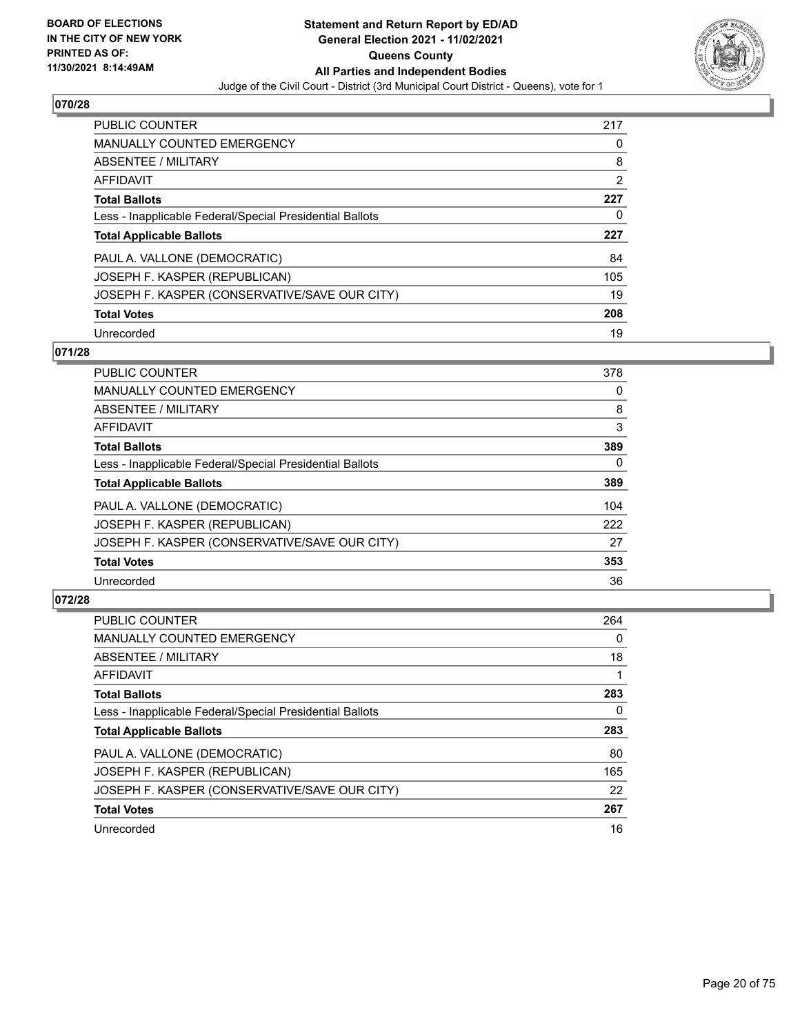## 070/28

| | |
|---|---|
| PUBLIC COUNTER | 217 |
| MANUALLY COUNTED EMERGENCY | 0 |
| ABSENTEE / MILITARY | 8 |
| AFFIDAVIT | 2 |
| **Total Ballots** | **227** |
| Less - Inapplicable Federal/Special Presidential Ballots | 0 |
| **Total Applicable Ballots** | **227** |
| PAUL A. VALLONE (DEMOCRATIC) | 84 |
| JOSEPH F. KASPER (REPUBLICAN) | 105 |
| JOSEPH F. KASPER (CONSERVATIVE/SAVE OUR CITY) | 19 |
| **Total Votes** | **208** |
| Unrecorded | 19 |

## 071/28

| | |
|---|---|
| PUBLIC COUNTER | 378 |
| MANUALLY COUNTED EMERGENCY | 0 |
| ABSENTEE / MILITARY | 8 |
| AFFIDAVIT | 3 |
| **Total Ballots** | **389** |
| Less - Inapplicable Federal/Special Presidential Ballots | 0 |
| **Total Applicable Ballots** | **389** |
| PAUL A. VALLONE (DEMOCRATIC) | 104 |
| JOSEPH F. KASPER (REPUBLICAN) | 222 |
| JOSEPH F. KASPER (CONSERVATIVE/SAVE OUR CITY) | 27 |
| **Total Votes** | **353** |
| Unrecorded | 36 |

## 072/28

| | |
|---|---|
| PUBLIC COUNTER | 264 |
| MANUALLY COUNTED EMERGENCY | 0 |
| ABSENTEE / MILITARY | 18 |
| AFFIDAVIT | 1 |
| **Total Ballots** | **283** |
| Less - Inapplicable Federal/Special Presidential Ballots | 0 |
| **Total Applicable Ballots** | **283** |
| PAUL A. VALLONE (DEMOCRATIC) | 80 |
| JOSEPH F. KASPER (REPUBLICAN) | 165 |
| JOSEPH F. KASPER (CONSERVATIVE/SAVE OUR CITY) | 22 |
| **Total Votes** | **267** |
| Unrecorded | 16 |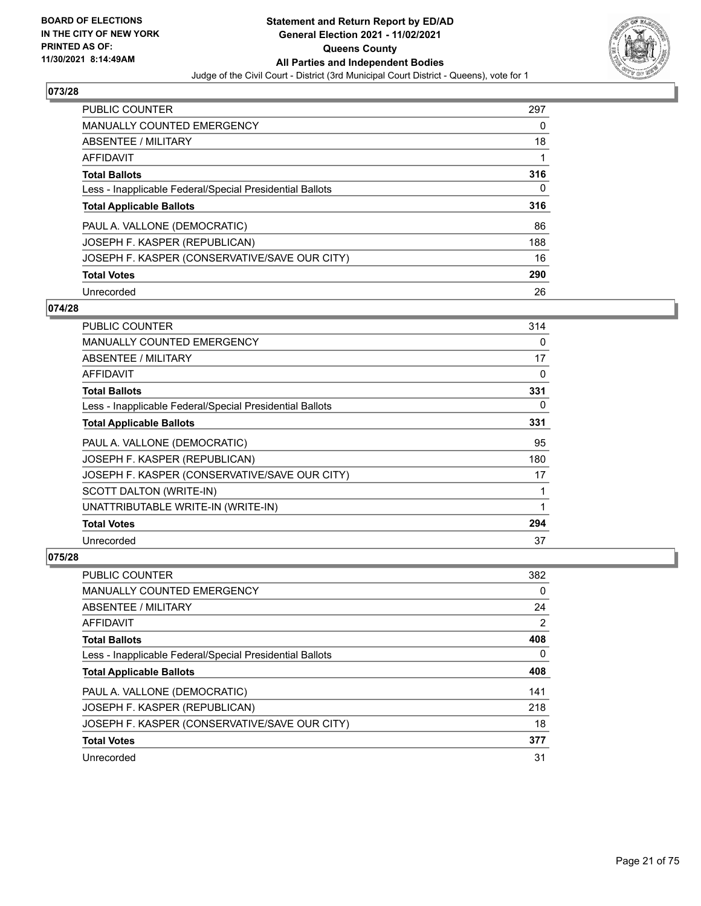## 073/28

| | |
|---|---|
| PUBLIC COUNTER | 297 |
| MANUALLY COUNTED EMERGENCY | 0 |
| ABSENTEE / MILITARY | 18 |
| AFFIDAVIT | 1 |
| **Total Ballots** | **316** |
| Less - Inapplicable Federal/Special Presidential Ballots | 0 |
| **Total Applicable Ballots** | **316** |
| PAUL A. VALLONE (DEMOCRATIC) | 86 |
| JOSEPH F. KASPER (REPUBLICAN) | 188 |
| JOSEPH F. KASPER (CONSERVATIVE/SAVE OUR CITY) | 16 |
| **Total Votes** | **290** |
| Unrecorded | 26 |

## 074/28

| | |
|---|---|
| PUBLIC COUNTER | 314 |
| MANUALLY COUNTED EMERGENCY | 0 |
| ABSENTEE / MILITARY | 17 |
| AFFIDAVIT | 0 |
| **Total Ballots** | **331** |
| Less - Inapplicable Federal/Special Presidential Ballots | 0 |
| **Total Applicable Ballots** | **331** |
| PAUL A. VALLONE (DEMOCRATIC) | 95 |
| JOSEPH F. KASPER (REPUBLICAN) | 180 |
| JOSEPH F. KASPER (CONSERVATIVE/SAVE OUR CITY) | 17 |
| SCOTT DALTON (WRITE-IN) | 1 |
| UNATTRIBUTABLE WRITE-IN (WRITE-IN) | 1 |
| **Total Votes** | **294** |
| Unrecorded | 37 |

## 075/28

| | |
|---|---|
| PUBLIC COUNTER | 382 |
| MANUALLY COUNTED EMERGENCY | 0 |
| ABSENTEE / MILITARY | 24 |
| AFFIDAVIT | 2 |
| **Total Ballots** | **408** |
| Less - Inapplicable Federal/Special Presidential Ballots | 0 |
| **Total Applicable Ballots** | **408** |
| PAUL A. VALLONE (DEMOCRATIC) | 141 |
| JOSEPH F. KASPER (REPUBLICAN) | 218 |
| JOSEPH F. KASPER (CONSERVATIVE/SAVE OUR CITY) | 18 |
| **Total Votes** | **377** |
| Unrecorded | 31 |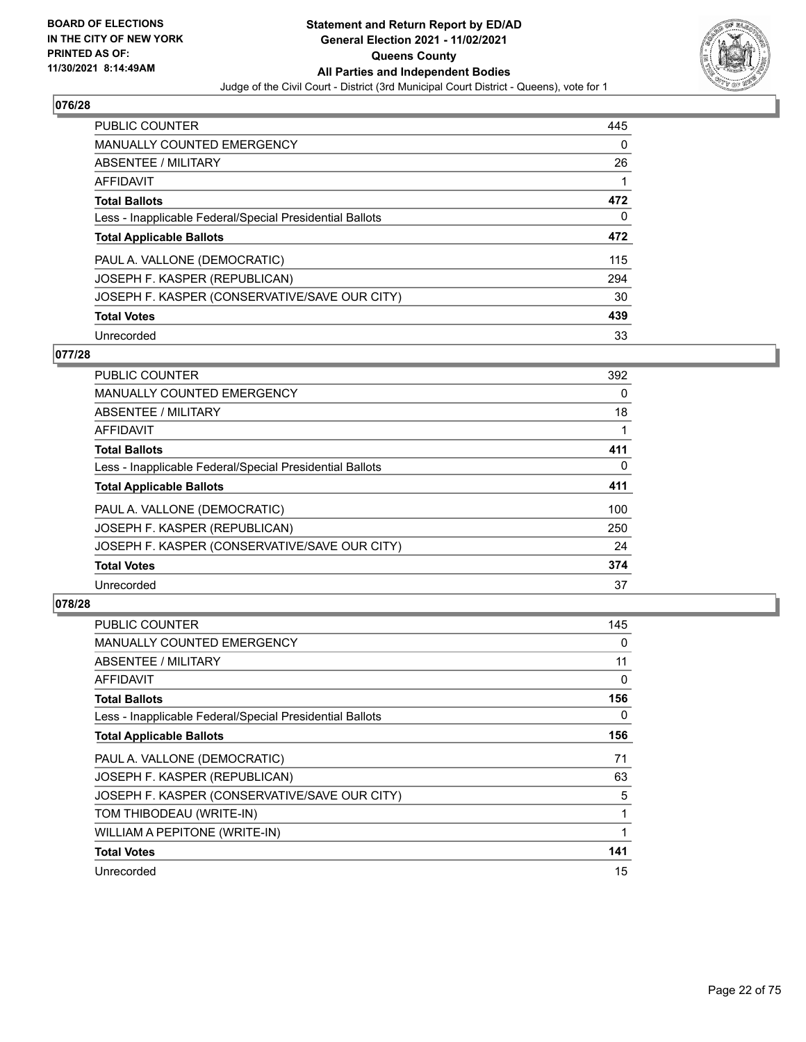## 076/28

| | |
|---|---|
| PUBLIC COUNTER | 445 |
| MANUALLY COUNTED EMERGENCY | 0 |
| ABSENTEE / MILITARY | 26 |
| AFFIDAVIT | 1 |
| **Total Ballots** | **472** |
| Less - Inapplicable Federal/Special Presidential Ballots | 0 |
| **Total Applicable Ballots** | **472** |
| PAUL A. VALLONE (DEMOCRATIC) | 115 |
| JOSEPH F. KASPER (REPUBLICAN) | 294 |
| JOSEPH F. KASPER (CONSERVATIVE/SAVE OUR CITY) | 30 |
| **Total Votes** | **439** |
| Unrecorded | 33 |

## 077/28

| | |
|---|---|
| PUBLIC COUNTER | 392 |
| MANUALLY COUNTED EMERGENCY | 0 |
| ABSENTEE / MILITARY | 18 |
| AFFIDAVIT | 1 |
| **Total Ballots** | **411** |
| Less - Inapplicable Federal/Special Presidential Ballots | 0 |
| **Total Applicable Ballots** | **411** |
| PAUL A. VALLONE (DEMOCRATIC) | 100 |
| JOSEPH F. KASPER (REPUBLICAN) | 250 |
| JOSEPH F. KASPER (CONSERVATIVE/SAVE OUR CITY) | 24 |
| **Total Votes** | **374** |
| Unrecorded | 37 |

## 078/28

| | |
|---|---|
| PUBLIC COUNTER | 145 |
| MANUALLY COUNTED EMERGENCY | 0 |
| ABSENTEE / MILITARY | 11 |
| AFFIDAVIT | 0 |
| **Total Ballots** | **156** |
| Less - Inapplicable Federal/Special Presidential Ballots | 0 |
| **Total Applicable Ballots** | **156** |
| PAUL A. VALLONE (DEMOCRATIC) | 71 |
| JOSEPH F. KASPER (REPUBLICAN) | 63 |
| JOSEPH F. KASPER (CONSERVATIVE/SAVE OUR CITY) | 5 |
| TOM THIBODEAU (WRITE-IN) | 1 |
| WILLIAM A PEPITONE (WRITE-IN) | 1 |
| **Total Votes** | **141** |
| Unrecorded | 15 |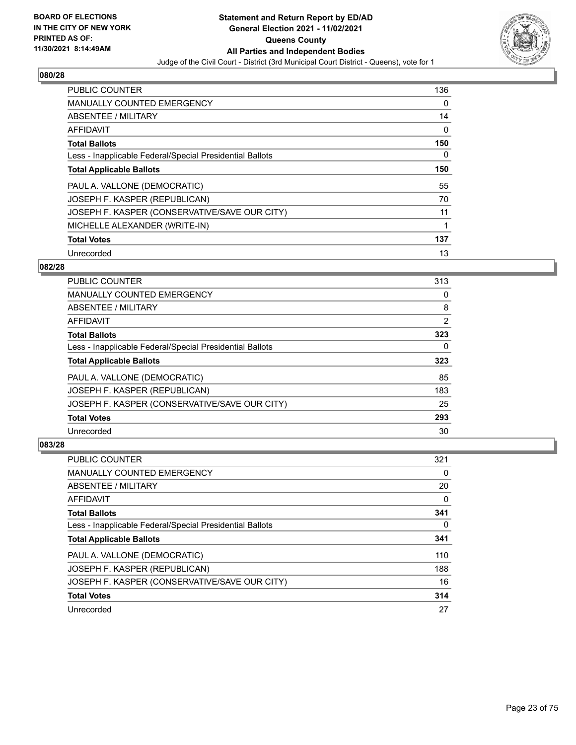## 080/28

| | |
|---|---|
| PUBLIC COUNTER | 136 |
| MANUALLY COUNTED EMERGENCY | 0 |
| ABSENTEE / MILITARY | 14 |
| AFFIDAVIT | 0 |
| **Total Ballots** | **150** |
| Less - Inapplicable Federal/Special Presidential Ballots | 0 |
| **Total Applicable Ballots** | **150** |
| PAUL A. VALLONE (DEMOCRATIC) | 55 |
| JOSEPH F. KASPER (REPUBLICAN) | 70 |
| JOSEPH F. KASPER (CONSERVATIVE/SAVE OUR CITY) | 11 |
| MICHELLE ALEXANDER (WRITE-IN) | 1 |
| **Total Votes** | **137** |
| Unrecorded | 13 |

## 082/28

| | |
|---|---|
| PUBLIC COUNTER | 313 |
| MANUALLY COUNTED EMERGENCY | 0 |
| ABSENTEE / MILITARY | 8 |
| AFFIDAVIT | 2 |
| **Total Ballots** | **323** |
| Less - Inapplicable Federal/Special Presidential Ballots | 0 |
| **Total Applicable Ballots** | **323** |
| PAUL A. VALLONE (DEMOCRATIC) | 85 |
| JOSEPH F. KASPER (REPUBLICAN) | 183 |
| JOSEPH F. KASPER (CONSERVATIVE/SAVE OUR CITY) | 25 |
| **Total Votes** | **293** |
| Unrecorded | 30 |

## 083/28

| | |
|---|---|
| PUBLIC COUNTER | 321 |
| MANUALLY COUNTED EMERGENCY | 0 |
| ABSENTEE / MILITARY | 20 |
| AFFIDAVIT | 0 |
| **Total Ballots** | **341** |
| Less - Inapplicable Federal/Special Presidential Ballots | 0 |
| **Total Applicable Ballots** | **341** |
| PAUL A. VALLONE (DEMOCRATIC) | 110 |
| JOSEPH F. KASPER (REPUBLICAN) | 188 |
| JOSEPH F. KASPER (CONSERVATIVE/SAVE OUR CITY) | 16 |
| **Total Votes** | **314** |
| Unrecorded | 27 |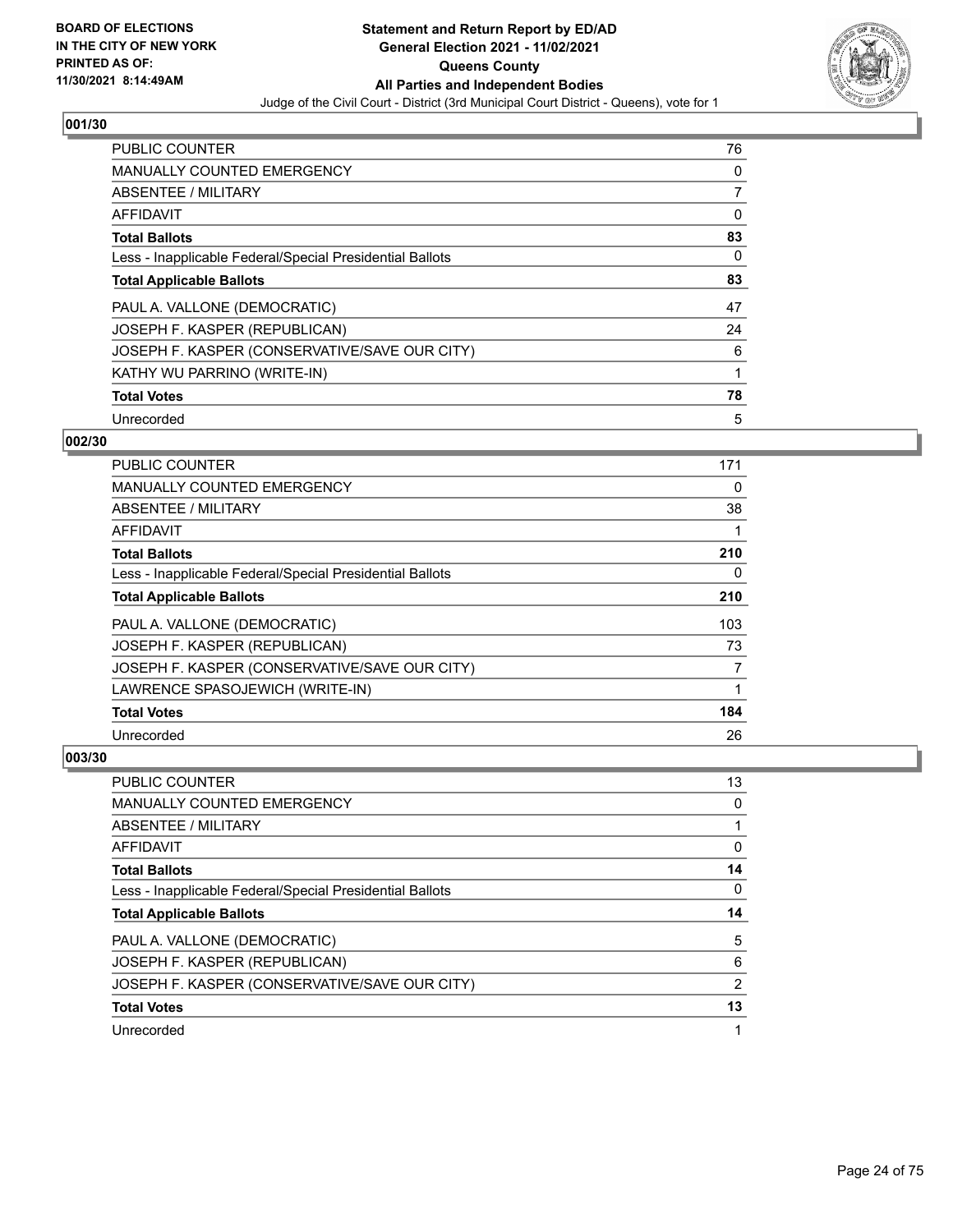**BOARD OF ELECTIONS IN THE CITY OF NEW YORK PRINTED AS OF: 11/30/2021 8:14:49AM**

**Statement and Return Report by ED/AD General Election 2021 - 11/02/2021 Queens County All Parties and Independent Bodies**

Judge of the Civil Court - District (3rd Municipal Court District - Queens), vote for 1

## 001/30

| | |
|---|---|
| PUBLIC COUNTER | 76 |
| MANUALLY COUNTED EMERGENCY | 0 |
| ABSENTEE / MILITARY | 7 |
| AFFIDAVIT | 0 |
| **Total Ballots** | **83** |
| Less - Inapplicable Federal/Special Presidential Ballots | 0 |
| **Total Applicable Ballots** | **83** |
| PAUL A. VALLONE (DEMOCRATIC) | 47 |
| JOSEPH F. KASPER (REPUBLICAN) | 24 |
| JOSEPH F. KASPER (CONSERVATIVE/SAVE OUR CITY) | 6 |
| KATHY WU PARRINO (WRITE-IN) | 1 |
| **Total Votes** | **78** |
| Unrecorded | 5 |

## 002/30

| | |
|---|---|
| PUBLIC COUNTER | 171 |
| MANUALLY COUNTED EMERGENCY | 0 |
| ABSENTEE / MILITARY | 38 |
| AFFIDAVIT | 1 |
| **Total Ballots** | **210** |
| Less - Inapplicable Federal/Special Presidential Ballots | 0 |
| **Total Applicable Ballots** | **210** |
| PAUL A. VALLONE (DEMOCRATIC) | 103 |
| JOSEPH F. KASPER (REPUBLICAN) | 73 |
| JOSEPH F. KASPER (CONSERVATIVE/SAVE OUR CITY) | 7 |
| LAWRENCE SPASOJEWICH (WRITE-IN) | 1 |
| **Total Votes** | **184** |
| Unrecorded | 26 |

## 003/30

| | |
|---|---|
| PUBLIC COUNTER | 13 |
| MANUALLY COUNTED EMERGENCY | 0 |
| ABSENTEE / MILITARY | 1 |
| AFFIDAVIT | 0 |
| **Total Ballots** | **14** |
| Less - Inapplicable Federal/Special Presidential Ballots | 0 |
| **Total Applicable Ballots** | **14** |
| PAUL A. VALLONE (DEMOCRATIC) | 5 |
| JOSEPH F. KASPER (REPUBLICAN) | 6 |
| JOSEPH F. KASPER (CONSERVATIVE/SAVE OUR CITY) | 2 |
| **Total Votes** | **13** |
| Unrecorded | 1 |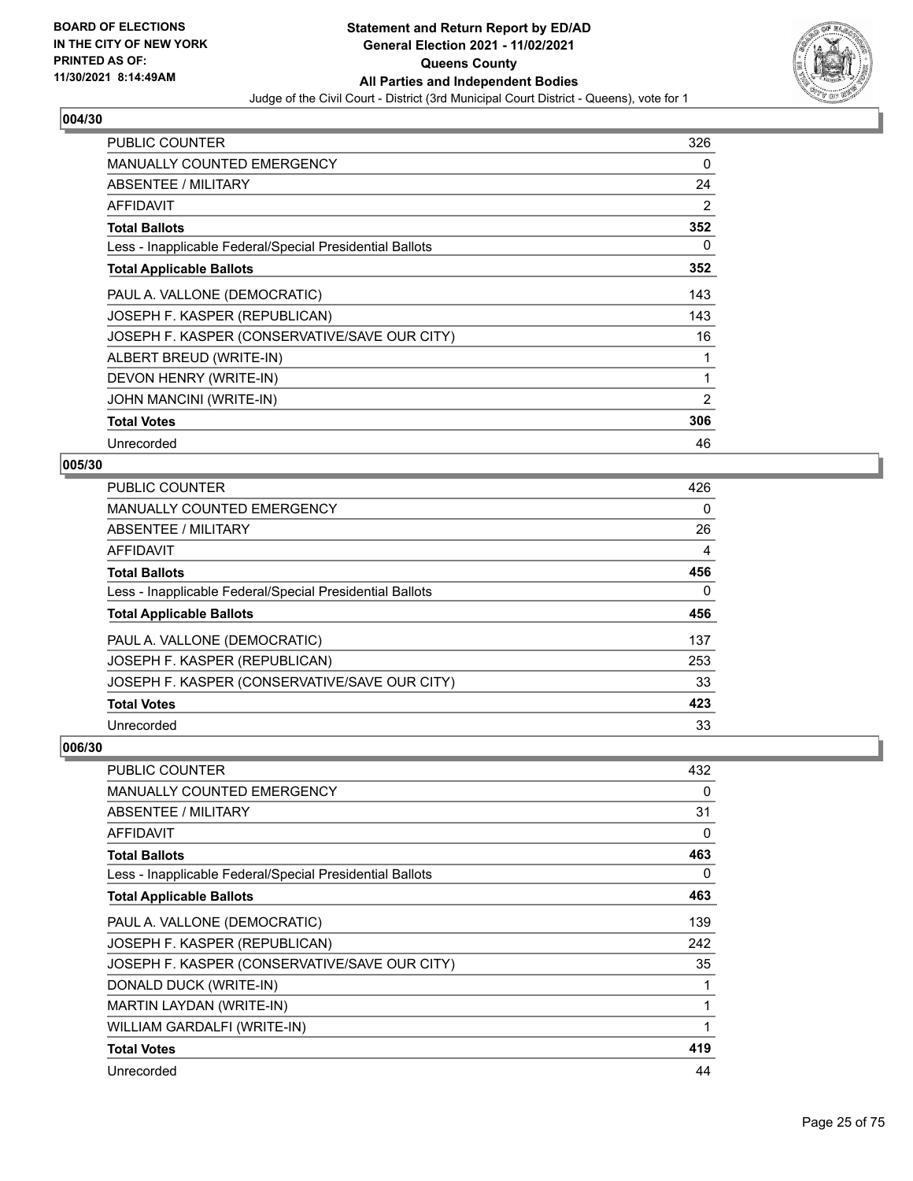## 004/30

| | |
|---|---|
| PUBLIC COUNTER | 326 |
| MANUALLY COUNTED EMERGENCY | 0 |
| ABSENTEE / MILITARY | 24 |
| AFFIDAVIT | 2 |
| **Total Ballots** | **352** |
| Less - Inapplicable Federal/Special Presidential Ballots | 0 |
| **Total Applicable Ballots** | **352** |
| PAUL A. VALLONE (DEMOCRATIC) | 143 |
| JOSEPH F. KASPER (REPUBLICAN) | 143 |
| JOSEPH F. KASPER (CONSERVATIVE/SAVE OUR CITY) | 16 |
| ALBERT BREUD (WRITE-IN) | 1 |
| DEVON HENRY (WRITE-IN) | 1 |
| JOHN MANCINI (WRITE-IN) | 2 |
| **Total Votes** | **306** |
| Unrecorded | 46 |

## 005/30

| | |
|---|---|
| PUBLIC COUNTER | 426 |
| MANUALLY COUNTED EMERGENCY | 0 |
| ABSENTEE / MILITARY | 26 |
| AFFIDAVIT | 4 |
| **Total Ballots** | **456** |
| Less - Inapplicable Federal/Special Presidential Ballots | 0 |
| **Total Applicable Ballots** | **456** |
| PAUL A. VALLONE (DEMOCRATIC) | 137 |
| JOSEPH F. KASPER (REPUBLICAN) | 253 |
| JOSEPH F. KASPER (CONSERVATIVE/SAVE OUR CITY) | 33 |
| **Total Votes** | **423** |
| Unrecorded | 33 |

## 006/30

| | |
|---|---|
| PUBLIC COUNTER | 432 |
| MANUALLY COUNTED EMERGENCY | 0 |
| ABSENTEE / MILITARY | 31 |
| AFFIDAVIT | 0 |
| **Total Ballots** | **463** |
| Less - Inapplicable Federal/Special Presidential Ballots | 0 |
| **Total Applicable Ballots** | **463** |
| PAUL A. VALLONE (DEMOCRATIC) | 139 |
| JOSEPH F. KASPER (REPUBLICAN) | 242 |
| JOSEPH F. KASPER (CONSERVATIVE/SAVE OUR CITY) | 35 |
| DONALD DUCK (WRITE-IN) | 1 |
| MARTIN LAYDAN (WRITE-IN) | 1 |
| WILLIAM GARDALFI (WRITE-IN) | 1 |
| **Total Votes** | **419** |
| Unrecorded | 44 |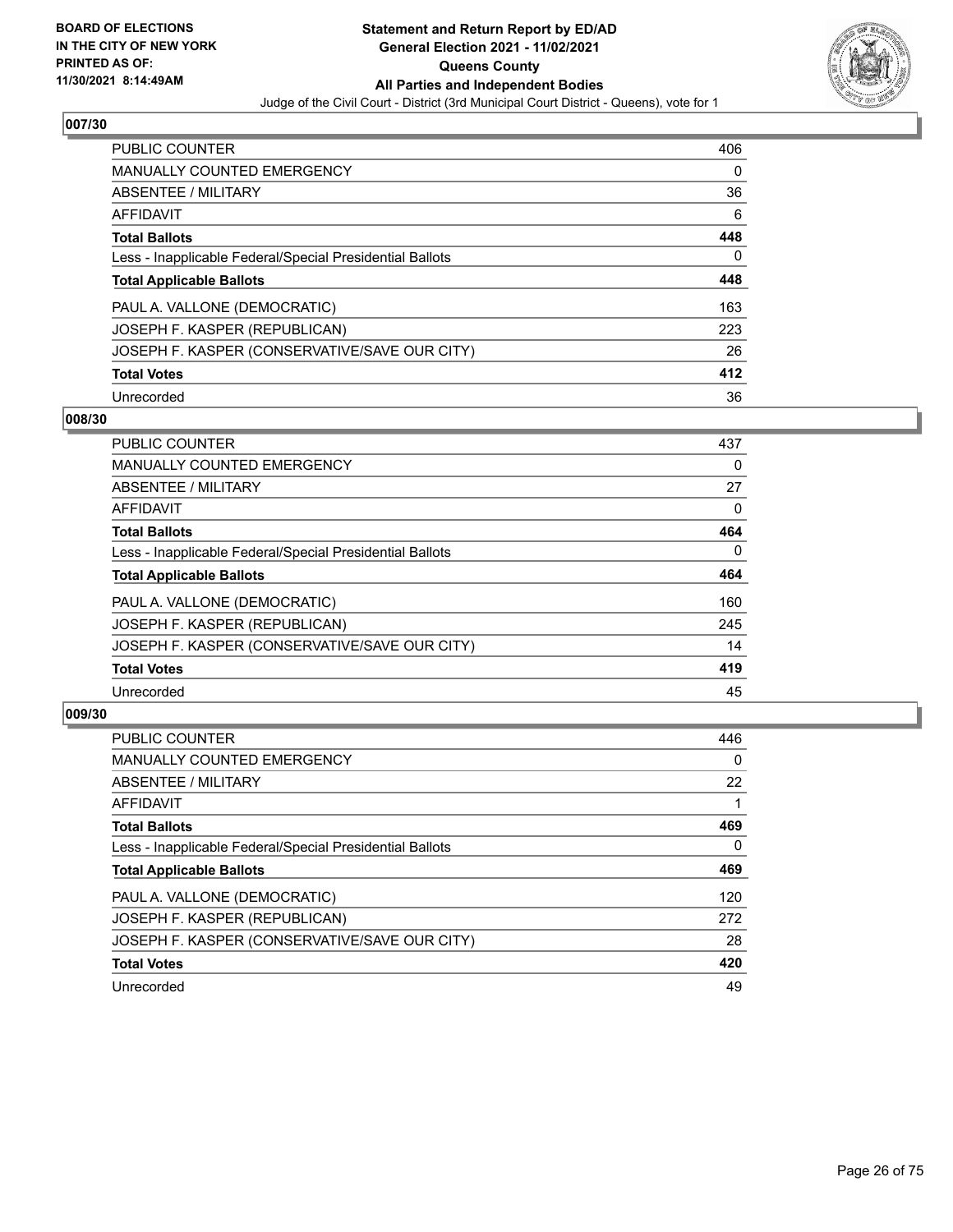**BOARD OF ELECTIONS IN THE CITY OF NEW YORK PRINTED AS OF: 11/30/2021 8:14:49AM**

**Statement and Return Report by ED/AD General Election 2021 - 11/02/2021 Queens County All Parties and Independent Bodies**

Judge of the Civil Court - District (3rd Municipal Court District - Queens), vote for 1

## 007/30

| | |
|---|---|
| PUBLIC COUNTER | 406 |
| MANUALLY COUNTED EMERGENCY | 0 |
| ABSENTEE / MILITARY | 36 |
| AFFIDAVIT | 6 |
| **Total Ballots** | **448** |
| Less - Inapplicable Federal/Special Presidential Ballots | 0 |
| **Total Applicable Ballots** | **448** |
| PAUL A. VALLONE (DEMOCRATIC) | 163 |
| JOSEPH F. KASPER (REPUBLICAN) | 223 |
| JOSEPH F. KASPER (CONSERVATIVE/SAVE OUR CITY) | 26 |
| **Total Votes** | **412** |
| Unrecorded | 36 |

## 008/30

| | |
|---|---|
| PUBLIC COUNTER | 437 |
| MANUALLY COUNTED EMERGENCY | 0 |
| ABSENTEE / MILITARY | 27 |
| AFFIDAVIT | 0 |
| **Total Ballots** | **464** |
| Less - Inapplicable Federal/Special Presidential Ballots | 0 |
| **Total Applicable Ballots** | **464** |
| PAUL A. VALLONE (DEMOCRATIC) | 160 |
| JOSEPH F. KASPER (REPUBLICAN) | 245 |
| JOSEPH F. KASPER (CONSERVATIVE/SAVE OUR CITY) | 14 |
| **Total Votes** | **419** |
| Unrecorded | 45 |

## 009/30

| | |
|---|---|
| PUBLIC COUNTER | 446 |
| MANUALLY COUNTED EMERGENCY | 0 |
| ABSENTEE / MILITARY | 22 |
| AFFIDAVIT | 1 |
| **Total Ballots** | **469** |
| Less - Inapplicable Federal/Special Presidential Ballots | 0 |
| **Total Applicable Ballots** | **469** |
| PAUL A. VALLONE (DEMOCRATIC) | 120 |
| JOSEPH F. KASPER (REPUBLICAN) | 272 |
| JOSEPH F. KASPER (CONSERVATIVE/SAVE OUR CITY) | 28 |
| **Total Votes** | **420** |
| Unrecorded | 49 |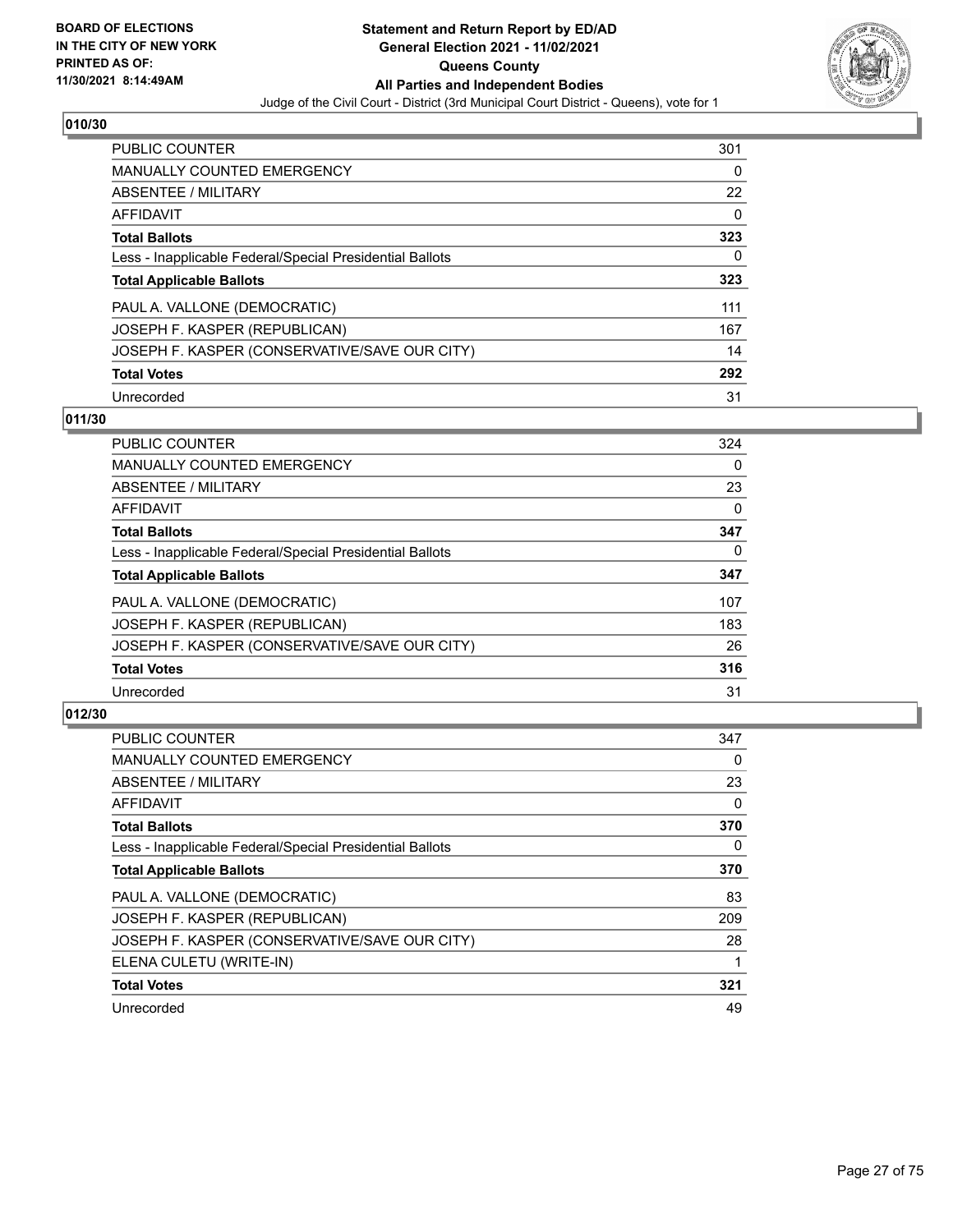## 010/30

| | |
|---|---|
| PUBLIC COUNTER | 301 |
| MANUALLY COUNTED EMERGENCY | 0 |
| ABSENTEE / MILITARY | 22 |
| AFFIDAVIT | 0 |
| **Total Ballots** | **323** |
| Less - Inapplicable Federal/Special Presidential Ballots | 0 |
| **Total Applicable Ballots** | **323** |
| PAUL A. VALLONE (DEMOCRATIC) | 111 |
| JOSEPH F. KASPER (REPUBLICAN) | 167 |
| JOSEPH F. KASPER (CONSERVATIVE/SAVE OUR CITY) | 14 |
| **Total Votes** | **292** |
| Unrecorded | 31 |

## 011/30

| | |
|---|---|
| PUBLIC COUNTER | 324 |
| MANUALLY COUNTED EMERGENCY | 0 |
| ABSENTEE / MILITARY | 23 |
| AFFIDAVIT | 0 |
| **Total Ballots** | **347** |
| Less - Inapplicable Federal/Special Presidential Ballots | 0 |
| **Total Applicable Ballots** | **347** |
| PAUL A. VALLONE (DEMOCRATIC) | 107 |
| JOSEPH F. KASPER (REPUBLICAN) | 183 |
| JOSEPH F. KASPER (CONSERVATIVE/SAVE OUR CITY) | 26 |
| **Total Votes** | **316** |
| Unrecorded | 31 |

## 012/30

| | |
|---|---|
| PUBLIC COUNTER | 347 |
| MANUALLY COUNTED EMERGENCY | 0 |
| ABSENTEE / MILITARY | 23 |
| AFFIDAVIT | 0 |
| **Total Ballots** | **370** |
| Less - Inapplicable Federal/Special Presidential Ballots | 0 |
| **Total Applicable Ballots** | **370** |
| PAUL A. VALLONE (DEMOCRATIC) | 83 |
| JOSEPH F. KASPER (REPUBLICAN) | 209 |
| JOSEPH F. KASPER (CONSERVATIVE/SAVE OUR CITY) | 28 |
| ELENA CULETU (WRITE-IN) | 1 |
| **Total Votes** | **321** |
| Unrecorded | 49 |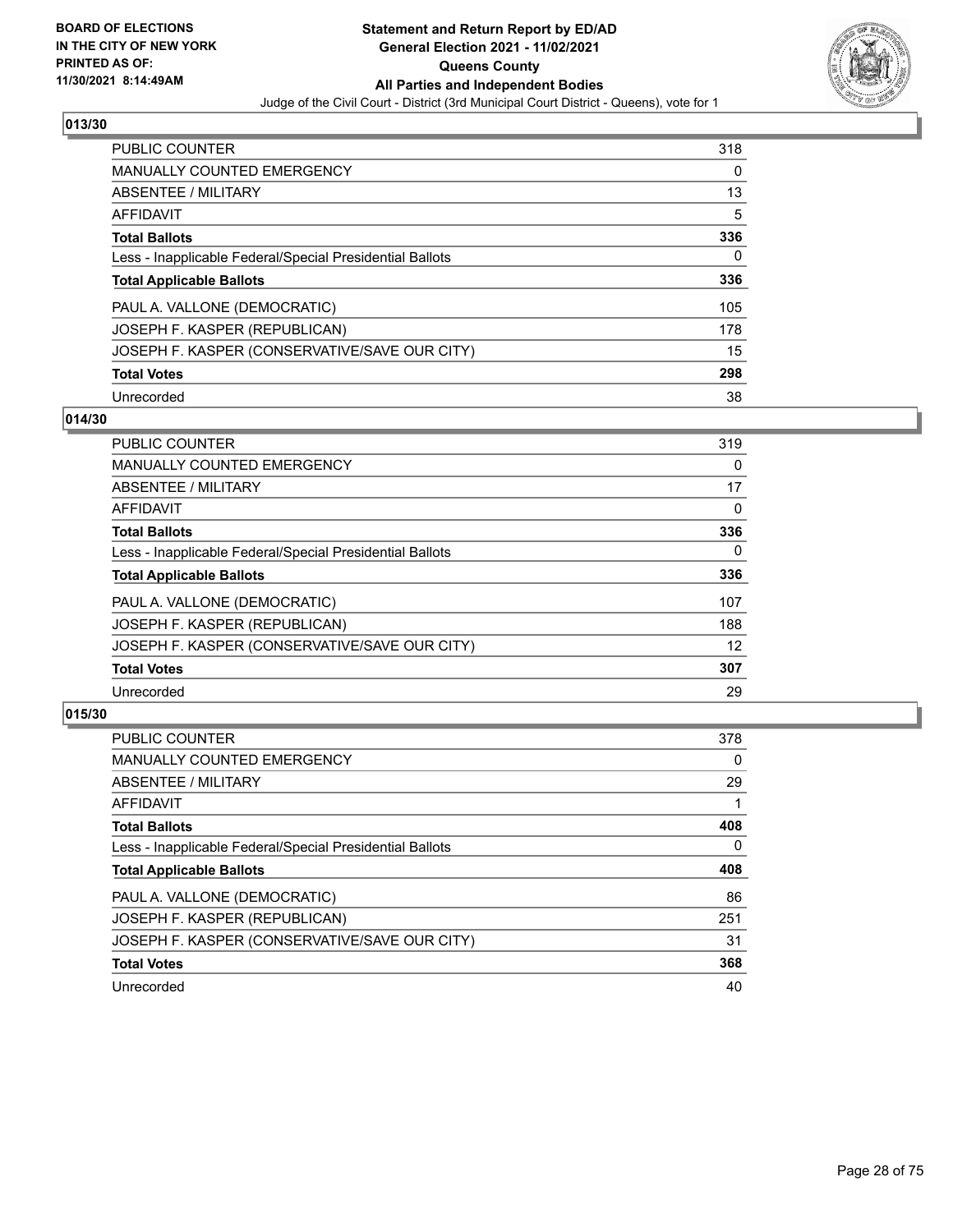BOARD OF ELECTIONS
IN THE CITY OF NEW YORK
PRINTED AS OF:
11/30/2021 8:14:49AM

**Statement and Return Report by ED/AD**
**General Election 2021 - 11/02/2021**
**Queens County**
**All Parties and Independent Bodies**
Judge of the Civil Court - District (3rd Municipal Court District - Queens), vote for 1

## 013/30

| | |
|---|---|
| PUBLIC COUNTER | 318 |
| MANUALLY COUNTED EMERGENCY | 0 |
| ABSENTEE / MILITARY | 13 |
| AFFIDAVIT | 5 |
| **Total Ballots** | **336** |
| Less - Inapplicable Federal/Special Presidential Ballots | 0 |
| **Total Applicable Ballots** | **336** |
| PAUL A. VALLONE (DEMOCRATIC) | 105 |
| JOSEPH F. KASPER (REPUBLICAN) | 178 |
| JOSEPH F. KASPER (CONSERVATIVE/SAVE OUR CITY) | 15 |
| **Total Votes** | **298** |
| Unrecorded | 38 |

## 014/30

| | |
|---|---|
| PUBLIC COUNTER | 319 |
| MANUALLY COUNTED EMERGENCY | 0 |
| ABSENTEE / MILITARY | 17 |
| AFFIDAVIT | 0 |
| **Total Ballots** | **336** |
| Less - Inapplicable Federal/Special Presidential Ballots | 0 |
| **Total Applicable Ballots** | **336** |
| PAUL A. VALLONE (DEMOCRATIC) | 107 |
| JOSEPH F. KASPER (REPUBLICAN) | 188 |
| JOSEPH F. KASPER (CONSERVATIVE/SAVE OUR CITY) | 12 |
| **Total Votes** | **307** |
| Unrecorded | 29 |

## 015/30

| | |
|---|---|
| PUBLIC COUNTER | 378 |
| MANUALLY COUNTED EMERGENCY | 0 |
| ABSENTEE / MILITARY | 29 |
| AFFIDAVIT | 1 |
| **Total Ballots** | **408** |
| Less - Inapplicable Federal/Special Presidential Ballots | 0 |
| **Total Applicable Ballots** | **408** |
| PAUL A. VALLONE (DEMOCRATIC) | 86 |
| JOSEPH F. KASPER (REPUBLICAN) | 251 |
| JOSEPH F. KASPER (CONSERVATIVE/SAVE OUR CITY) | 31 |
| **Total Votes** | **368** |
| Unrecorded | 40 |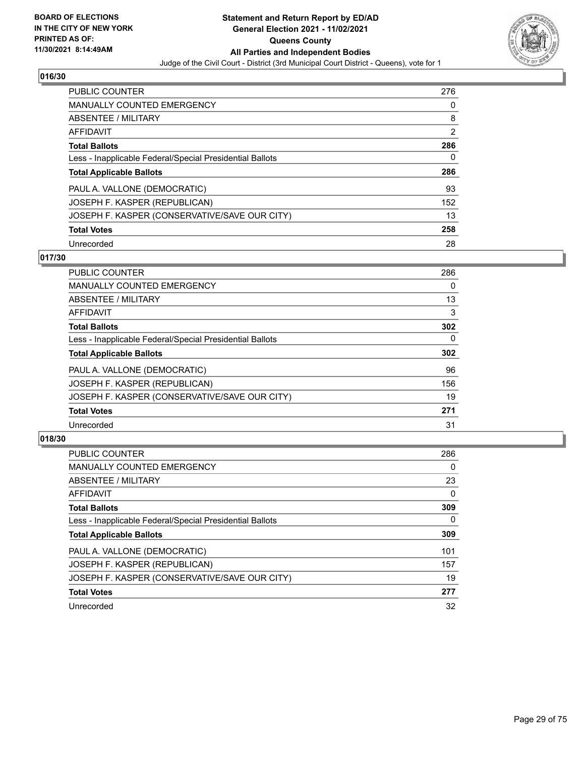BOARD OF ELECTIONS
IN THE CITY OF NEW YORK
PRINTED AS OF:
11/30/2021 8:14:49AM

**Statement and Return Report by ED/AD**
**General Election 2021 - 11/02/2021**
**Queens County**
**All Parties and Independent Bodies**
Judge of the Civil Court - District (3rd Municipal Court District - Queens), vote for 1

## 016/30

| | |
|---|---|
| PUBLIC COUNTER | 276 |
| MANUALLY COUNTED EMERGENCY | 0 |
| ABSENTEE / MILITARY | 8 |
| AFFIDAVIT | 2 |
| **Total Ballots** | **286** |
| Less - Inapplicable Federal/Special Presidential Ballots | 0 |
| **Total Applicable Ballots** | **286** |
| PAUL A. VALLONE (DEMOCRATIC) | 93 |
| JOSEPH F. KASPER (REPUBLICAN) | 152 |
| JOSEPH F. KASPER (CONSERVATIVE/SAVE OUR CITY) | 13 |
| **Total Votes** | **258** |
| Unrecorded | 28 |

## 017/30

| | |
|---|---|
| PUBLIC COUNTER | 286 |
| MANUALLY COUNTED EMERGENCY | 0 |
| ABSENTEE / MILITARY | 13 |
| AFFIDAVIT | 3 |
| **Total Ballots** | **302** |
| Less - Inapplicable Federal/Special Presidential Ballots | 0 |
| **Total Applicable Ballots** | **302** |
| PAUL A. VALLONE (DEMOCRATIC) | 96 |
| JOSEPH F. KASPER (REPUBLICAN) | 156 |
| JOSEPH F. KASPER (CONSERVATIVE/SAVE OUR CITY) | 19 |
| **Total Votes** | **271** |
| Unrecorded | 31 |

## 018/30

| | |
|---|---|
| PUBLIC COUNTER | 286 |
| MANUALLY COUNTED EMERGENCY | 0 |
| ABSENTEE / MILITARY | 23 |
| AFFIDAVIT | 0 |
| **Total Ballots** | **309** |
| Less - Inapplicable Federal/Special Presidential Ballots | 0 |
| **Total Applicable Ballots** | **309** |
| PAUL A. VALLONE (DEMOCRATIC) | 101 |
| JOSEPH F. KASPER (REPUBLICAN) | 157 |
| JOSEPH F. KASPER (CONSERVATIVE/SAVE OUR CITY) | 19 |
| **Total Votes** | **277** |
| Unrecorded | 32 |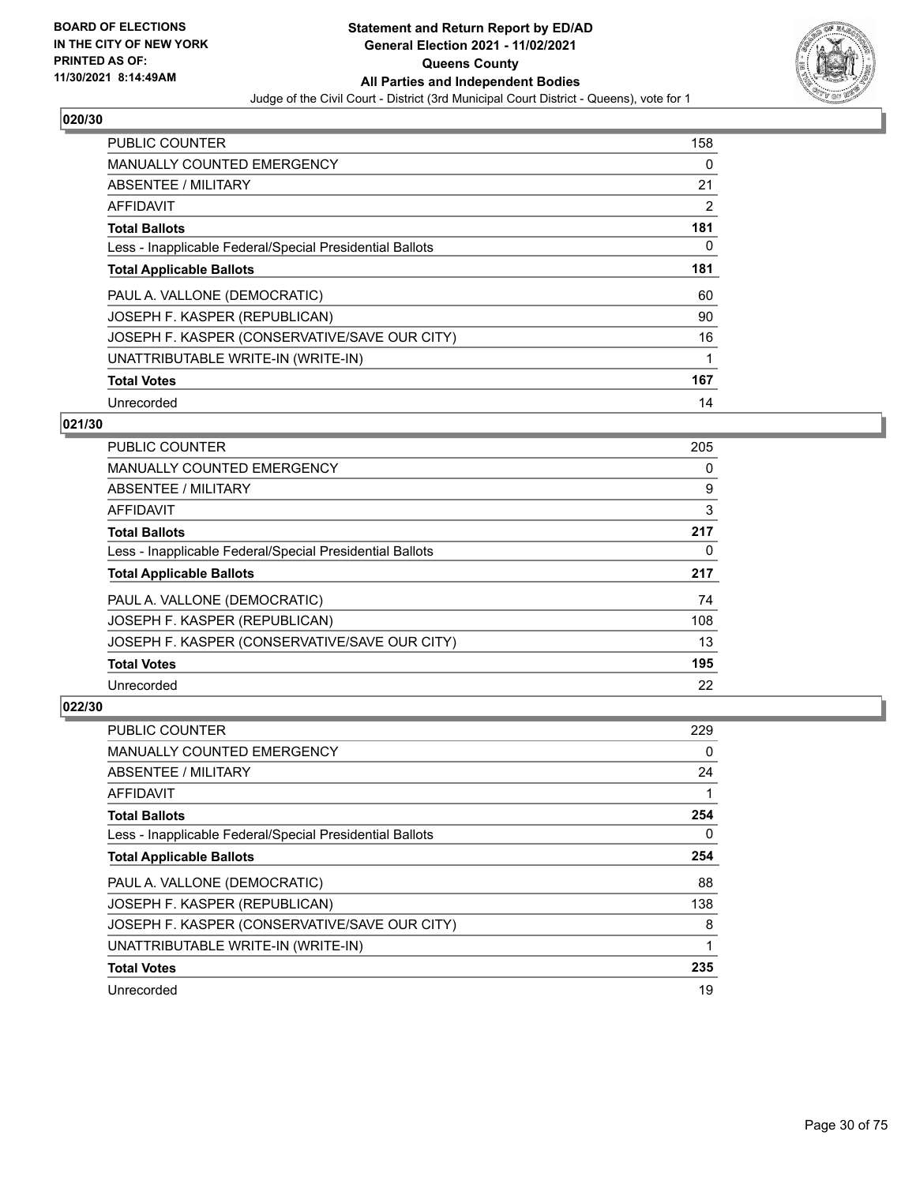**Statement and Return Report by ED/AD**
**General Election 2021 - 11/02/2021**
**Queens County**
**All Parties and Independent Bodies**
Judge of the Civil Court - District (3rd Municipal Court District - Queens), vote for 1

BOARD OF ELECTIONS IN THE CITY OF NEW YORK
PRINTED AS OF: 11/30/2021 8:14:49AM

### 020/30

| | |
|---|---|
| PUBLIC COUNTER | 158 |
| MANUALLY COUNTED EMERGENCY | 0 |
| ABSENTEE / MILITARY | 21 |
| AFFIDAVIT | 2 |
| **Total Ballots** | **181** |
| Less - Inapplicable Federal/Special Presidential Ballots | 0 |
| **Total Applicable Ballots** | **181** |
| PAUL A. VALLONE (DEMOCRATIC) | 60 |
| JOSEPH F. KASPER (REPUBLICAN) | 90 |
| JOSEPH F. KASPER (CONSERVATIVE/SAVE OUR CITY) | 16 |
| UNATTRIBUTABLE WRITE-IN (WRITE-IN) | 1 |
| **Total Votes** | **167** |
| Unrecorded | 14 |

### 021/30

| | |
|---|---|
| PUBLIC COUNTER | 205 |
| MANUALLY COUNTED EMERGENCY | 0 |
| ABSENTEE / MILITARY | 9 |
| AFFIDAVIT | 3 |
| **Total Ballots** | **217** |
| Less - Inapplicable Federal/Special Presidential Ballots | 0 |
| **Total Applicable Ballots** | **217** |
| PAUL A. VALLONE (DEMOCRATIC) | 74 |
| JOSEPH F. KASPER (REPUBLICAN) | 108 |
| JOSEPH F. KASPER (CONSERVATIVE/SAVE OUR CITY) | 13 |
| **Total Votes** | **195** |
| Unrecorded | 22 |

### 022/30

| | |
|---|---|
| PUBLIC COUNTER | 229 |
| MANUALLY COUNTED EMERGENCY | 0 |
| ABSENTEE / MILITARY | 24 |
| AFFIDAVIT | 1 |
| **Total Ballots** | **254** |
| Less - Inapplicable Federal/Special Presidential Ballots | 0 |
| **Total Applicable Ballots** | **254** |
| PAUL A. VALLONE (DEMOCRATIC) | 88 |
| JOSEPH F. KASPER (REPUBLICAN) | 138 |
| JOSEPH F. KASPER (CONSERVATIVE/SAVE OUR CITY) | 8 |
| UNATTRIBUTABLE WRITE-IN (WRITE-IN) | 1 |
| **Total Votes** | **235** |
| Unrecorded | 19 |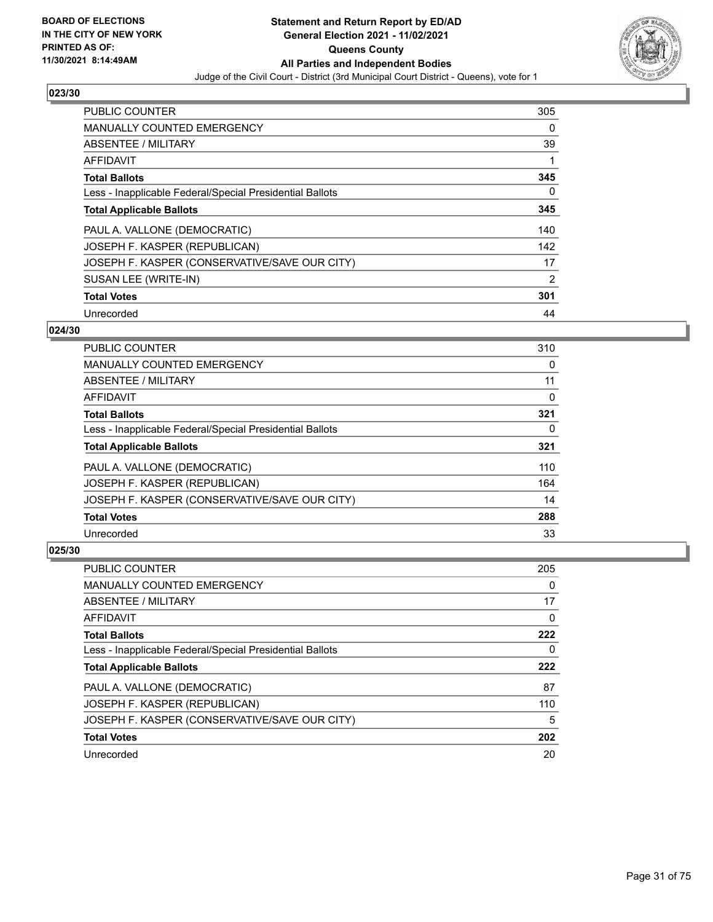## 023/30

| | |
|---|---|
| PUBLIC COUNTER | 305 |
| MANUALLY COUNTED EMERGENCY | 0 |
| ABSENTEE / MILITARY | 39 |
| AFFIDAVIT | 1 |
| **Total Ballots** | **345** |
| Less - Inapplicable Federal/Special Presidential Ballots | 0 |
| **Total Applicable Ballots** | **345** |
| PAUL A. VALLONE (DEMOCRATIC) | 140 |
| JOSEPH F. KASPER (REPUBLICAN) | 142 |
| JOSEPH F. KASPER (CONSERVATIVE/SAVE OUR CITY) | 17 |
| SUSAN LEE (WRITE-IN) | 2 |
| **Total Votes** | **301** |
| Unrecorded | 44 |

## 024/30

| | |
|---|---|
| PUBLIC COUNTER | 310 |
| MANUALLY COUNTED EMERGENCY | 0 |
| ABSENTEE / MILITARY | 11 |
| AFFIDAVIT | 0 |
| **Total Ballots** | **321** |
| Less - Inapplicable Federal/Special Presidential Ballots | 0 |
| **Total Applicable Ballots** | **321** |
| PAUL A. VALLONE (DEMOCRATIC) | 110 |
| JOSEPH F. KASPER (REPUBLICAN) | 164 |
| JOSEPH F. KASPER (CONSERVATIVE/SAVE OUR CITY) | 14 |
| **Total Votes** | **288** |
| Unrecorded | 33 |

## 025/30

| | |
|---|---|
| PUBLIC COUNTER | 205 |
| MANUALLY COUNTED EMERGENCY | 0 |
| ABSENTEE / MILITARY | 17 |
| AFFIDAVIT | 0 |
| **Total Ballots** | **222** |
| Less - Inapplicable Federal/Special Presidential Ballots | 0 |
| **Total Applicable Ballots** | **222** |
| PAUL A. VALLONE (DEMOCRATIC) | 87 |
| JOSEPH F. KASPER (REPUBLICAN) | 110 |
| JOSEPH F. KASPER (CONSERVATIVE/SAVE OUR CITY) | 5 |
| **Total Votes** | **202** |
| Unrecorded | 20 |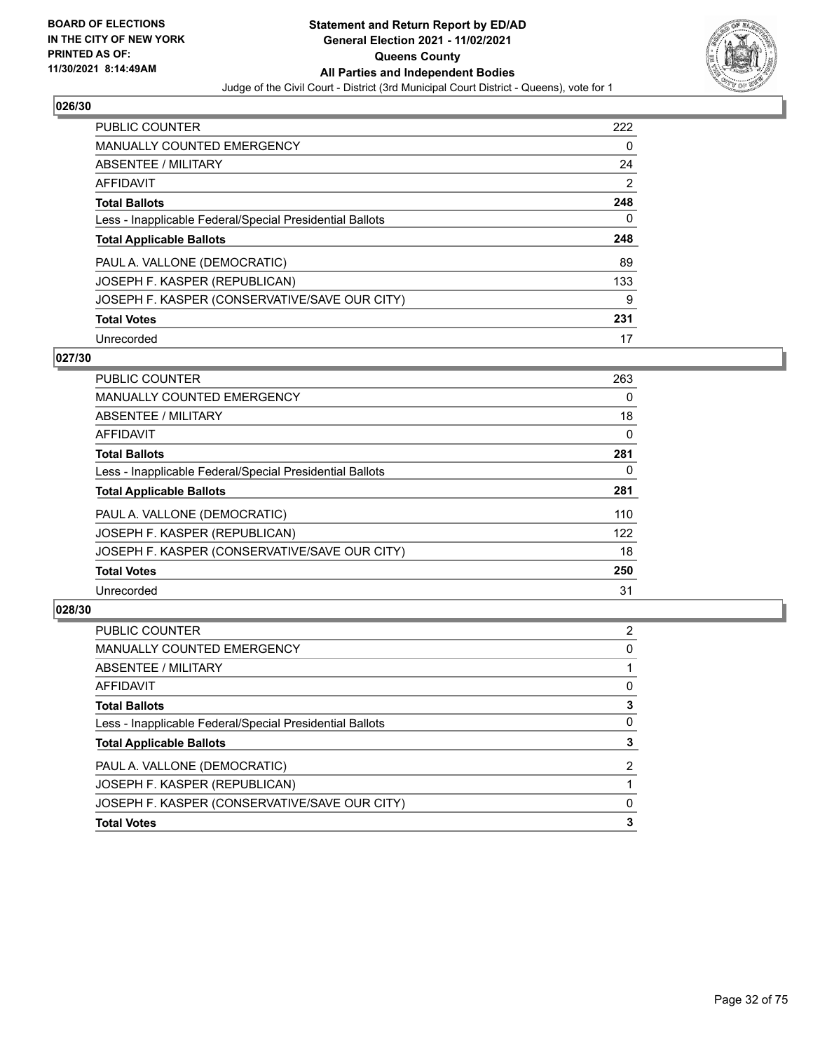## 026/30

| | |
|---|---|
| PUBLIC COUNTER | 222 |
| MANUALLY COUNTED EMERGENCY | 0 |
| ABSENTEE / MILITARY | 24 |
| AFFIDAVIT | 2 |
| **Total Ballots** | **248** |
| Less - Inapplicable Federal/Special Presidential Ballots | 0 |
| **Total Applicable Ballots** | **248** |
| PAUL A. VALLONE (DEMOCRATIC) | 89 |
| JOSEPH F. KASPER (REPUBLICAN) | 133 |
| JOSEPH F. KASPER (CONSERVATIVE/SAVE OUR CITY) | 9 |
| **Total Votes** | **231** |
| Unrecorded | 17 |

## 027/30

| | |
|---|---|
| PUBLIC COUNTER | 263 |
| MANUALLY COUNTED EMERGENCY | 0 |
| ABSENTEE / MILITARY | 18 |
| AFFIDAVIT | 0 |
| **Total Ballots** | **281** |
| Less - Inapplicable Federal/Special Presidential Ballots | 0 |
| **Total Applicable Ballots** | **281** |
| PAUL A. VALLONE (DEMOCRATIC) | 110 |
| JOSEPH F. KASPER (REPUBLICAN) | 122 |
| JOSEPH F. KASPER (CONSERVATIVE/SAVE OUR CITY) | 18 |
| **Total Votes** | **250** |
| Unrecorded | 31 |

## 028/30

| | |
|---|---|
| PUBLIC COUNTER | 2 |
| MANUALLY COUNTED EMERGENCY | 0 |
| ABSENTEE / MILITARY | 1 |
| AFFIDAVIT | 0 |
| **Total Ballots** | **3** |
| Less - Inapplicable Federal/Special Presidential Ballots | 0 |
| **Total Applicable Ballots** | **3** |
| PAUL A. VALLONE (DEMOCRATIC) | 2 |
| JOSEPH F. KASPER (REPUBLICAN) | 1 |
| JOSEPH F. KASPER (CONSERVATIVE/SAVE OUR CITY) | 0 |
| **Total Votes** | **3** |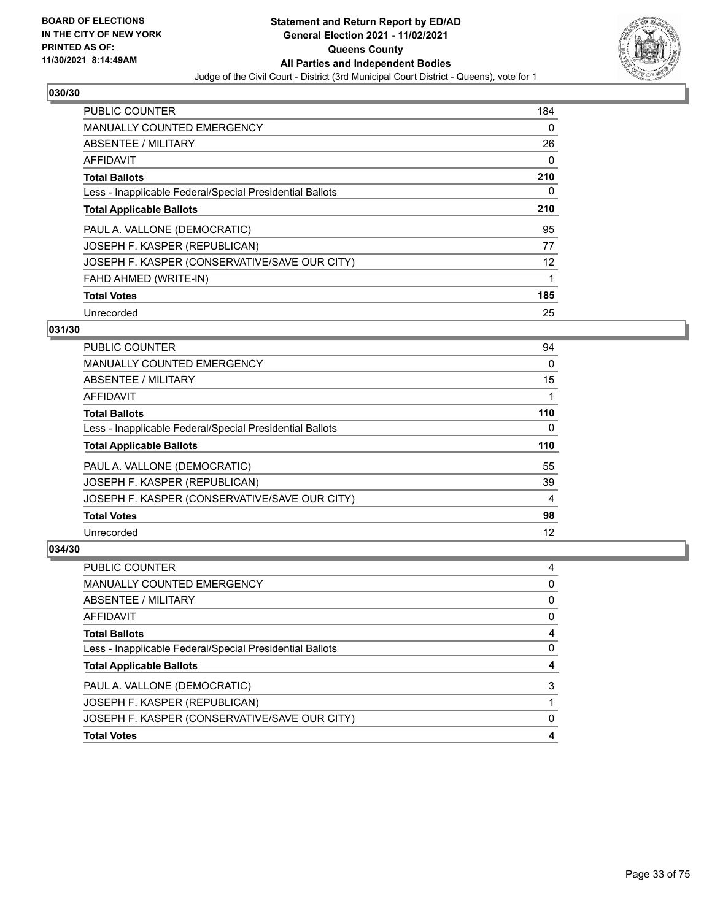BOARD OF ELECTIONS
IN THE CITY OF NEW YORK
PRINTED AS OF:
11/30/2021 8:14:49AM

**Statement and Return Report by ED/AD**
**General Election 2021 - 11/02/2021**
**Queens County**
**All Parties and Independent Bodies**
Judge of the Civil Court - District (3rd Municipal Court District - Queens), vote for 1

### 030/30

| | |
|---|---|
| PUBLIC COUNTER | 184 |
| MANUALLY COUNTED EMERGENCY | 0 |
| ABSENTEE / MILITARY | 26 |
| AFFIDAVIT | 0 |
| **Total Ballots** | **210** |
| Less - Inapplicable Federal/Special Presidential Ballots | 0 |
| **Total Applicable Ballots** | **210** |
| PAUL A. VALLONE (DEMOCRATIC) | 95 |
| JOSEPH F. KASPER (REPUBLICAN) | 77 |
| JOSEPH F. KASPER (CONSERVATIVE/SAVE OUR CITY) | 12 |
| FAHD AHMED (WRITE-IN) | 1 |
| **Total Votes** | **185** |
| Unrecorded | 25 |

### 031/30

| | |
|---|---|
| PUBLIC COUNTER | 94 |
| MANUALLY COUNTED EMERGENCY | 0 |
| ABSENTEE / MILITARY | 15 |
| AFFIDAVIT | 1 |
| **Total Ballots** | **110** |
| Less - Inapplicable Federal/Special Presidential Ballots | 0 |
| **Total Applicable Ballots** | **110** |
| PAUL A. VALLONE (DEMOCRATIC) | 55 |
| JOSEPH F. KASPER (REPUBLICAN) | 39 |
| JOSEPH F. KASPER (CONSERVATIVE/SAVE OUR CITY) | 4 |
| **Total Votes** | **98** |
| Unrecorded | 12 |

### 034/30

| | |
|---|---|
| PUBLIC COUNTER | 4 |
| MANUALLY COUNTED EMERGENCY | 0 |
| ABSENTEE / MILITARY | 0 |
| AFFIDAVIT | 0 |
| **Total Ballots** | **4** |
| Less - Inapplicable Federal/Special Presidential Ballots | 0 |
| **Total Applicable Ballots** | **4** |
| PAUL A. VALLONE (DEMOCRATIC) | 3 |
| JOSEPH F. KASPER (REPUBLICAN) | 1 |
| JOSEPH F. KASPER (CONSERVATIVE/SAVE OUR CITY) | 0 |
| **Total Votes** | **4** |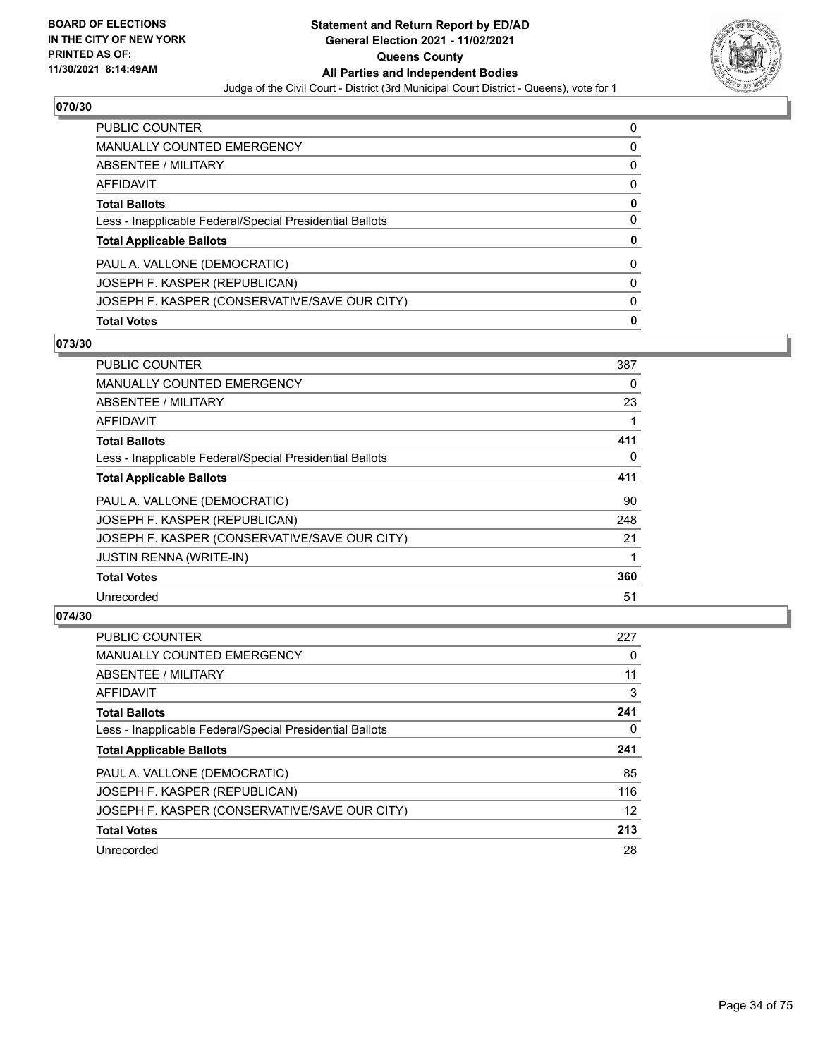## 070/30

| | |
|---|---|
| PUBLIC COUNTER | 0 |
| MANUALLY COUNTED EMERGENCY | 0 |
| ABSENTEE / MILITARY | 0 |
| AFFIDAVIT | 0 |
| **Total Ballots** | **0** |
| Less - Inapplicable Federal/Special Presidential Ballots | 0 |
| **Total Applicable Ballots** | **0** |
| PAUL A. VALLONE (DEMOCRATIC) | 0 |
| JOSEPH F. KASPER (REPUBLICAN) | 0 |
| JOSEPH F. KASPER (CONSERVATIVE/SAVE OUR CITY) | 0 |
| **Total Votes** | **0** |

## 073/30

| | |
|---|---|
| PUBLIC COUNTER | 387 |
| MANUALLY COUNTED EMERGENCY | 0 |
| ABSENTEE / MILITARY | 23 |
| AFFIDAVIT | 1 |
| **Total Ballots** | **411** |
| Less - Inapplicable Federal/Special Presidential Ballots | 0 |
| **Total Applicable Ballots** | **411** |
| PAUL A. VALLONE (DEMOCRATIC) | 90 |
| JOSEPH F. KASPER (REPUBLICAN) | 248 |
| JOSEPH F. KASPER (CONSERVATIVE/SAVE OUR CITY) | 21 |
| JUSTIN RENNA (WRITE-IN) | 1 |
| **Total Votes** | **360** |
| Unrecorded | 51 |

## 074/30

| | |
|---|---|
| PUBLIC COUNTER | 227 |
| MANUALLY COUNTED EMERGENCY | 0 |
| ABSENTEE / MILITARY | 11 |
| AFFIDAVIT | 3 |
| **Total Ballots** | **241** |
| Less - Inapplicable Federal/Special Presidential Ballots | 0 |
| **Total Applicable Ballots** | **241** |
| PAUL A. VALLONE (DEMOCRATIC) | 85 |
| JOSEPH F. KASPER (REPUBLICAN) | 116 |
| JOSEPH F. KASPER (CONSERVATIVE/SAVE OUR CITY) | 12 |
| **Total Votes** | **213** |
| Unrecorded | 28 |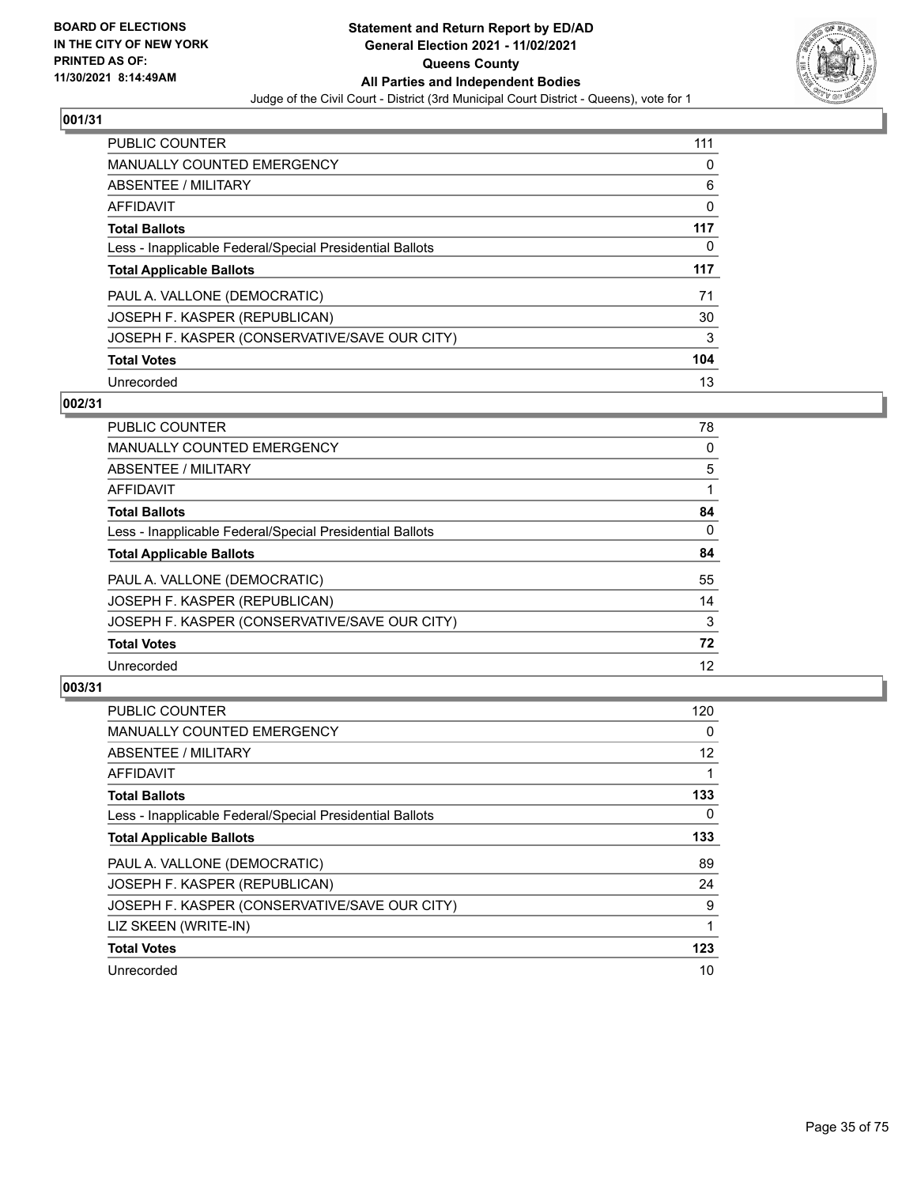## 001/31

| | |
|---|---|
| PUBLIC COUNTER | 111 |
| MANUALLY COUNTED EMERGENCY | 0 |
| ABSENTEE / MILITARY | 6 |
| AFFIDAVIT | 0 |
| **Total Ballots** | **117** |
| Less - Inapplicable Federal/Special Presidential Ballots | 0 |
| **Total Applicable Ballots** | **117** |
| PAUL A. VALLONE (DEMOCRATIC) | 71 |
| JOSEPH F. KASPER (REPUBLICAN) | 30 |
| JOSEPH F. KASPER (CONSERVATIVE/SAVE OUR CITY) | 3 |
| **Total Votes** | **104** |
| Unrecorded | 13 |

## 002/31

| | |
|---|---|
| PUBLIC COUNTER | 78 |
| MANUALLY COUNTED EMERGENCY | 0 |
| ABSENTEE / MILITARY | 5 |
| AFFIDAVIT | 1 |
| **Total Ballots** | **84** |
| Less - Inapplicable Federal/Special Presidential Ballots | 0 |
| **Total Applicable Ballots** | **84** |
| PAUL A. VALLONE (DEMOCRATIC) | 55 |
| JOSEPH F. KASPER (REPUBLICAN) | 14 |
| JOSEPH F. KASPER (CONSERVATIVE/SAVE OUR CITY) | 3 |
| **Total Votes** | **72** |
| Unrecorded | 12 |

## 003/31

| | |
|---|---|
| PUBLIC COUNTER | 120 |
| MANUALLY COUNTED EMERGENCY | 0 |
| ABSENTEE / MILITARY | 12 |
| AFFIDAVIT | 1 |
| **Total Ballots** | **133** |
| Less - Inapplicable Federal/Special Presidential Ballots | 0 |
| **Total Applicable Ballots** | **133** |
| PAUL A. VALLONE (DEMOCRATIC) | 89 |
| JOSEPH F. KASPER (REPUBLICAN) | 24 |
| JOSEPH F. KASPER (CONSERVATIVE/SAVE OUR CITY) | 9 |
| LIZ SKEEN (WRITE-IN) | 1 |
| **Total Votes** | **123** |
| Unrecorded | 10 |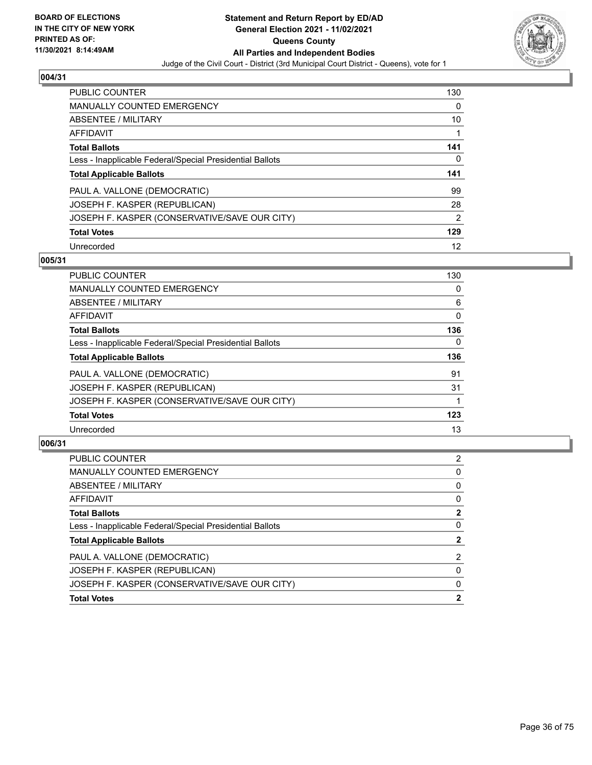### 004/31

| | |
|---|---|
| PUBLIC COUNTER | 130 |
| MANUALLY COUNTED EMERGENCY | 0 |
| ABSENTEE / MILITARY | 10 |
| AFFIDAVIT | 1 |
| **Total Ballots** | **141** |
| Less - Inapplicable Federal/Special Presidential Ballots | 0 |
| **Total Applicable Ballots** | **141** |
| PAUL A. VALLONE (DEMOCRATIC) | 99 |
| JOSEPH F. KASPER (REPUBLICAN) | 28 |
| JOSEPH F. KASPER (CONSERVATIVE/SAVE OUR CITY) | 2 |
| **Total Votes** | **129** |
| Unrecorded | 12 |

### 005/31

| | |
|---|---|
| PUBLIC COUNTER | 130 |
| MANUALLY COUNTED EMERGENCY | 0 |
| ABSENTEE / MILITARY | 6 |
| AFFIDAVIT | 0 |
| **Total Ballots** | **136** |
| Less - Inapplicable Federal/Special Presidential Ballots | 0 |
| **Total Applicable Ballots** | **136** |
| PAUL A. VALLONE (DEMOCRATIC) | 91 |
| JOSEPH F. KASPER (REPUBLICAN) | 31 |
| JOSEPH F. KASPER (CONSERVATIVE/SAVE OUR CITY) | 1 |
| **Total Votes** | **123** |
| Unrecorded | 13 |

### 006/31

| | |
|---|---|
| PUBLIC COUNTER | 2 |
| MANUALLY COUNTED EMERGENCY | 0 |
| ABSENTEE / MILITARY | 0 |
| AFFIDAVIT | 0 |
| **Total Ballots** | **2** |
| Less - Inapplicable Federal/Special Presidential Ballots | 0 |
| **Total Applicable Ballots** | **2** |
| PAUL A. VALLONE (DEMOCRATIC) | 2 |
| JOSEPH F. KASPER (REPUBLICAN) | 0 |
| JOSEPH F. KASPER (CONSERVATIVE/SAVE OUR CITY) | 0 |
| **Total Votes** | **2** |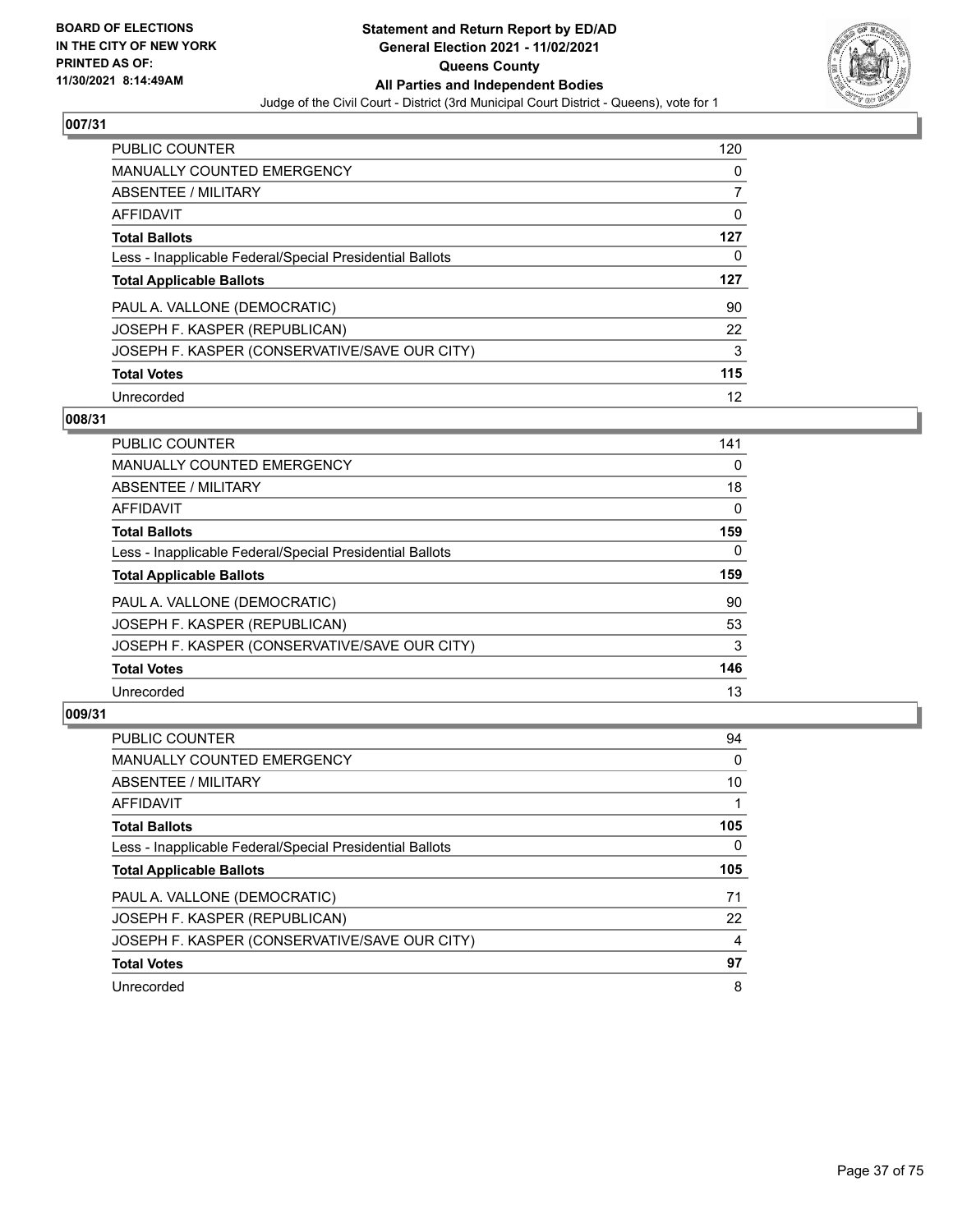**BOARD OF ELECTIONS IN THE CITY OF NEW YORK PRINTED AS OF: 11/30/2021 8:14:49AM**

**Statement and Return Report by ED/AD General Election 2021 - 11/02/2021 Queens County All Parties and Independent Bodies**

Judge of the Civil Court - District (3rd Municipal Court District - Queens), vote for 1

## 007/31

| | |
|---|---|
| PUBLIC COUNTER | 120 |
| MANUALLY COUNTED EMERGENCY | 0 |
| ABSENTEE / MILITARY | 7 |
| AFFIDAVIT | 0 |
| **Total Ballots** | **127** |
| Less - Inapplicable Federal/Special Presidential Ballots | 0 |
| **Total Applicable Ballots** | **127** |
| PAUL A. VALLONE (DEMOCRATIC) | 90 |
| JOSEPH F. KASPER (REPUBLICAN) | 22 |
| JOSEPH F. KASPER (CONSERVATIVE/SAVE OUR CITY) | 3 |
| **Total Votes** | **115** |
| Unrecorded | 12 |

## 008/31

| | |
|---|---|
| PUBLIC COUNTER | 141 |
| MANUALLY COUNTED EMERGENCY | 0 |
| ABSENTEE / MILITARY | 18 |
| AFFIDAVIT | 0 |
| **Total Ballots** | **159** |
| Less - Inapplicable Federal/Special Presidential Ballots | 0 |
| **Total Applicable Ballots** | **159** |
| PAUL A. VALLONE (DEMOCRATIC) | 90 |
| JOSEPH F. KASPER (REPUBLICAN) | 53 |
| JOSEPH F. KASPER (CONSERVATIVE/SAVE OUR CITY) | 3 |
| **Total Votes** | **146** |
| Unrecorded | 13 |

## 009/31

| | |
|---|---|
| PUBLIC COUNTER | 94 |
| MANUALLY COUNTED EMERGENCY | 0 |
| ABSENTEE / MILITARY | 10 |
| AFFIDAVIT | 1 |
| **Total Ballots** | **105** |
| Less - Inapplicable Federal/Special Presidential Ballots | 0 |
| **Total Applicable Ballots** | **105** |
| PAUL A. VALLONE (DEMOCRATIC) | 71 |
| JOSEPH F. KASPER (REPUBLICAN) | 22 |
| JOSEPH F. KASPER (CONSERVATIVE/SAVE OUR CITY) | 4 |
| **Total Votes** | **97** |
| Unrecorded | 8 |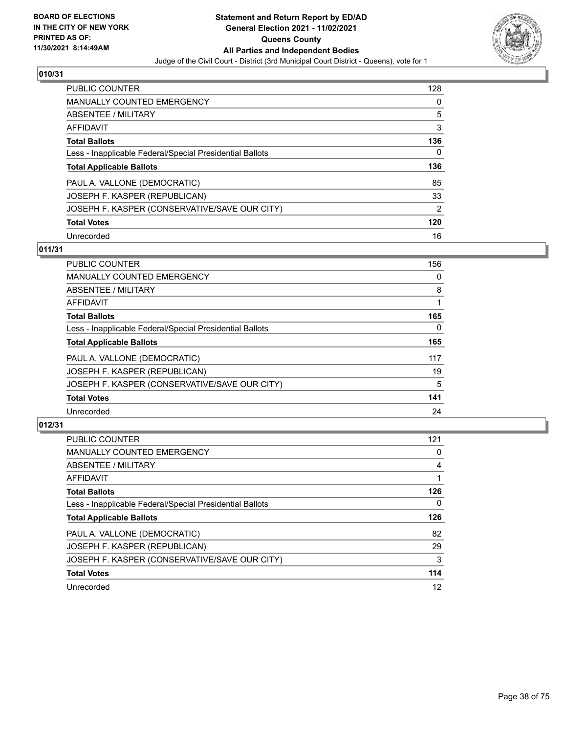**BOARD OF ELECTIONS IN THE CITY OF NEW YORK PRINTED AS OF: 11/30/2021 8:14:49AM**

**Statement and Return Report by ED/AD General Election 2021 - 11/02/2021 Queens County All Parties and Independent Bodies**

Judge of the Civil Court - District (3rd Municipal Court District - Queens), vote for 1

## 010/31

| | |
|---|---|
| PUBLIC COUNTER | 128 |
| MANUALLY COUNTED EMERGENCY | 0 |
| ABSENTEE / MILITARY | 5 |
| AFFIDAVIT | 3 |
| **Total Ballots** | **136** |
| Less - Inapplicable Federal/Special Presidential Ballots | 0 |
| **Total Applicable Ballots** | **136** |
| PAUL A. VALLONE (DEMOCRATIC) | 85 |
| JOSEPH F. KASPER (REPUBLICAN) | 33 |
| JOSEPH F. KASPER (CONSERVATIVE/SAVE OUR CITY) | 2 |
| **Total Votes** | **120** |
| Unrecorded | 16 |

## 011/31

| | |
|---|---|
| PUBLIC COUNTER | 156 |
| MANUALLY COUNTED EMERGENCY | 0 |
| ABSENTEE / MILITARY | 8 |
| AFFIDAVIT | 1 |
| **Total Ballots** | **165** |
| Less - Inapplicable Federal/Special Presidential Ballots | 0 |
| **Total Applicable Ballots** | **165** |
| PAUL A. VALLONE (DEMOCRATIC) | 117 |
| JOSEPH F. KASPER (REPUBLICAN) | 19 |
| JOSEPH F. KASPER (CONSERVATIVE/SAVE OUR CITY) | 5 |
| **Total Votes** | **141** |
| Unrecorded | 24 |

## 012/31

| | |
|---|---|
| PUBLIC COUNTER | 121 |
| MANUALLY COUNTED EMERGENCY | 0 |
| ABSENTEE / MILITARY | 4 |
| AFFIDAVIT | 1 |
| **Total Ballots** | **126** |
| Less - Inapplicable Federal/Special Presidential Ballots | 0 |
| **Total Applicable Ballots** | **126** |
| PAUL A. VALLONE (DEMOCRATIC) | 82 |
| JOSEPH F. KASPER (REPUBLICAN) | 29 |
| JOSEPH F. KASPER (CONSERVATIVE/SAVE OUR CITY) | 3 |
| **Total Votes** | **114** |
| Unrecorded | 12 |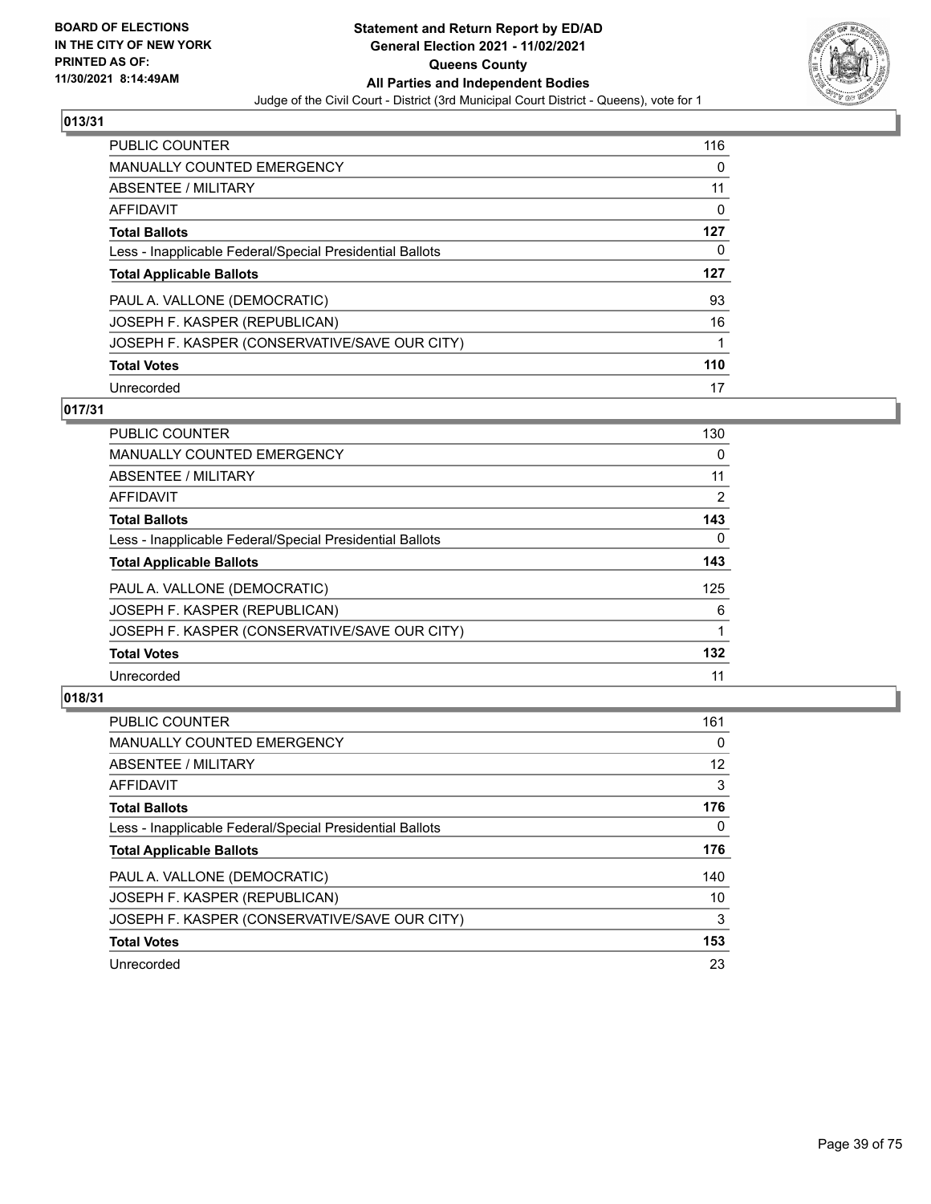## 013/31

| | |
|---|---|
| PUBLIC COUNTER | 116 |
| MANUALLY COUNTED EMERGENCY | 0 |
| ABSENTEE / MILITARY | 11 |
| AFFIDAVIT | 0 |
| **Total Ballots** | **127** |
| Less - Inapplicable Federal/Special Presidential Ballots | 0 |
| **Total Applicable Ballots** | **127** |
| PAUL A. VALLONE (DEMOCRATIC) | 93 |
| JOSEPH F. KASPER (REPUBLICAN) | 16 |
| JOSEPH F. KASPER (CONSERVATIVE/SAVE OUR CITY) | 1 |
| **Total Votes** | **110** |
| Unrecorded | 17 |

## 017/31

| | |
|---|---|
| PUBLIC COUNTER | 130 |
| MANUALLY COUNTED EMERGENCY | 0 |
| ABSENTEE / MILITARY | 11 |
| AFFIDAVIT | 2 |
| **Total Ballots** | **143** |
| Less - Inapplicable Federal/Special Presidential Ballots | 0 |
| **Total Applicable Ballots** | **143** |
| PAUL A. VALLONE (DEMOCRATIC) | 125 |
| JOSEPH F. KASPER (REPUBLICAN) | 6 |
| JOSEPH F. KASPER (CONSERVATIVE/SAVE OUR CITY) | 1 |
| **Total Votes** | **132** |
| Unrecorded | 11 |

## 018/31

| | |
|---|---|
| PUBLIC COUNTER | 161 |
| MANUALLY COUNTED EMERGENCY | 0 |
| ABSENTEE / MILITARY | 12 |
| AFFIDAVIT | 3 |
| **Total Ballots** | **176** |
| Less - Inapplicable Federal/Special Presidential Ballots | 0 |
| **Total Applicable Ballots** | **176** |
| PAUL A. VALLONE (DEMOCRATIC) | 140 |
| JOSEPH F. KASPER (REPUBLICAN) | 10 |
| JOSEPH F. KASPER (CONSERVATIVE/SAVE OUR CITY) | 3 |
| **Total Votes** | **153** |
| Unrecorded | 23 |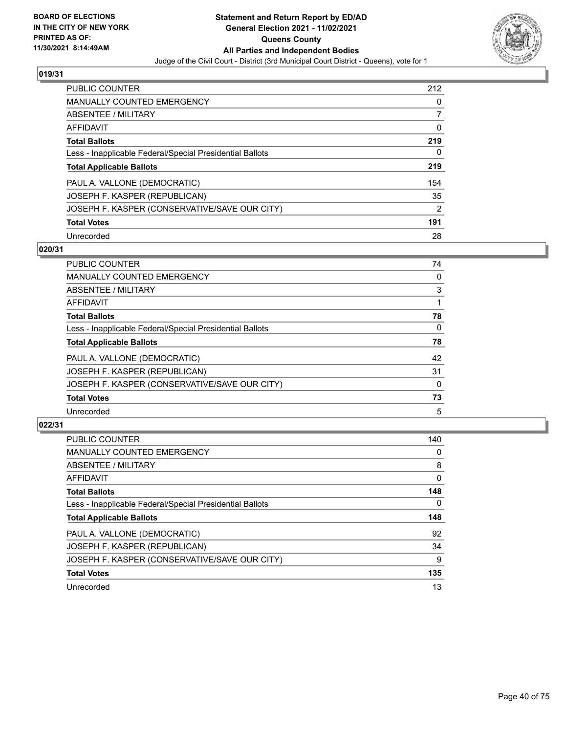BOARD OF ELECTIONS
IN THE CITY OF NEW YORK
PRINTED AS OF:
11/30/2021 8:14:49AM

**Statement and Return Report by ED/AD**
**General Election 2021 - 11/02/2021**
**Queens County**
**All Parties and Independent Bodies**
Judge of the Civil Court - District (3rd Municipal Court District - Queens), vote for 1

### 019/31

| | |
|---|---|
| PUBLIC COUNTER | 212 |
| MANUALLY COUNTED EMERGENCY | 0 |
| ABSENTEE / MILITARY | 7 |
| AFFIDAVIT | 0 |
| **Total Ballots** | **219** |
| Less - Inapplicable Federal/Special Presidential Ballots | 0 |
| **Total Applicable Ballots** | **219** |
| PAUL A. VALLONE (DEMOCRATIC) | 154 |
| JOSEPH F. KASPER (REPUBLICAN) | 35 |
| JOSEPH F. KASPER (CONSERVATIVE/SAVE OUR CITY) | 2 |
| **Total Votes** | **191** |
| Unrecorded | 28 |

### 020/31

| | |
|---|---|
| PUBLIC COUNTER | 74 |
| MANUALLY COUNTED EMERGENCY | 0 |
| ABSENTEE / MILITARY | 3 |
| AFFIDAVIT | 1 |
| **Total Ballots** | **78** |
| Less - Inapplicable Federal/Special Presidential Ballots | 0 |
| **Total Applicable Ballots** | **78** |
| PAUL A. VALLONE (DEMOCRATIC) | 42 |
| JOSEPH F. KASPER (REPUBLICAN) | 31 |
| JOSEPH F. KASPER (CONSERVATIVE/SAVE OUR CITY) | 0 |
| **Total Votes** | **73** |
| Unrecorded | 5 |

### 022/31

| | |
|---|---|
| PUBLIC COUNTER | 140 |
| MANUALLY COUNTED EMERGENCY | 0 |
| ABSENTEE / MILITARY | 8 |
| AFFIDAVIT | 0 |
| **Total Ballots** | **148** |
| Less - Inapplicable Federal/Special Presidential Ballots | 0 |
| **Total Applicable Ballots** | **148** |
| PAUL A. VALLONE (DEMOCRATIC) | 92 |
| JOSEPH F. KASPER (REPUBLICAN) | 34 |
| JOSEPH F. KASPER (CONSERVATIVE/SAVE OUR CITY) | 9 |
| **Total Votes** | **135** |
| Unrecorded | 13 |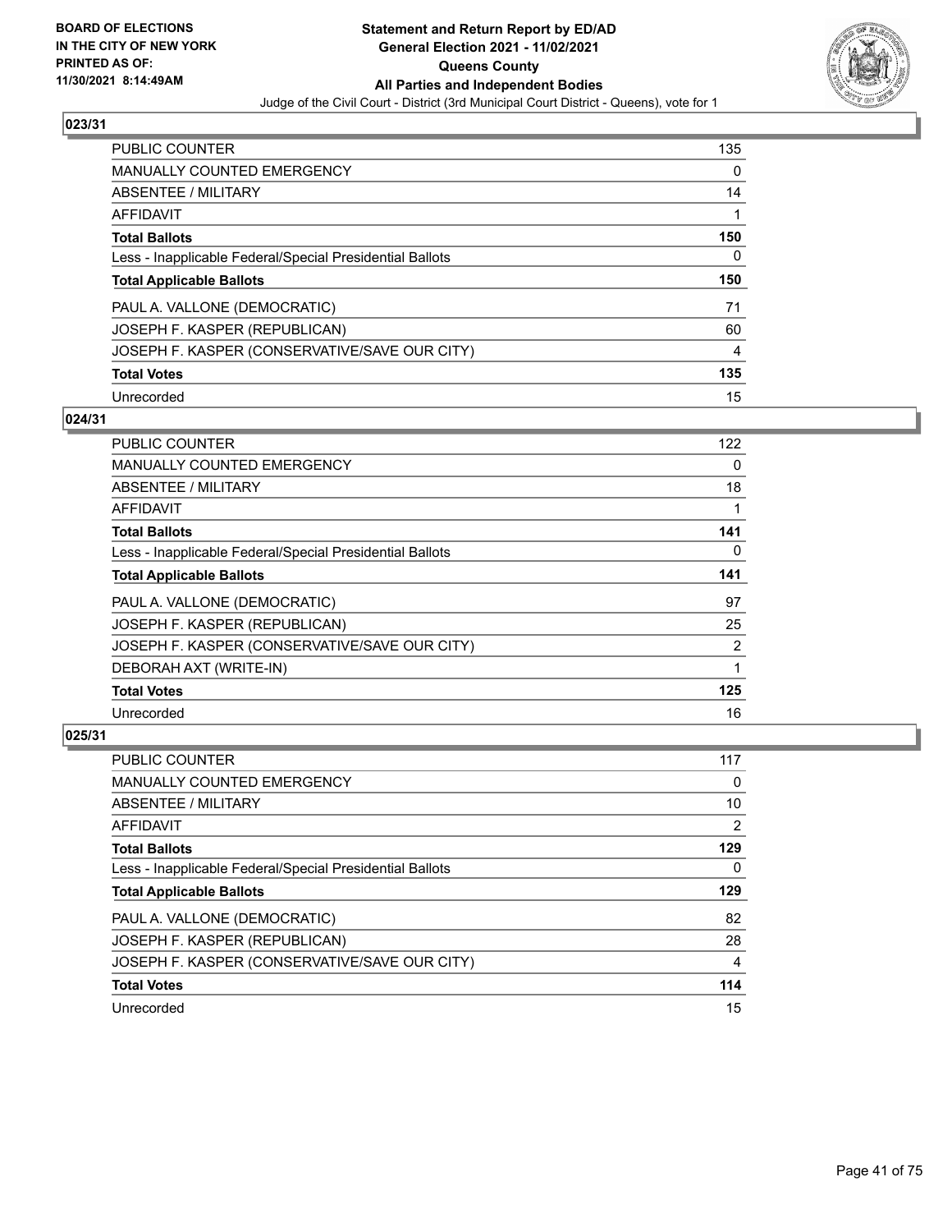## 023/31

| | |
|---|---|
| PUBLIC COUNTER | 135 |
| MANUALLY COUNTED EMERGENCY | 0 |
| ABSENTEE / MILITARY | 14 |
| AFFIDAVIT | 1 |
| **Total Ballots** | **150** |
| Less - Inapplicable Federal/Special Presidential Ballots | 0 |
| **Total Applicable Ballots** | **150** |
| PAUL A. VALLONE (DEMOCRATIC) | 71 |
| JOSEPH F. KASPER (REPUBLICAN) | 60 |
| JOSEPH F. KASPER (CONSERVATIVE/SAVE OUR CITY) | 4 |
| **Total Votes** | **135** |
| Unrecorded | 15 |

## 024/31

| | |
|---|---|
| PUBLIC COUNTER | 122 |
| MANUALLY COUNTED EMERGENCY | 0 |
| ABSENTEE / MILITARY | 18 |
| AFFIDAVIT | 1 |
| **Total Ballots** | **141** |
| Less - Inapplicable Federal/Special Presidential Ballots | 0 |
| **Total Applicable Ballots** | **141** |
| PAUL A. VALLONE (DEMOCRATIC) | 97 |
| JOSEPH F. KASPER (REPUBLICAN) | 25 |
| JOSEPH F. KASPER (CONSERVATIVE/SAVE OUR CITY) | 2 |
| DEBORAH AXT (WRITE-IN) | 1 |
| **Total Votes** | **125** |
| Unrecorded | 16 |

## 025/31

| | |
|---|---|
| PUBLIC COUNTER | 117 |
| MANUALLY COUNTED EMERGENCY | 0 |
| ABSENTEE / MILITARY | 10 |
| AFFIDAVIT | 2 |
| **Total Ballots** | **129** |
| Less - Inapplicable Federal/Special Presidential Ballots | 0 |
| **Total Applicable Ballots** | **129** |
| PAUL A. VALLONE (DEMOCRATIC) | 82 |
| JOSEPH F. KASPER (REPUBLICAN) | 28 |
| JOSEPH F. KASPER (CONSERVATIVE/SAVE OUR CITY) | 4 |
| **Total Votes** | **114** |
| Unrecorded | 15 |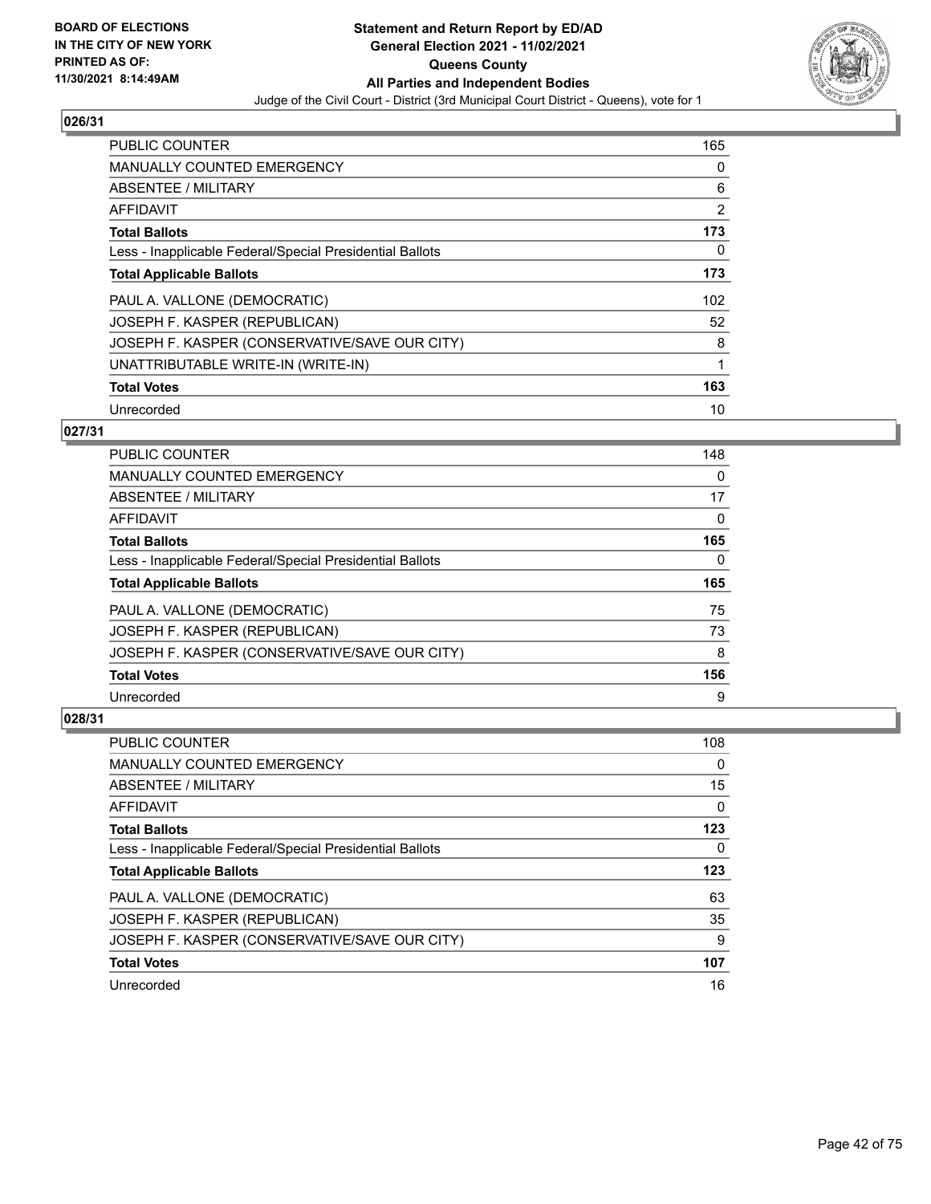## 026/31

| | |
|---|---|
| PUBLIC COUNTER | 165 |
| MANUALLY COUNTED EMERGENCY | 0 |
| ABSENTEE / MILITARY | 6 |
| AFFIDAVIT | 2 |
| **Total Ballots** | **173** |
| Less - Inapplicable Federal/Special Presidential Ballots | 0 |
| **Total Applicable Ballots** | **173** |
| PAUL A. VALLONE (DEMOCRATIC) | 102 |
| JOSEPH F. KASPER (REPUBLICAN) | 52 |
| JOSEPH F. KASPER (CONSERVATIVE/SAVE OUR CITY) | 8 |
| UNATTRIBUTABLE WRITE-IN (WRITE-IN) | 1 |
| **Total Votes** | **163** |
| Unrecorded | 10 |

## 027/31

| | |
|---|---|
| PUBLIC COUNTER | 148 |
| MANUALLY COUNTED EMERGENCY | 0 |
| ABSENTEE / MILITARY | 17 |
| AFFIDAVIT | 0 |
| **Total Ballots** | **165** |
| Less - Inapplicable Federal/Special Presidential Ballots | 0 |
| **Total Applicable Ballots** | **165** |
| PAUL A. VALLONE (DEMOCRATIC) | 75 |
| JOSEPH F. KASPER (REPUBLICAN) | 73 |
| JOSEPH F. KASPER (CONSERVATIVE/SAVE OUR CITY) | 8 |
| **Total Votes** | **156** |
| Unrecorded | 9 |

## 028/31

| | |
|---|---|
| PUBLIC COUNTER | 108 |
| MANUALLY COUNTED EMERGENCY | 0 |
| ABSENTEE / MILITARY | 15 |
| AFFIDAVIT | 0 |
| **Total Ballots** | **123** |
| Less - Inapplicable Federal/Special Presidential Ballots | 0 |
| **Total Applicable Ballots** | **123** |
| PAUL A. VALLONE (DEMOCRATIC) | 63 |
| JOSEPH F. KASPER (REPUBLICAN) | 35 |
| JOSEPH F. KASPER (CONSERVATIVE/SAVE OUR CITY) | 9 |
| **Total Votes** | **107** |
| Unrecorded | 16 |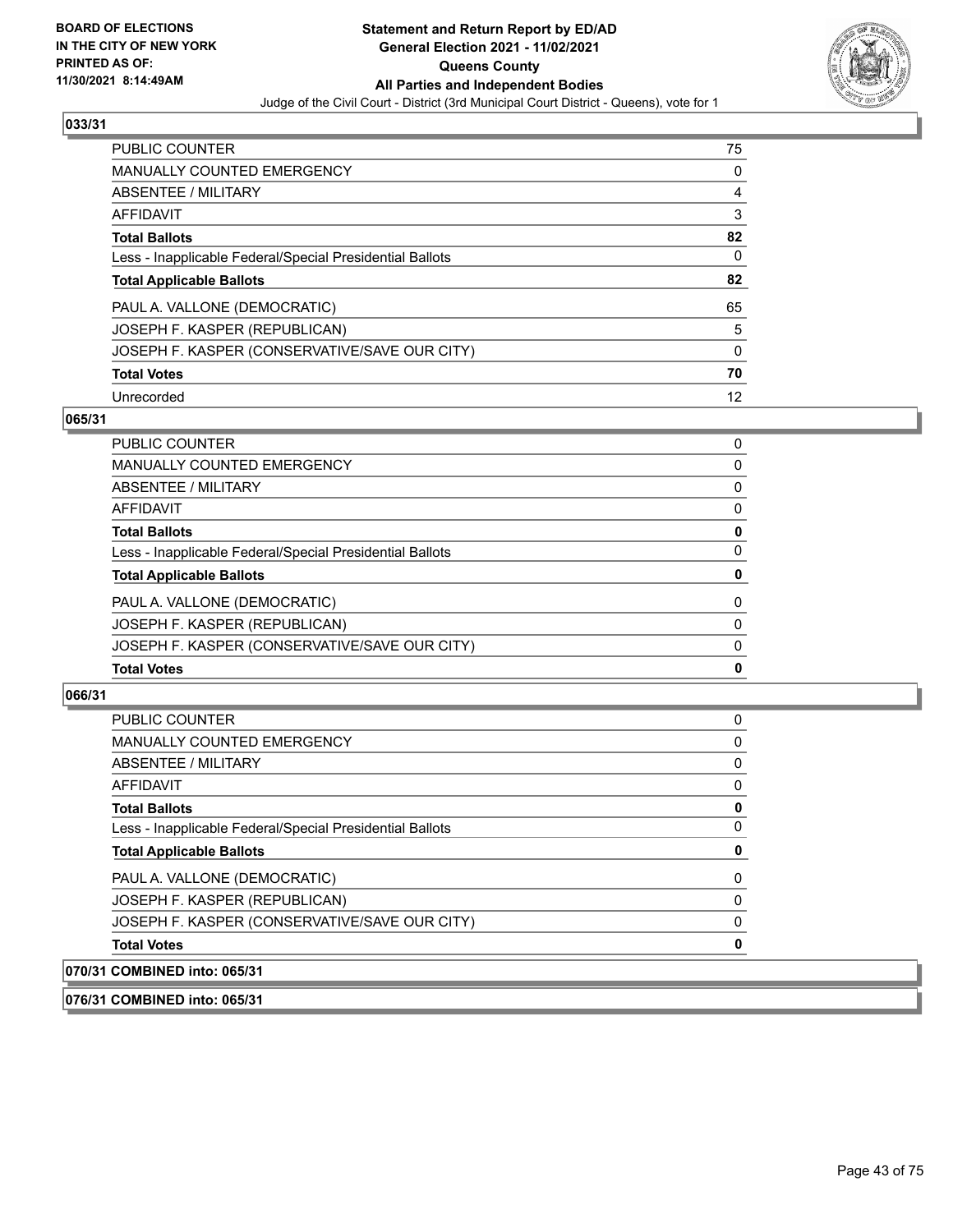### 033/31

| | |
|---|---|
| PUBLIC COUNTER | 75 |
| MANUALLY COUNTED EMERGENCY | 0 |
| ABSENTEE / MILITARY | 4 |
| AFFIDAVIT | 3 |
| **Total Ballots** | **82** |
| Less - Inapplicable Federal/Special Presidential Ballots | 0 |
| **Total Applicable Ballots** | **82** |
| PAUL A. VALLONE (DEMOCRATIC) | 65 |
| JOSEPH F. KASPER (REPUBLICAN) | 5 |
| JOSEPH F. KASPER (CONSERVATIVE/SAVE OUR CITY) | 0 |
| **Total Votes** | **70** |
| Unrecorded | 12 |

### 065/31

| | |
|---|---|
| PUBLIC COUNTER | 0 |
| MANUALLY COUNTED EMERGENCY | 0 |
| ABSENTEE / MILITARY | 0 |
| AFFIDAVIT | 0 |
| **Total Ballots** | **0** |
| Less - Inapplicable Federal/Special Presidential Ballots | 0 |
| **Total Applicable Ballots** | **0** |
| PAUL A. VALLONE (DEMOCRATIC) | 0 |
| JOSEPH F. KASPER (REPUBLICAN) | 0 |
| JOSEPH F. KASPER (CONSERVATIVE/SAVE OUR CITY) | 0 |
| **Total Votes** | **0** |

### 066/31

| | |
|---|---|
| PUBLIC COUNTER | 0 |
| MANUALLY COUNTED EMERGENCY | 0 |
| ABSENTEE / MILITARY | 0 |
| AFFIDAVIT | 0 |
| **Total Ballots** | **0** |
| Less - Inapplicable Federal/Special Presidential Ballots | 0 |
| **Total Applicable Ballots** | **0** |
| PAUL A. VALLONE (DEMOCRATIC) | 0 |
| JOSEPH F. KASPER (REPUBLICAN) | 0 |
| JOSEPH F. KASPER (CONSERVATIVE/SAVE OUR CITY) | 0 |
| **Total Votes** | **0** |

### 070/31 COMBINED into: 065/31

### 076/31 COMBINED into: 065/31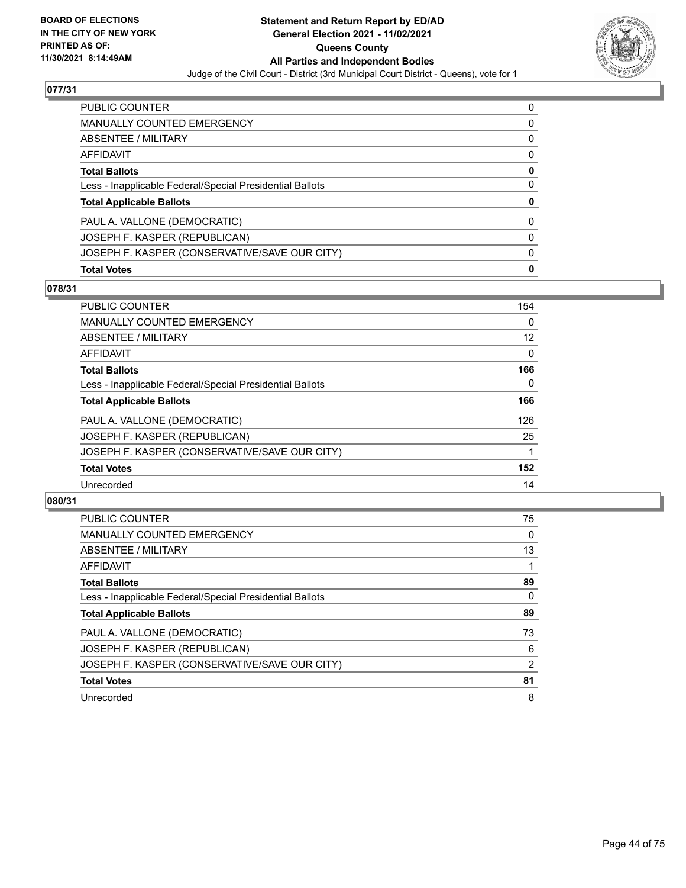**BOARD OF ELECTIONS IN THE CITY OF NEW YORK PRINTED AS OF: 11/30/2021 8:14:49AM**

**Statement and Return Report by ED/AD General Election 2021 - 11/02/2021 Queens County All Parties and Independent Bodies**

Judge of the Civil Court - District (3rd Municipal Court District - Queens), vote for 1

## 077/31

| | |
|---|---|
| PUBLIC COUNTER | 0 |
| MANUALLY COUNTED EMERGENCY | 0 |
| ABSENTEE / MILITARY | 0 |
| AFFIDAVIT | 0 |
| **Total Ballots** | **0** |
| Less - Inapplicable Federal/Special Presidential Ballots | 0 |
| **Total Applicable Ballots** | **0** |
| PAUL A. VALLONE (DEMOCRATIC) | 0 |
| JOSEPH F. KASPER (REPUBLICAN) | 0 |
| JOSEPH F. KASPER (CONSERVATIVE/SAVE OUR CITY) | 0 |
| **Total Votes** | **0** |

## 078/31

| | |
|---|---|
| PUBLIC COUNTER | 154 |
| MANUALLY COUNTED EMERGENCY | 0 |
| ABSENTEE / MILITARY | 12 |
| AFFIDAVIT | 0 |
| **Total Ballots** | **166** |
| Less - Inapplicable Federal/Special Presidential Ballots | 0 |
| **Total Applicable Ballots** | **166** |
| PAUL A. VALLONE (DEMOCRATIC) | 126 |
| JOSEPH F. KASPER (REPUBLICAN) | 25 |
| JOSEPH F. KASPER (CONSERVATIVE/SAVE OUR CITY) | 1 |
| **Total Votes** | **152** |
| Unrecorded | 14 |

## 080/31

| | |
|---|---|
| PUBLIC COUNTER | 75 |
| MANUALLY COUNTED EMERGENCY | 0 |
| ABSENTEE / MILITARY | 13 |
| AFFIDAVIT | 1 |
| **Total Ballots** | **89** |
| Less - Inapplicable Federal/Special Presidential Ballots | 0 |
| **Total Applicable Ballots** | **89** |
| PAUL A. VALLONE (DEMOCRATIC) | 73 |
| JOSEPH F. KASPER (REPUBLICAN) | 6 |
| JOSEPH F. KASPER (CONSERVATIVE/SAVE OUR CITY) | 2 |
| **Total Votes** | **81** |
| Unrecorded | 8 |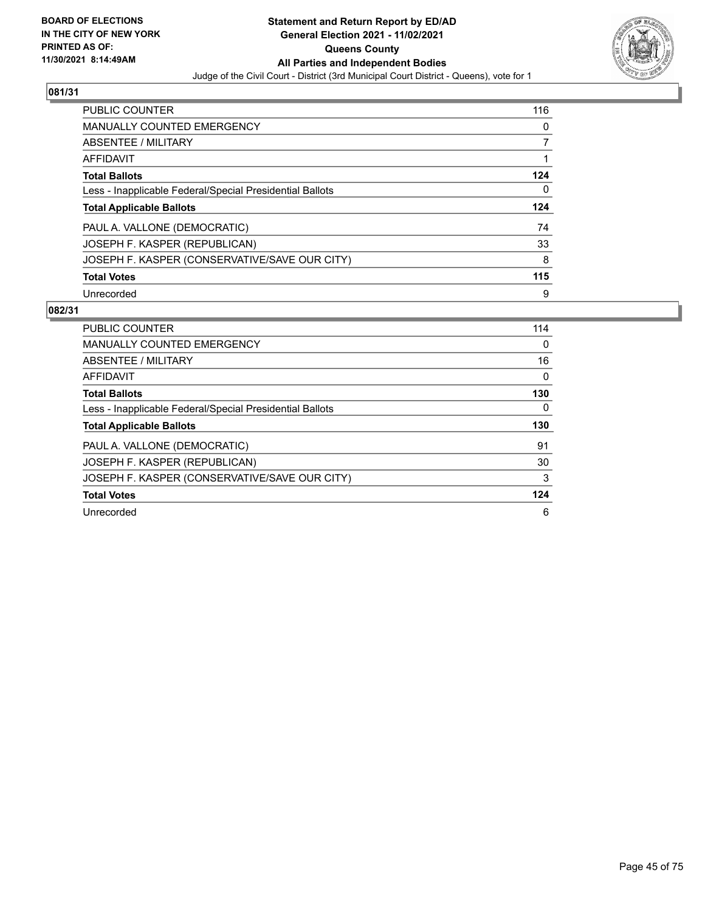## 081/31

| | |
|---|---|
| PUBLIC COUNTER | 116 |
| MANUALLY COUNTED EMERGENCY | 0 |
| ABSENTEE / MILITARY | 7 |
| AFFIDAVIT | 1 |
| **Total Ballots** | **124** |
| Less - Inapplicable Federal/Special Presidential Ballots | 0 |
| **Total Applicable Ballots** | **124** |
| PAUL A. VALLONE (DEMOCRATIC) | 74 |
| JOSEPH F. KASPER (REPUBLICAN) | 33 |
| JOSEPH F. KASPER (CONSERVATIVE/SAVE OUR CITY) | 8 |
| **Total Votes** | **115** |
| Unrecorded | 9 |

## 082/31

| | |
|---|---|
| PUBLIC COUNTER | 114 |
| MANUALLY COUNTED EMERGENCY | 0 |
| ABSENTEE / MILITARY | 16 |
| AFFIDAVIT | 0 |
| **Total Ballots** | **130** |
| Less - Inapplicable Federal/Special Presidential Ballots | 0 |
| **Total Applicable Ballots** | **130** |
| PAUL A. VALLONE (DEMOCRATIC) | 91 |
| JOSEPH F. KASPER (REPUBLICAN) | 30 |
| JOSEPH F. KASPER (CONSERVATIVE/SAVE OUR CITY) | 3 |
| **Total Votes** | **124** |
| Unrecorded | 6 |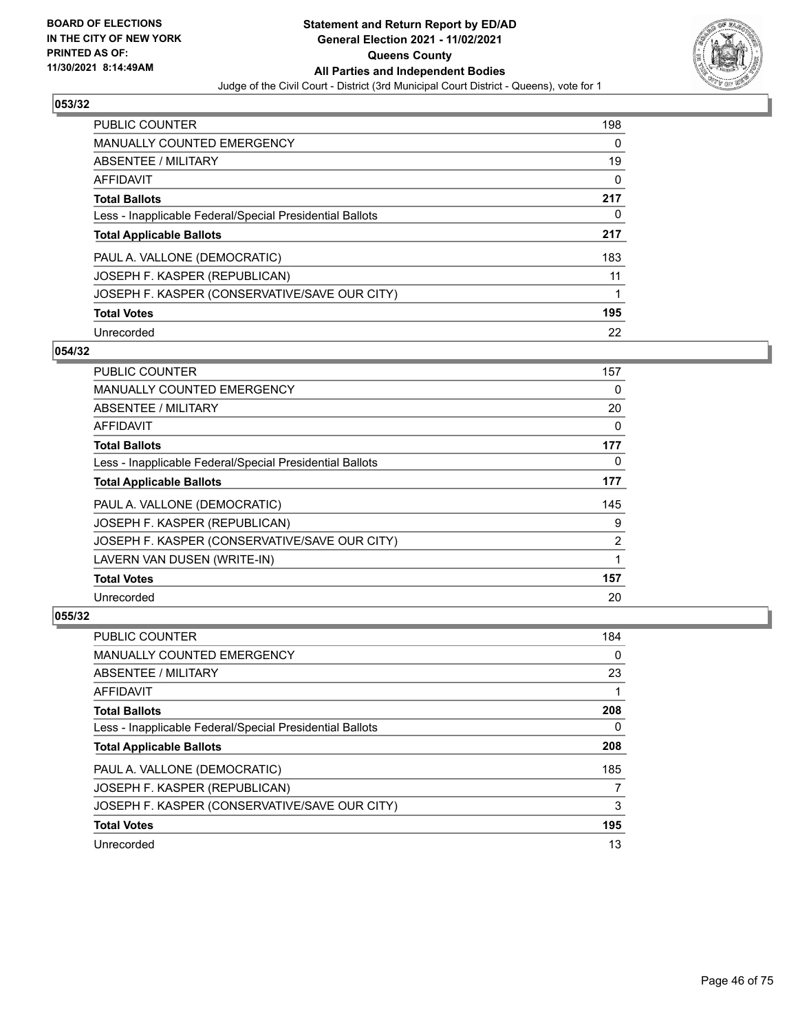**BOARD OF ELECTIONS IN THE CITY OF NEW YORK PRINTED AS OF: 11/30/2021 8:14:49AM**

# Statement and Return Report by ED/AD
## General Election 2021 - 11/02/2021
## Queens County
## All Parties and Independent Bodies

Judge of the Civil Court - District (3rd Municipal Court District - Queens), vote for 1

### 053/32

| | |
|---|---|
| PUBLIC COUNTER | 198 |
| MANUALLY COUNTED EMERGENCY | 0 |
| ABSENTEE / MILITARY | 19 |
| AFFIDAVIT | 0 |
| **Total Ballots** | **217** |
| Less - Inapplicable Federal/Special Presidential Ballots | 0 |
| **Total Applicable Ballots** | **217** |
| PAUL A. VALLONE (DEMOCRATIC) | 183 |
| JOSEPH F. KASPER (REPUBLICAN) | 11 |
| JOSEPH F. KASPER (CONSERVATIVE/SAVE OUR CITY) | 1 |
| **Total Votes** | **195** |
| Unrecorded | 22 |

### 054/32

| | |
|---|---|
| PUBLIC COUNTER | 157 |
| MANUALLY COUNTED EMERGENCY | 0 |
| ABSENTEE / MILITARY | 20 |
| AFFIDAVIT | 0 |
| **Total Ballots** | **177** |
| Less - Inapplicable Federal/Special Presidential Ballots | 0 |
| **Total Applicable Ballots** | **177** |
| PAUL A. VALLONE (DEMOCRATIC) | 145 |
| JOSEPH F. KASPER (REPUBLICAN) | 9 |
| JOSEPH F. KASPER (CONSERVATIVE/SAVE OUR CITY) | 2 |
| LAVERN VAN DUSEN (WRITE-IN) | 1 |
| **Total Votes** | **157** |
| Unrecorded | 20 |

### 055/32

| | |
|---|---|
| PUBLIC COUNTER | 184 |
| MANUALLY COUNTED EMERGENCY | 0 |
| ABSENTEE / MILITARY | 23 |
| AFFIDAVIT | 1 |
| **Total Ballots** | **208** |
| Less - Inapplicable Federal/Special Presidential Ballots | 0 |
| **Total Applicable Ballots** | **208** |
| PAUL A. VALLONE (DEMOCRATIC) | 185 |
| JOSEPH F. KASPER (REPUBLICAN) | 7 |
| JOSEPH F. KASPER (CONSERVATIVE/SAVE OUR CITY) | 3 |
| **Total Votes** | **195** |
| Unrecorded | 13 |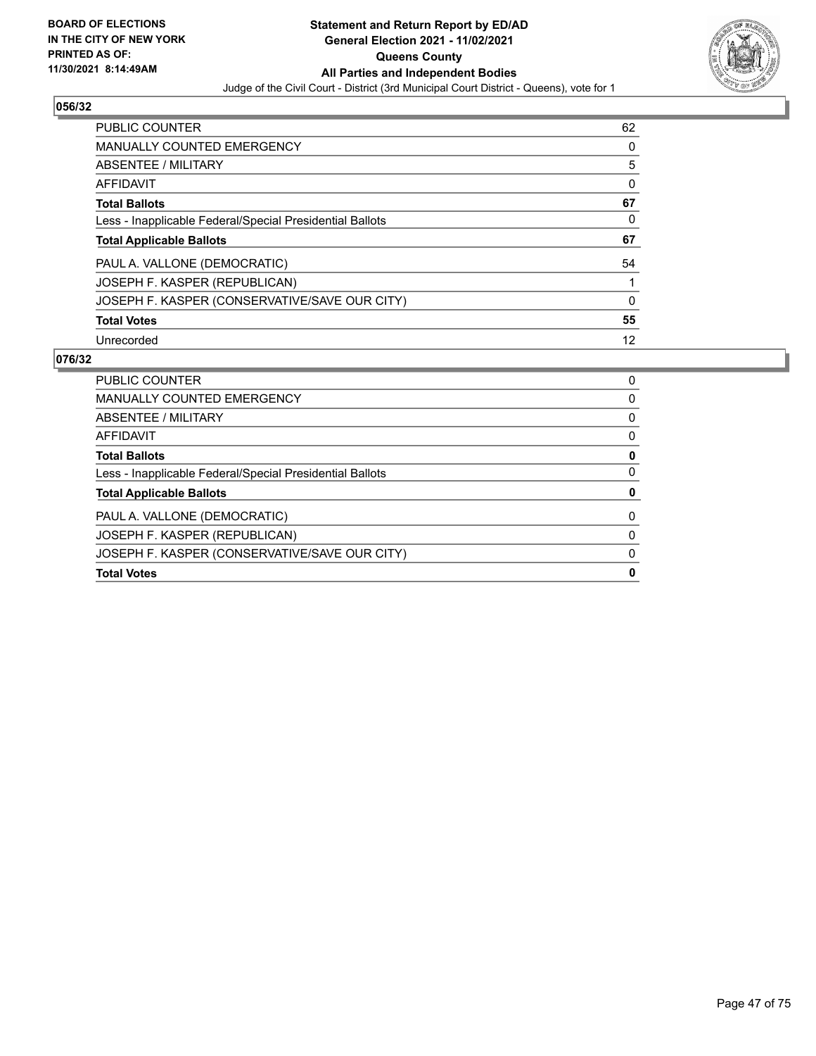**BOARD OF ELECTIONS IN THE CITY OF NEW YORK PRINTED AS OF: 11/30/2021 8:14:49AM**

**Statement and Return Report by ED/AD General Election 2021 - 11/02/2021 Queens County All Parties and Independent Bodies**

Judge of the Civil Court - District (3rd Municipal Court District - Queens), vote for 1

## 056/32

| | |
|---|---|
| PUBLIC COUNTER | 62 |
| MANUALLY COUNTED EMERGENCY | 0 |
| ABSENTEE / MILITARY | 5 |
| AFFIDAVIT | 0 |
| **Total Ballots** | **67** |
| Less - Inapplicable Federal/Special Presidential Ballots | 0 |
| **Total Applicable Ballots** | **67** |
| PAUL A. VALLONE (DEMOCRATIC) | 54 |
| JOSEPH F. KASPER (REPUBLICAN) | 1 |
| JOSEPH F. KASPER (CONSERVATIVE/SAVE OUR CITY) | 0 |
| **Total Votes** | **55** |
| Unrecorded | 12 |

## 076/32

| | |
|---|---|
| PUBLIC COUNTER | 0 |
| MANUALLY COUNTED EMERGENCY | 0 |
| ABSENTEE / MILITARY | 0 |
| AFFIDAVIT | 0 |
| **Total Ballots** | **0** |
| Less - Inapplicable Federal/Special Presidential Ballots | 0 |
| **Total Applicable Ballots** | **0** |
| PAUL A. VALLONE (DEMOCRATIC) | 0 |
| JOSEPH F. KASPER (REPUBLICAN) | 0 |
| JOSEPH F. KASPER (CONSERVATIVE/SAVE OUR CITY) | 0 |
| **Total Votes** | **0** |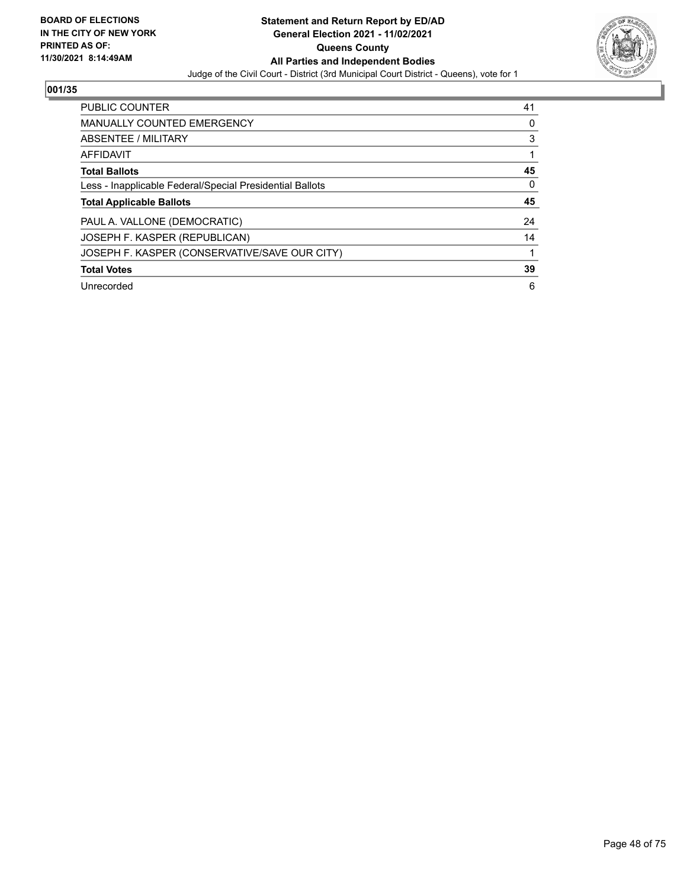**BOARD OF ELECTIONS IN THE CITY OF NEW YORK PRINTED AS OF: 11/30/2021 8:14:49AM**

**Statement and Return Report by ED/AD General Election 2021 - 11/02/2021 Queens County All Parties and Independent Bodies**

Judge of the Civil Court - District (3rd Municipal Court District - Queens), vote for 1

## 001/35

| | |
|---|---|
| PUBLIC COUNTER | 41 |
| MANUALLY COUNTED EMERGENCY | 0 |
| ABSENTEE / MILITARY | 3 |
| AFFIDAVIT | 1 |
| **Total Ballots** | **45** |
| Less - Inapplicable Federal/Special Presidential Ballots | 0 |
| **Total Applicable Ballots** | **45** |
| PAUL A. VALLONE (DEMOCRATIC) | 24 |
| JOSEPH F. KASPER (REPUBLICAN) | 14 |
| JOSEPH F. KASPER (CONSERVATIVE/SAVE OUR CITY) | 1 |
| **Total Votes** | **39** |
| Unrecorded | 6 |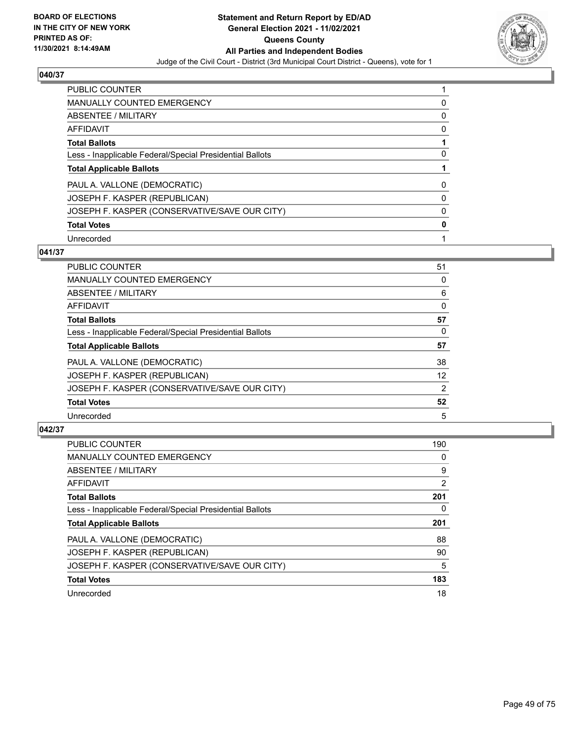## 040/37

| | |
|---|---|
| PUBLIC COUNTER | 1 |
| MANUALLY COUNTED EMERGENCY | 0 |
| ABSENTEE / MILITARY | 0 |
| AFFIDAVIT | 0 |
| **Total Ballots** | **1** |
| Less - Inapplicable Federal/Special Presidential Ballots | 0 |
| **Total Applicable Ballots** | **1** |
| PAUL A. VALLONE (DEMOCRATIC) | 0 |
| JOSEPH F. KASPER (REPUBLICAN) | 0 |
| JOSEPH F. KASPER (CONSERVATIVE/SAVE OUR CITY) | 0 |
| **Total Votes** | **0** |
| Unrecorded | 1 |

## 041/37

| | |
|---|---|
| PUBLIC COUNTER | 51 |
| MANUALLY COUNTED EMERGENCY | 0 |
| ABSENTEE / MILITARY | 6 |
| AFFIDAVIT | 0 |
| **Total Ballots** | **57** |
| Less - Inapplicable Federal/Special Presidential Ballots | 0 |
| **Total Applicable Ballots** | **57** |
| PAUL A. VALLONE (DEMOCRATIC) | 38 |
| JOSEPH F. KASPER (REPUBLICAN) | 12 |
| JOSEPH F. KASPER (CONSERVATIVE/SAVE OUR CITY) | 2 |
| **Total Votes** | **52** |
| Unrecorded | 5 |

## 042/37

| | |
|---|---|
| PUBLIC COUNTER | 190 |
| MANUALLY COUNTED EMERGENCY | 0 |
| ABSENTEE / MILITARY | 9 |
| AFFIDAVIT | 2 |
| **Total Ballots** | **201** |
| Less - Inapplicable Federal/Special Presidential Ballots | 0 |
| **Total Applicable Ballots** | **201** |
| PAUL A. VALLONE (DEMOCRATIC) | 88 |
| JOSEPH F. KASPER (REPUBLICAN) | 90 |
| JOSEPH F. KASPER (CONSERVATIVE/SAVE OUR CITY) | 5 |
| **Total Votes** | **183** |
| Unrecorded | 18 |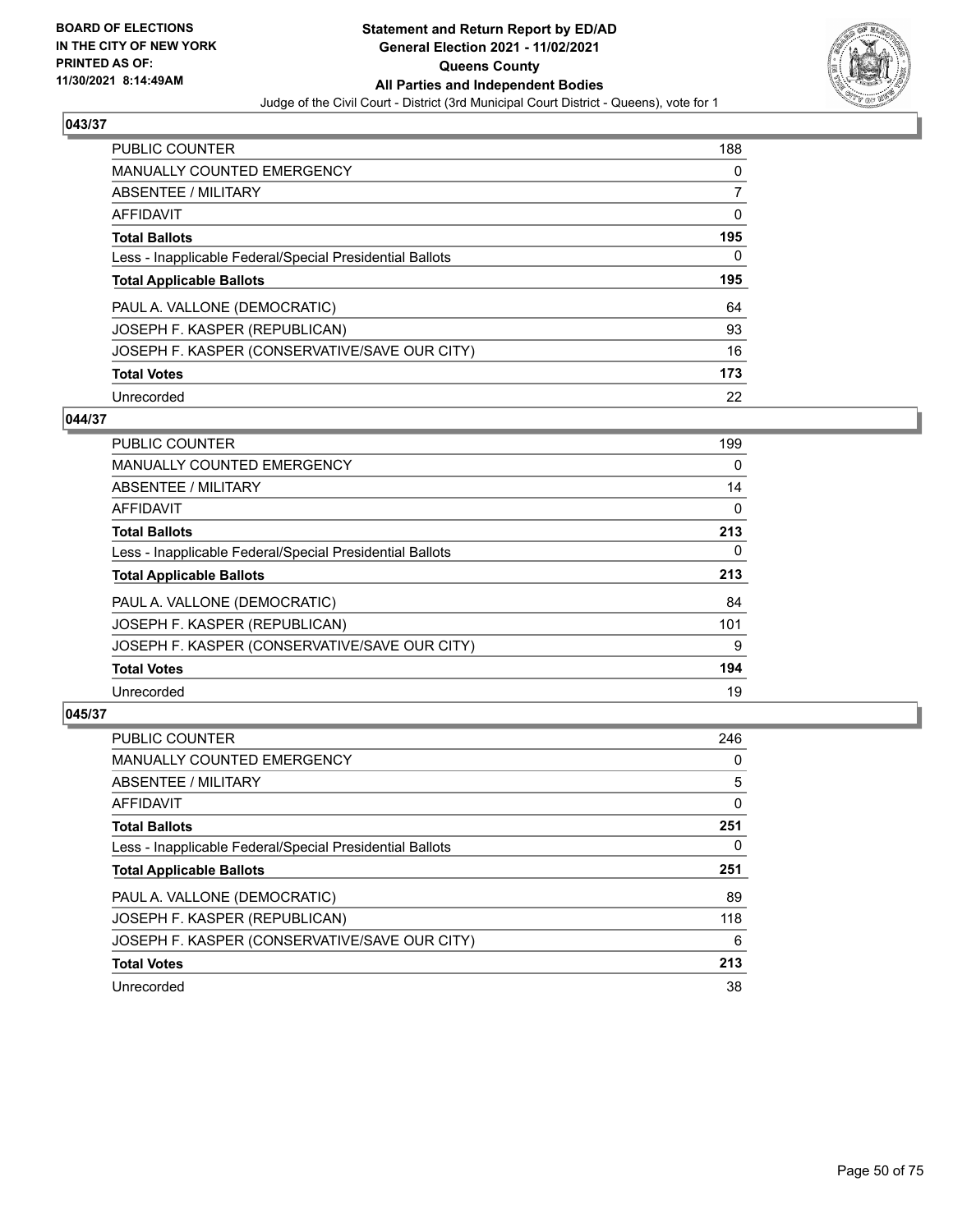BOARD OF ELECTIONS
IN THE CITY OF NEW YORK
PRINTED AS OF:
11/30/2021 8:14:49AM

**Statement and Return Report by ED/AD**
**General Election 2021 - 11/02/2021**
**Queens County**
**All Parties and Independent Bodies**
Judge of the Civil Court - District (3rd Municipal Court District - Queens), vote for 1

### 043/37

| | |
|---|---|
| PUBLIC COUNTER | 188 |
| MANUALLY COUNTED EMERGENCY | 0 |
| ABSENTEE / MILITARY | 7 |
| AFFIDAVIT | 0 |
| **Total Ballots** | **195** |
| Less - Inapplicable Federal/Special Presidential Ballots | 0 |
| **Total Applicable Ballots** | **195** |
| PAUL A. VALLONE (DEMOCRATIC) | 64 |
| JOSEPH F. KASPER (REPUBLICAN) | 93 |
| JOSEPH F. KASPER (CONSERVATIVE/SAVE OUR CITY) | 16 |
| **Total Votes** | **173** |
| Unrecorded | 22 |

### 044/37

| | |
|---|---|
| PUBLIC COUNTER | 199 |
| MANUALLY COUNTED EMERGENCY | 0 |
| ABSENTEE / MILITARY | 14 |
| AFFIDAVIT | 0 |
| **Total Ballots** | **213** |
| Less - Inapplicable Federal/Special Presidential Ballots | 0 |
| **Total Applicable Ballots** | **213** |
| PAUL A. VALLONE (DEMOCRATIC) | 84 |
| JOSEPH F. KASPER (REPUBLICAN) | 101 |
| JOSEPH F. KASPER (CONSERVATIVE/SAVE OUR CITY) | 9 |
| **Total Votes** | **194** |
| Unrecorded | 19 |

### 045/37

| | |
|---|---|
| PUBLIC COUNTER | 246 |
| MANUALLY COUNTED EMERGENCY | 0 |
| ABSENTEE / MILITARY | 5 |
| AFFIDAVIT | 0 |
| **Total Ballots** | **251** |
| Less - Inapplicable Federal/Special Presidential Ballots | 0 |
| **Total Applicable Ballots** | **251** |
| PAUL A. VALLONE (DEMOCRATIC) | 89 |
| JOSEPH F. KASPER (REPUBLICAN) | 118 |
| JOSEPH F. KASPER (CONSERVATIVE/SAVE OUR CITY) | 6 |
| **Total Votes** | **213** |
| Unrecorded | 38 |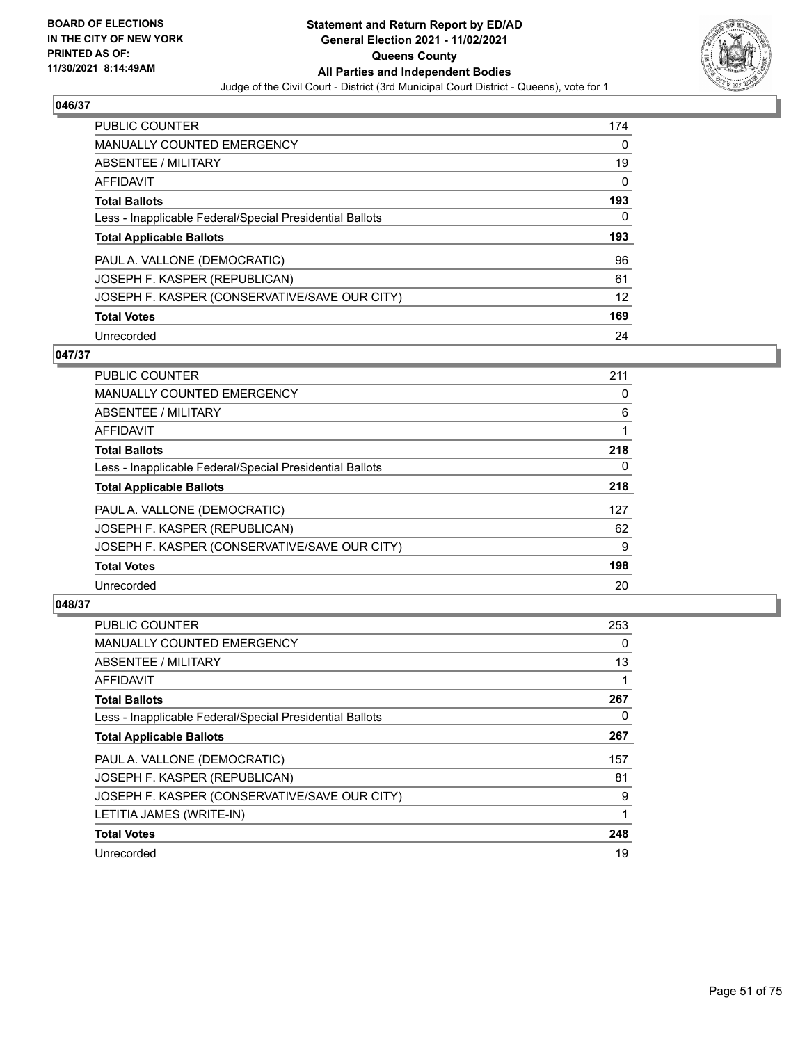BOARD OF ELECTIONS
IN THE CITY OF NEW YORK
PRINTED AS OF:
11/30/2021 8:14:49AM

**Statement and Return Report by ED/AD**
**General Election 2021 - 11/02/2021**
**Queens County**
**All Parties and Independent Bodies**
Judge of the Civil Court - District (3rd Municipal Court District - Queens), vote for 1

### 046/37

| | |
|---|---|
| PUBLIC COUNTER | 174 |
| MANUALLY COUNTED EMERGENCY | 0 |
| ABSENTEE / MILITARY | 19 |
| AFFIDAVIT | 0 |
| **Total Ballots** | **193** |
| Less - Inapplicable Federal/Special Presidential Ballots | 0 |
| **Total Applicable Ballots** | **193** |
| PAUL A. VALLONE (DEMOCRATIC) | 96 |
| JOSEPH F. KASPER (REPUBLICAN) | 61 |
| JOSEPH F. KASPER (CONSERVATIVE/SAVE OUR CITY) | 12 |
| **Total Votes** | **169** |
| Unrecorded | 24 |

### 047/37

| | |
|---|---|
| PUBLIC COUNTER | 211 |
| MANUALLY COUNTED EMERGENCY | 0 |
| ABSENTEE / MILITARY | 6 |
| AFFIDAVIT | 1 |
| **Total Ballots** | **218** |
| Less - Inapplicable Federal/Special Presidential Ballots | 0 |
| **Total Applicable Ballots** | **218** |
| PAUL A. VALLONE (DEMOCRATIC) | 127 |
| JOSEPH F. KASPER (REPUBLICAN) | 62 |
| JOSEPH F. KASPER (CONSERVATIVE/SAVE OUR CITY) | 9 |
| **Total Votes** | **198** |
| Unrecorded | 20 |

### 048/37

| | |
|---|---|
| PUBLIC COUNTER | 253 |
| MANUALLY COUNTED EMERGENCY | 0 |
| ABSENTEE / MILITARY | 13 |
| AFFIDAVIT | 1 |
| **Total Ballots** | **267** |
| Less - Inapplicable Federal/Special Presidential Ballots | 0 |
| **Total Applicable Ballots** | **267** |
| PAUL A. VALLONE (DEMOCRATIC) | 157 |
| JOSEPH F. KASPER (REPUBLICAN) | 81 |
| JOSEPH F. KASPER (CONSERVATIVE/SAVE OUR CITY) | 9 |
| LETITIA JAMES (WRITE-IN) | 1 |
| **Total Votes** | **248** |
| Unrecorded | 19 |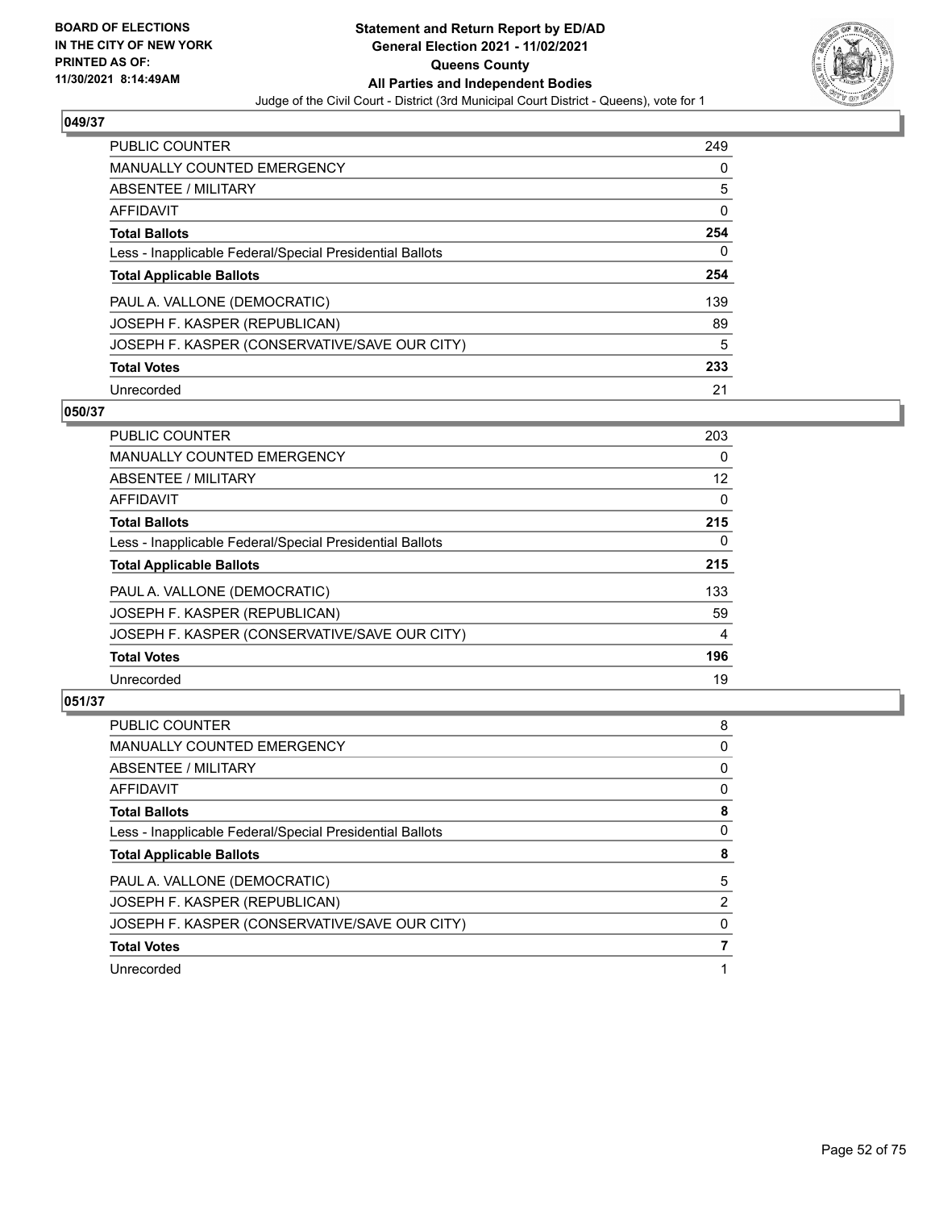BOARD OF ELECTIONS
IN THE CITY OF NEW YORK
PRINTED AS OF:
11/30/2021 8:14:49AM

**Statement and Return Report by ED/AD**
**General Election 2021 - 11/02/2021**
**Queens County**
**All Parties and Independent Bodies**
Judge of the Civil Court - District (3rd Municipal Court District - Queens), vote for 1

### 049/37

| | |
|---|---|
| PUBLIC COUNTER | 249 |
| MANUALLY COUNTED EMERGENCY | 0 |
| ABSENTEE / MILITARY | 5 |
| AFFIDAVIT | 0 |
| **Total Ballots** | **254** |
| Less - Inapplicable Federal/Special Presidential Ballots | 0 |
| **Total Applicable Ballots** | **254** |
| PAUL A. VALLONE (DEMOCRATIC) | 139 |
| JOSEPH F. KASPER (REPUBLICAN) | 89 |
| JOSEPH F. KASPER (CONSERVATIVE/SAVE OUR CITY) | 5 |
| **Total Votes** | **233** |
| Unrecorded | 21 |

### 050/37

| | |
|---|---|
| PUBLIC COUNTER | 203 |
| MANUALLY COUNTED EMERGENCY | 0 |
| ABSENTEE / MILITARY | 12 |
| AFFIDAVIT | 0 |
| **Total Ballots** | **215** |
| Less - Inapplicable Federal/Special Presidential Ballots | 0 |
| **Total Applicable Ballots** | **215** |
| PAUL A. VALLONE (DEMOCRATIC) | 133 |
| JOSEPH F. KASPER (REPUBLICAN) | 59 |
| JOSEPH F. KASPER (CONSERVATIVE/SAVE OUR CITY) | 4 |
| **Total Votes** | **196** |
| Unrecorded | 19 |

### 051/37

| | |
|---|---|
| PUBLIC COUNTER | 8 |
| MANUALLY COUNTED EMERGENCY | 0 |
| ABSENTEE / MILITARY | 0 |
| AFFIDAVIT | 0 |
| **Total Ballots** | **8** |
| Less - Inapplicable Federal/Special Presidential Ballots | 0 |
| **Total Applicable Ballots** | **8** |
| PAUL A. VALLONE (DEMOCRATIC) | 5 |
| JOSEPH F. KASPER (REPUBLICAN) | 2 |
| JOSEPH F. KASPER (CONSERVATIVE/SAVE OUR CITY) | 0 |
| **Total Votes** | **7** |
| Unrecorded | 1 |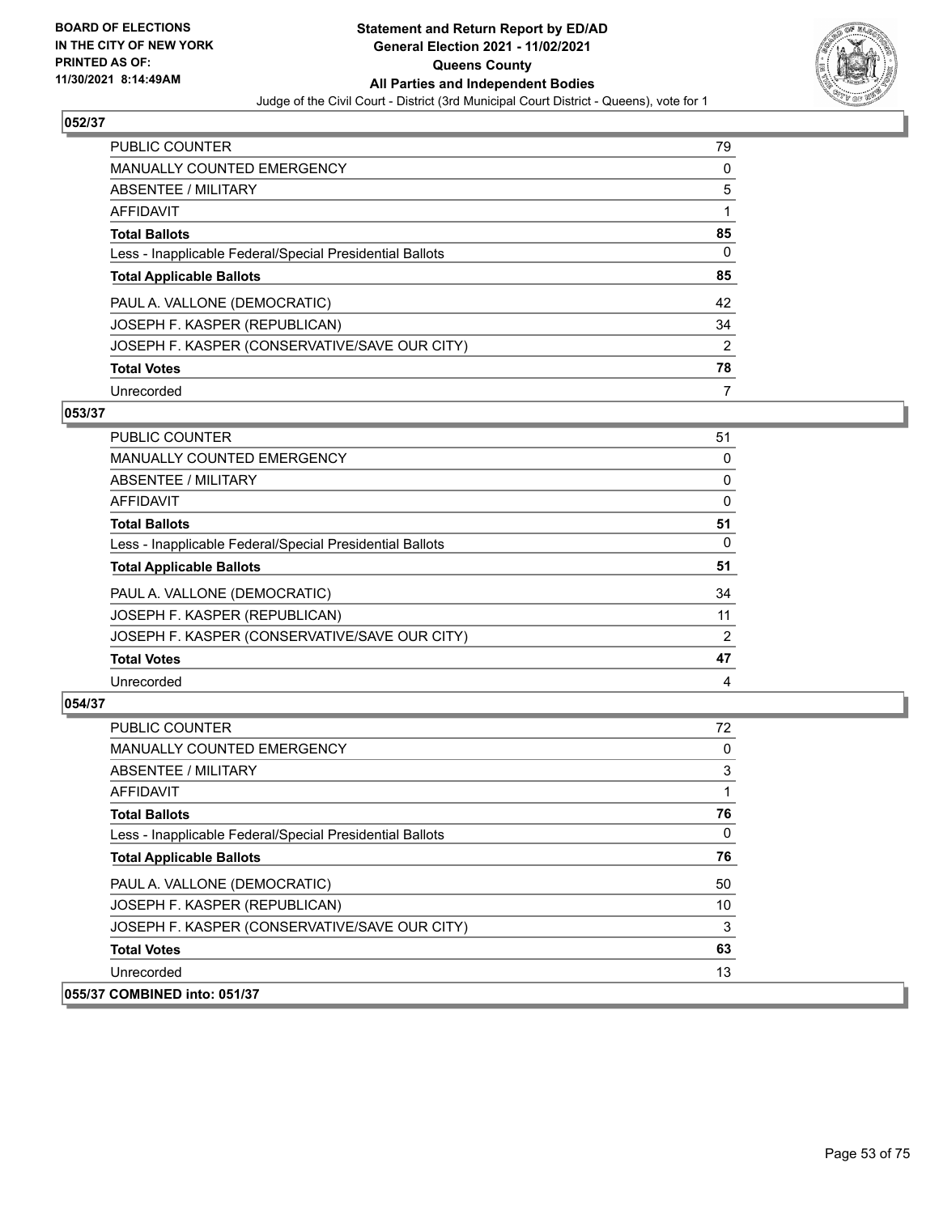## 052/37

| | |
|---|---|
| PUBLIC COUNTER | 79 |
| MANUALLY COUNTED EMERGENCY | 0 |
| ABSENTEE / MILITARY | 5 |
| AFFIDAVIT | 1 |
| **Total Ballots** | **85** |
| Less - Inapplicable Federal/Special Presidential Ballots | 0 |
| **Total Applicable Ballots** | **85** |
| PAUL A. VALLONE (DEMOCRATIC) | 42 |
| JOSEPH F. KASPER (REPUBLICAN) | 34 |
| JOSEPH F. KASPER (CONSERVATIVE/SAVE OUR CITY) | 2 |
| **Total Votes** | **78** |
| Unrecorded | 7 |

## 053/37

| | |
|---|---|
| PUBLIC COUNTER | 51 |
| MANUALLY COUNTED EMERGENCY | 0 |
| ABSENTEE / MILITARY | 0 |
| AFFIDAVIT | 0 |
| **Total Ballots** | **51** |
| Less - Inapplicable Federal/Special Presidential Ballots | 0 |
| **Total Applicable Ballots** | **51** |
| PAUL A. VALLONE (DEMOCRATIC) | 34 |
| JOSEPH F. KASPER (REPUBLICAN) | 11 |
| JOSEPH F. KASPER (CONSERVATIVE/SAVE OUR CITY) | 2 |
| **Total Votes** | **47** |
| Unrecorded | 4 |

## 054/37

| | |
|---|---|
| PUBLIC COUNTER | 72 |
| MANUALLY COUNTED EMERGENCY | 0 |
| ABSENTEE / MILITARY | 3 |
| AFFIDAVIT | 1 |
| **Total Ballots** | **76** |
| Less - Inapplicable Federal/Special Presidential Ballots | 0 |
| **Total Applicable Ballots** | **76** |
| PAUL A. VALLONE (DEMOCRATIC) | 50 |
| JOSEPH F. KASPER (REPUBLICAN) | 10 |
| JOSEPH F. KASPER (CONSERVATIVE/SAVE OUR CITY) | 3 |
| **Total Votes** | **63** |
| Unrecorded | 13 |

## 055/37 COMBINED into: 051/37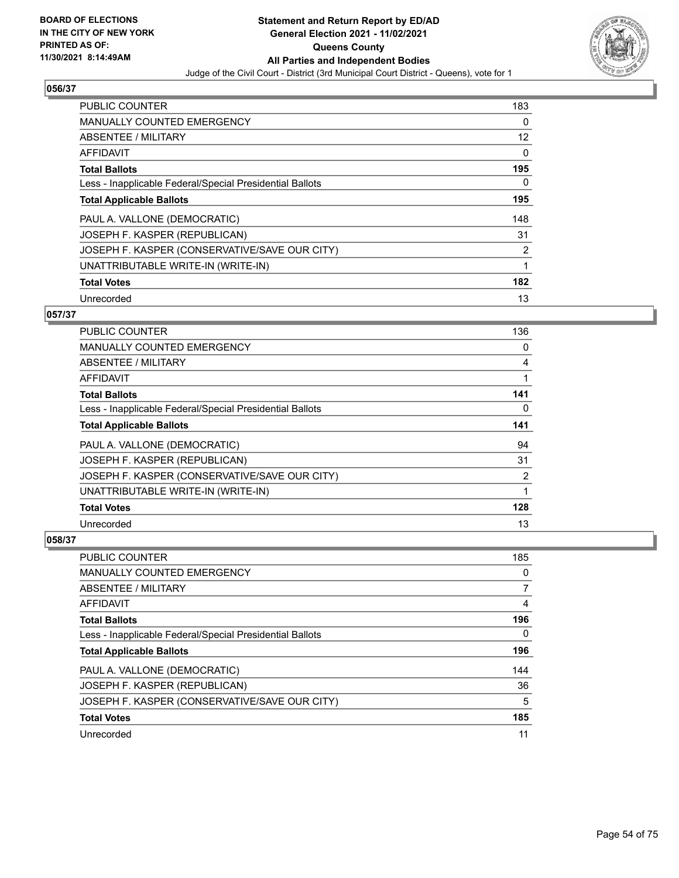**BOARD OF ELECTIONS IN THE CITY OF NEW YORK PRINTED AS OF: 11/30/2021 8:14:49AM**

**Statement and Return Report by ED/AD General Election 2021 - 11/02/2021 Queens County All Parties and Independent Bodies**

Judge of the Civil Court - District (3rd Municipal Court District - Queens), vote for 1

## 056/37

| | |
|---|---|
| PUBLIC COUNTER | 183 |
| MANUALLY COUNTED EMERGENCY | 0 |
| ABSENTEE / MILITARY | 12 |
| AFFIDAVIT | 0 |
| **Total Ballots** | **195** |
| Less - Inapplicable Federal/Special Presidential Ballots | 0 |
| **Total Applicable Ballots** | **195** |
| PAUL A. VALLONE (DEMOCRATIC) | 148 |
| JOSEPH F. KASPER (REPUBLICAN) | 31 |
| JOSEPH F. KASPER (CONSERVATIVE/SAVE OUR CITY) | 2 |
| UNATTRIBUTABLE WRITE-IN (WRITE-IN) | 1 |
| **Total Votes** | **182** |
| Unrecorded | 13 |

## 057/37

| | |
|---|---|
| PUBLIC COUNTER | 136 |
| MANUALLY COUNTED EMERGENCY | 0 |
| ABSENTEE / MILITARY | 4 |
| AFFIDAVIT | 1 |
| **Total Ballots** | **141** |
| Less - Inapplicable Federal/Special Presidential Ballots | 0 |
| **Total Applicable Ballots** | **141** |
| PAUL A. VALLONE (DEMOCRATIC) | 94 |
| JOSEPH F. KASPER (REPUBLICAN) | 31 |
| JOSEPH F. KASPER (CONSERVATIVE/SAVE OUR CITY) | 2 |
| UNATTRIBUTABLE WRITE-IN (WRITE-IN) | 1 |
| **Total Votes** | **128** |
| Unrecorded | 13 |

## 058/37

| | |
|---|---|
| PUBLIC COUNTER | 185 |
| MANUALLY COUNTED EMERGENCY | 0 |
| ABSENTEE / MILITARY | 7 |
| AFFIDAVIT | 4 |
| **Total Ballots** | **196** |
| Less - Inapplicable Federal/Special Presidential Ballots | 0 |
| **Total Applicable Ballots** | **196** |
| PAUL A. VALLONE (DEMOCRATIC) | 144 |
| JOSEPH F. KASPER (REPUBLICAN) | 36 |
| JOSEPH F. KASPER (CONSERVATIVE/SAVE OUR CITY) | 5 |
| **Total Votes** | **185** |
| Unrecorded | 11 |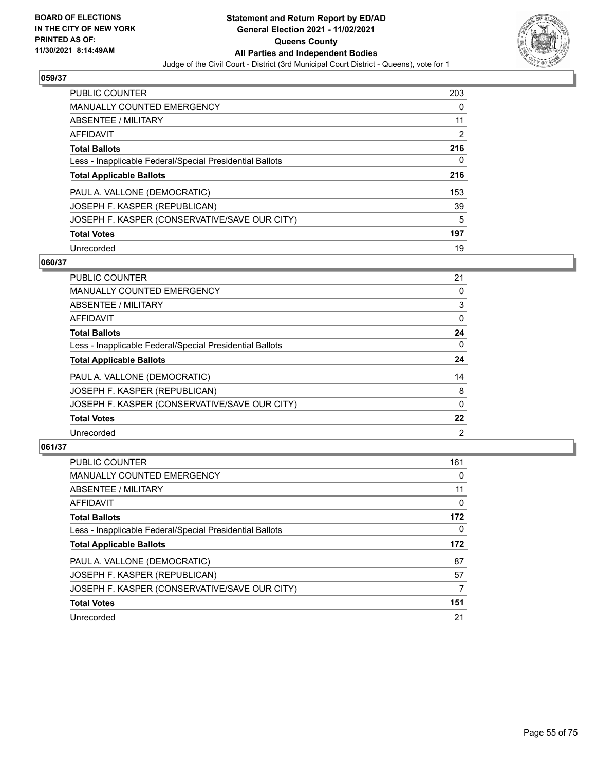## 059/37

| | |
|---|---|
| PUBLIC COUNTER | 203 |
| MANUALLY COUNTED EMERGENCY | 0 |
| ABSENTEE / MILITARY | 11 |
| AFFIDAVIT | 2 |
| **Total Ballots** | **216** |
| Less - Inapplicable Federal/Special Presidential Ballots | 0 |
| **Total Applicable Ballots** | **216** |
| PAUL A. VALLONE (DEMOCRATIC) | 153 |
| JOSEPH F. KASPER (REPUBLICAN) | 39 |
| JOSEPH F. KASPER (CONSERVATIVE/SAVE OUR CITY) | 5 |
| **Total Votes** | **197** |
| Unrecorded | 19 |

## 060/37

| | |
|---|---|
| PUBLIC COUNTER | 21 |
| MANUALLY COUNTED EMERGENCY | 0 |
| ABSENTEE / MILITARY | 3 |
| AFFIDAVIT | 0 |
| **Total Ballots** | **24** |
| Less - Inapplicable Federal/Special Presidential Ballots | 0 |
| **Total Applicable Ballots** | **24** |
| PAUL A. VALLONE (DEMOCRATIC) | 14 |
| JOSEPH F. KASPER (REPUBLICAN) | 8 |
| JOSEPH F. KASPER (CONSERVATIVE/SAVE OUR CITY) | 0 |
| **Total Votes** | **22** |
| Unrecorded | 2 |

## 061/37

| | |
|---|---|
| PUBLIC COUNTER | 161 |
| MANUALLY COUNTED EMERGENCY | 0 |
| ABSENTEE / MILITARY | 11 |
| AFFIDAVIT | 0 |
| **Total Ballots** | **172** |
| Less - Inapplicable Federal/Special Presidential Ballots | 0 |
| **Total Applicable Ballots** | **172** |
| PAUL A. VALLONE (DEMOCRATIC) | 87 |
| JOSEPH F. KASPER (REPUBLICAN) | 57 |
| JOSEPH F. KASPER (CONSERVATIVE/SAVE OUR CITY) | 7 |
| **Total Votes** | **151** |
| Unrecorded | 21 |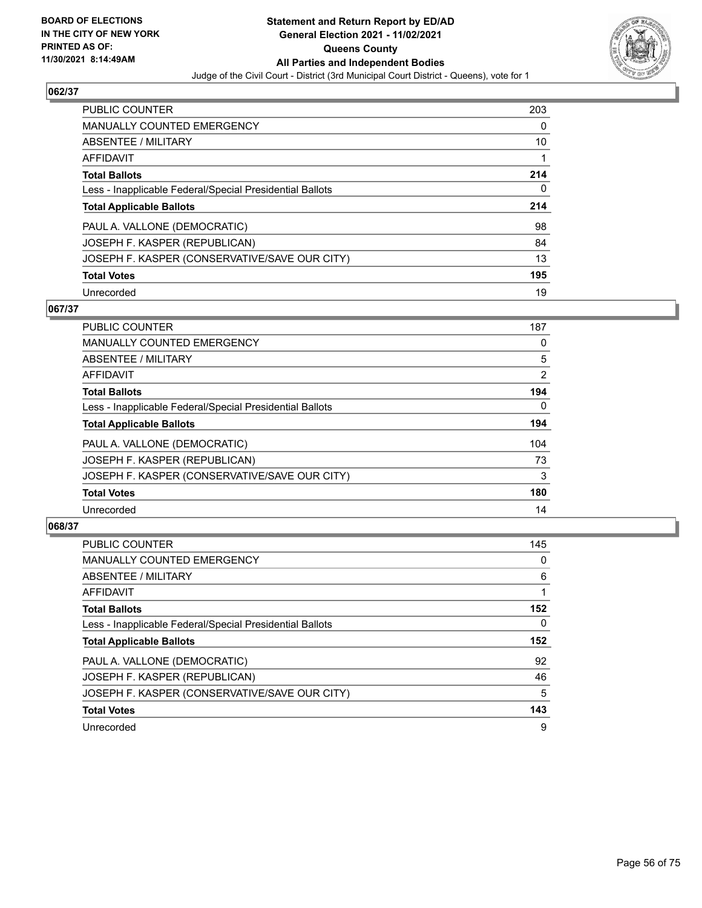BOARD OF ELECTIONS
IN THE CITY OF NEW YORK
PRINTED AS OF:
11/30/2021 8:14:49AM

**Statement and Return Report by ED/AD**
**General Election 2021 - 11/02/2021**
**Queens County**
**All Parties and Independent Bodies**
Judge of the Civil Court - District (3rd Municipal Court District - Queens), vote for 1

### 062/37

| | |
|---|---|
| PUBLIC COUNTER | 203 |
| MANUALLY COUNTED EMERGENCY | 0 |
| ABSENTEE / MILITARY | 10 |
| AFFIDAVIT | 1 |
| **Total Ballots** | **214** |
| Less - Inapplicable Federal/Special Presidential Ballots | 0 |
| **Total Applicable Ballots** | **214** |
| PAUL A. VALLONE (DEMOCRATIC) | 98 |
| JOSEPH F. KASPER (REPUBLICAN) | 84 |
| JOSEPH F. KASPER (CONSERVATIVE/SAVE OUR CITY) | 13 |
| **Total Votes** | **195** |
| Unrecorded | 19 |

### 067/37

| | |
|---|---|
| PUBLIC COUNTER | 187 |
| MANUALLY COUNTED EMERGENCY | 0 |
| ABSENTEE / MILITARY | 5 |
| AFFIDAVIT | 2 |
| **Total Ballots** | **194** |
| Less - Inapplicable Federal/Special Presidential Ballots | 0 |
| **Total Applicable Ballots** | **194** |
| PAUL A. VALLONE (DEMOCRATIC) | 104 |
| JOSEPH F. KASPER (REPUBLICAN) | 73 |
| JOSEPH F. KASPER (CONSERVATIVE/SAVE OUR CITY) | 3 |
| **Total Votes** | **180** |
| Unrecorded | 14 |

### 068/37

| | |
|---|---|
| PUBLIC COUNTER | 145 |
| MANUALLY COUNTED EMERGENCY | 0 |
| ABSENTEE / MILITARY | 6 |
| AFFIDAVIT | 1 |
| **Total Ballots** | **152** |
| Less - Inapplicable Federal/Special Presidential Ballots | 0 |
| **Total Applicable Ballots** | **152** |
| PAUL A. VALLONE (DEMOCRATIC) | 92 |
| JOSEPH F. KASPER (REPUBLICAN) | 46 |
| JOSEPH F. KASPER (CONSERVATIVE/SAVE OUR CITY) | 5 |
| **Total Votes** | **143** |
| Unrecorded | 9 |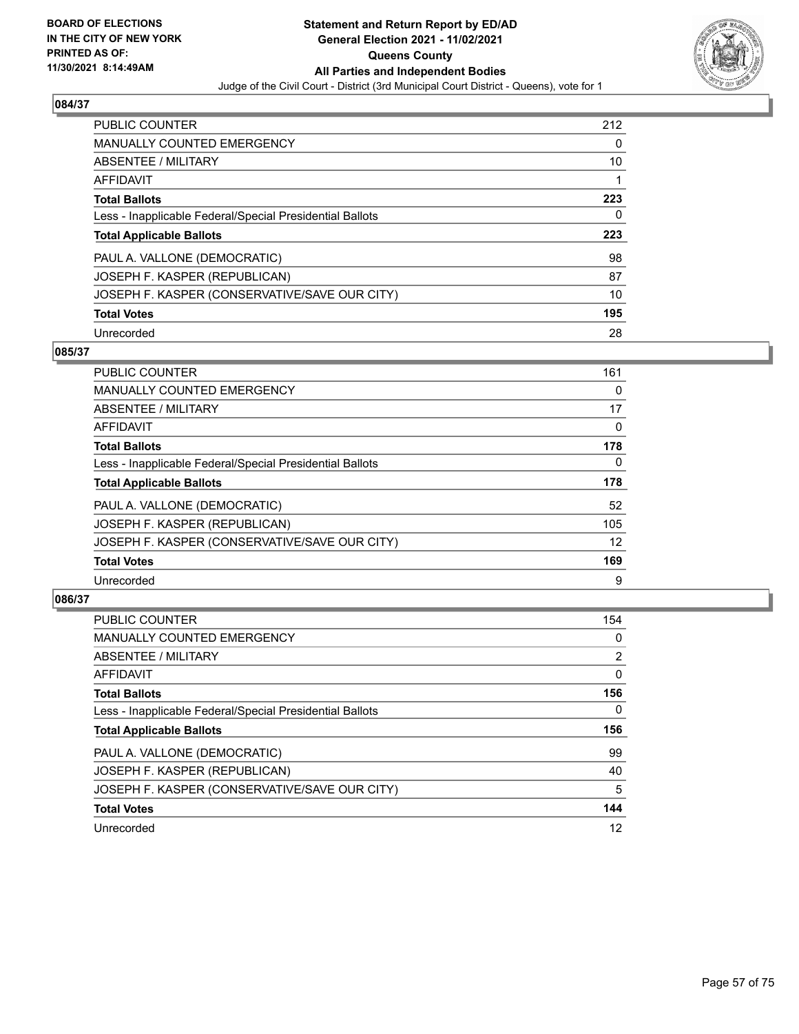BOARD OF ELECTIONS
IN THE CITY OF NEW YORK
PRINTED AS OF:
11/30/2021 8:14:49AM

**Statement and Return Report by ED/AD**
**General Election 2021 - 11/02/2021**
**Queens County**
**All Parties and Independent Bodies**
Judge of the Civil Court - District (3rd Municipal Court District - Queens), vote for 1

## 084/37

| | |
|---|---|
| PUBLIC COUNTER | 212 |
| MANUALLY COUNTED EMERGENCY | 0 |
| ABSENTEE / MILITARY | 10 |
| AFFIDAVIT | 1 |
| **Total Ballots** | **223** |
| Less - Inapplicable Federal/Special Presidential Ballots | 0 |
| **Total Applicable Ballots** | **223** |
| PAUL A. VALLONE (DEMOCRATIC) | 98 |
| JOSEPH F. KASPER (REPUBLICAN) | 87 |
| JOSEPH F. KASPER (CONSERVATIVE/SAVE OUR CITY) | 10 |
| **Total Votes** | **195** |
| Unrecorded | 28 |

## 085/37

| | |
|---|---|
| PUBLIC COUNTER | 161 |
| MANUALLY COUNTED EMERGENCY | 0 |
| ABSENTEE / MILITARY | 17 |
| AFFIDAVIT | 0 |
| **Total Ballots** | **178** |
| Less - Inapplicable Federal/Special Presidential Ballots | 0 |
| **Total Applicable Ballots** | **178** |
| PAUL A. VALLONE (DEMOCRATIC) | 52 |
| JOSEPH F. KASPER (REPUBLICAN) | 105 |
| JOSEPH F. KASPER (CONSERVATIVE/SAVE OUR CITY) | 12 |
| **Total Votes** | **169** |
| Unrecorded | 9 |

## 086/37

| | |
|---|---|
| PUBLIC COUNTER | 154 |
| MANUALLY COUNTED EMERGENCY | 0 |
| ABSENTEE / MILITARY | 2 |
| AFFIDAVIT | 0 |
| **Total Ballots** | **156** |
| Less - Inapplicable Federal/Special Presidential Ballots | 0 |
| **Total Applicable Ballots** | **156** |
| PAUL A. VALLONE (DEMOCRATIC) | 99 |
| JOSEPH F. KASPER (REPUBLICAN) | 40 |
| JOSEPH F. KASPER (CONSERVATIVE/SAVE OUR CITY) | 5 |
| **Total Votes** | **144** |
| Unrecorded | 12 |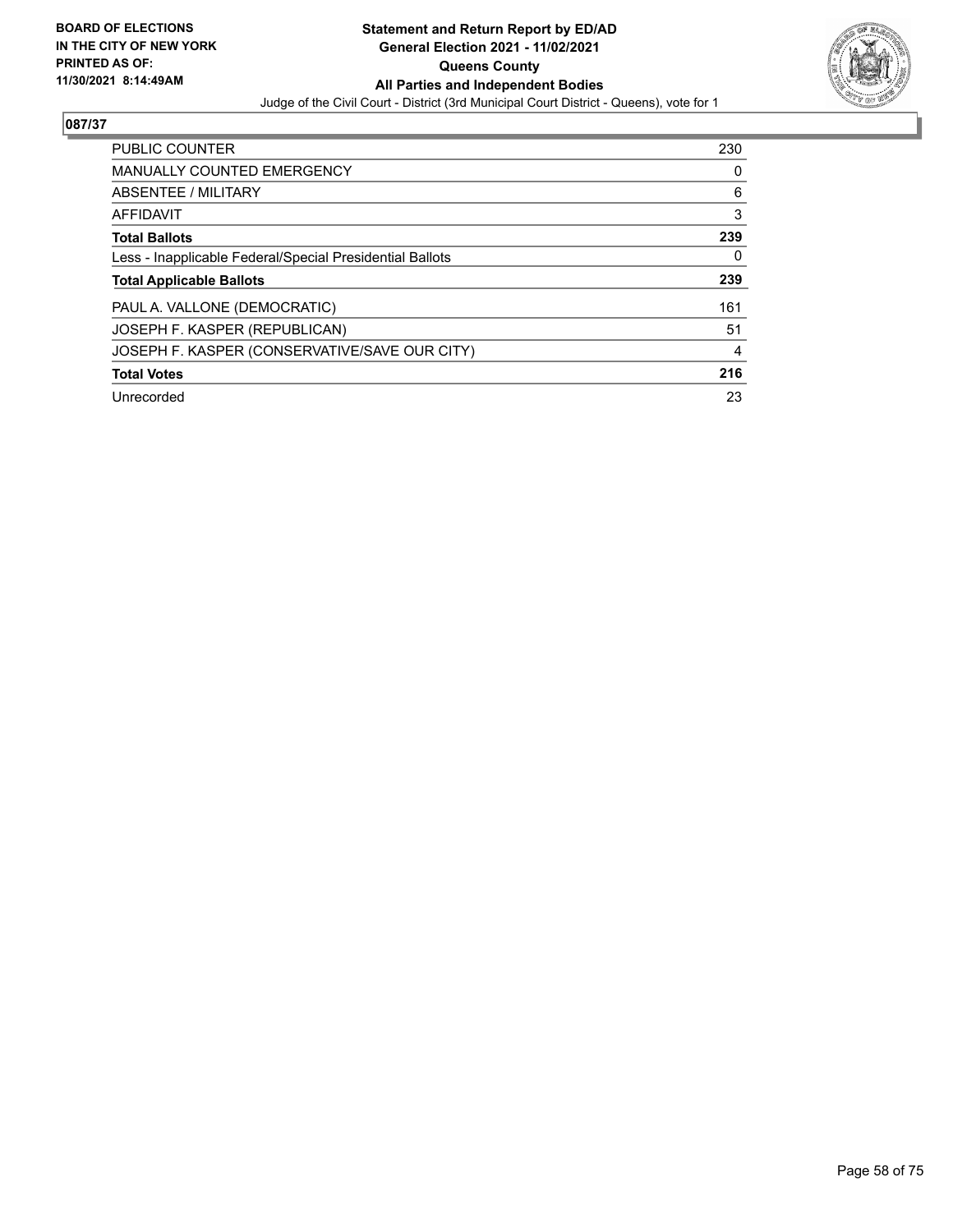**BOARD OF ELECTIONS IN THE CITY OF NEW YORK PRINTED AS OF: 11/30/2021 8:14:49AM**

# Statement and Return Report by ED/AD
## General Election 2021 - 11/02/2021
## Queens County
## All Parties and Independent Bodies

Judge of the Civil Court - District (3rd Municipal Court District - Queens), vote for 1

### 087/37

| | |
|---|---|
| PUBLIC COUNTER | 230 |
| MANUALLY COUNTED EMERGENCY | 0 |
| ABSENTEE / MILITARY | 6 |
| AFFIDAVIT | 3 |
| **Total Ballots** | **239** |
| Less - Inapplicable Federal/Special Presidential Ballots | 0 |
| **Total Applicable Ballots** | **239** |
| PAUL A. VALLONE (DEMOCRATIC) | 161 |
| JOSEPH F. KASPER (REPUBLICAN) | 51 |
| JOSEPH F. KASPER (CONSERVATIVE/SAVE OUR CITY) | 4 |
| **Total Votes** | **216** |
| Unrecorded | 23 |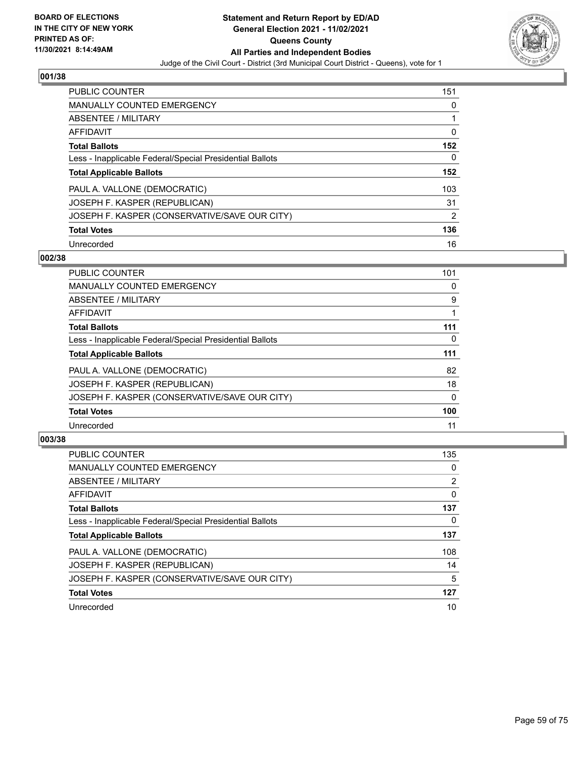BOARD OF ELECTIONS
IN THE CITY OF NEW YORK
PRINTED AS OF:
11/30/2021 8:14:49AM

**Statement and Return Report by ED/AD**
**General Election 2021 - 11/02/2021**
**Queens County**
**All Parties and Independent Bodies**
Judge of the Civil Court - District (3rd Municipal Court District - Queens), vote for 1

## 001/38

| | |
|---|---|
| PUBLIC COUNTER | 151 |
| MANUALLY COUNTED EMERGENCY | 0 |
| ABSENTEE / MILITARY | 1 |
| AFFIDAVIT | 0 |
| **Total Ballots** | **152** |
| Less - Inapplicable Federal/Special Presidential Ballots | 0 |
| **Total Applicable Ballots** | **152** |
| PAUL A. VALLONE (DEMOCRATIC) | 103 |
| JOSEPH F. KASPER (REPUBLICAN) | 31 |
| JOSEPH F. KASPER (CONSERVATIVE/SAVE OUR CITY) | 2 |
| **Total Votes** | **136** |
| Unrecorded | 16 |

## 002/38

| | |
|---|---|
| PUBLIC COUNTER | 101 |
| MANUALLY COUNTED EMERGENCY | 0 |
| ABSENTEE / MILITARY | 9 |
| AFFIDAVIT | 1 |
| **Total Ballots** | **111** |
| Less - Inapplicable Federal/Special Presidential Ballots | 0 |
| **Total Applicable Ballots** | **111** |
| PAUL A. VALLONE (DEMOCRATIC) | 82 |
| JOSEPH F. KASPER (REPUBLICAN) | 18 |
| JOSEPH F. KASPER (CONSERVATIVE/SAVE OUR CITY) | 0 |
| **Total Votes** | **100** |
| Unrecorded | 11 |

## 003/38

| | |
|---|---|
| PUBLIC COUNTER | 135 |
| MANUALLY COUNTED EMERGENCY | 0 |
| ABSENTEE / MILITARY | 2 |
| AFFIDAVIT | 0 |
| **Total Ballots** | **137** |
| Less - Inapplicable Federal/Special Presidential Ballots | 0 |
| **Total Applicable Ballots** | **137** |
| PAUL A. VALLONE (DEMOCRATIC) | 108 |
| JOSEPH F. KASPER (REPUBLICAN) | 14 |
| JOSEPH F. KASPER (CONSERVATIVE/SAVE OUR CITY) | 5 |
| **Total Votes** | **127** |
| Unrecorded | 10 |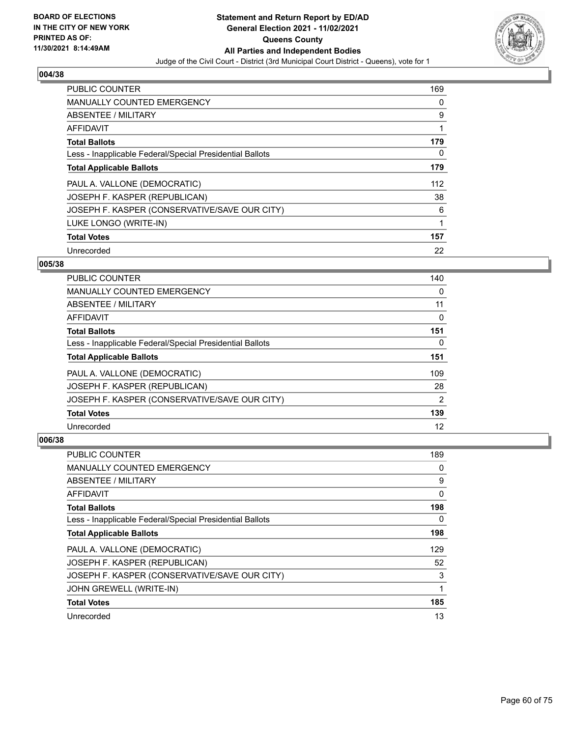**BOARD OF ELECTIONS IN THE CITY OF NEW YORK PRINTED AS OF: 11/30/2021 8:14:49AM**

**Statement and Return Report by ED/AD General Election 2021 - 11/02/2021 Queens County All Parties and Independent Bodies**

Judge of the Civil Court - District (3rd Municipal Court District - Queens), vote for 1

## 004/38

| | |
|---|---|
| PUBLIC COUNTER | 169 |
| MANUALLY COUNTED EMERGENCY | 0 |
| ABSENTEE / MILITARY | 9 |
| AFFIDAVIT | 1 |
| **Total Ballots** | **179** |
| Less - Inapplicable Federal/Special Presidential Ballots | 0 |
| **Total Applicable Ballots** | **179** |
| PAUL A. VALLONE (DEMOCRATIC) | 112 |
| JOSEPH F. KASPER (REPUBLICAN) | 38 |
| JOSEPH F. KASPER (CONSERVATIVE/SAVE OUR CITY) | 6 |
| LUKE LONGO (WRITE-IN) | 1 |
| **Total Votes** | **157** |
| Unrecorded | 22 |

## 005/38

| | |
|---|---|
| PUBLIC COUNTER | 140 |
| MANUALLY COUNTED EMERGENCY | 0 |
| ABSENTEE / MILITARY | 11 |
| AFFIDAVIT | 0 |
| **Total Ballots** | **151** |
| Less - Inapplicable Federal/Special Presidential Ballots | 0 |
| **Total Applicable Ballots** | **151** |
| PAUL A. VALLONE (DEMOCRATIC) | 109 |
| JOSEPH F. KASPER (REPUBLICAN) | 28 |
| JOSEPH F. KASPER (CONSERVATIVE/SAVE OUR CITY) | 2 |
| **Total Votes** | **139** |
| Unrecorded | 12 |

## 006/38

| | |
|---|---|
| PUBLIC COUNTER | 189 |
| MANUALLY COUNTED EMERGENCY | 0 |
| ABSENTEE / MILITARY | 9 |
| AFFIDAVIT | 0 |
| **Total Ballots** | **198** |
| Less - Inapplicable Federal/Special Presidential Ballots | 0 |
| **Total Applicable Ballots** | **198** |
| PAUL A. VALLONE (DEMOCRATIC) | 129 |
| JOSEPH F. KASPER (REPUBLICAN) | 52 |
| JOSEPH F. KASPER (CONSERVATIVE/SAVE OUR CITY) | 3 |
| JOHN GREWELL (WRITE-IN) | 1 |
| **Total Votes** | **185** |
| Unrecorded | 13 |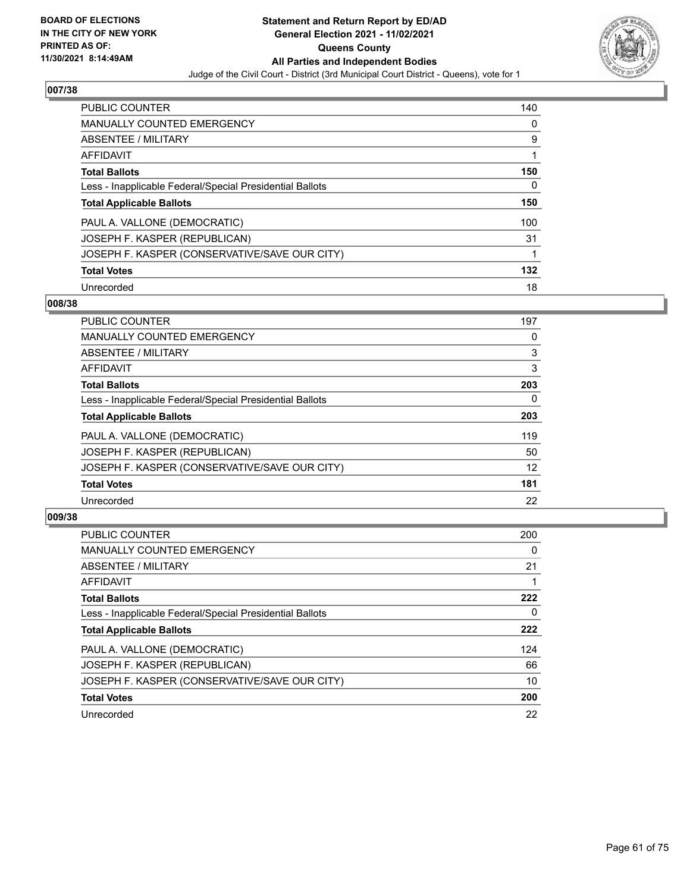## 007/38

| | |
|---|---|
| PUBLIC COUNTER | 140 |
| MANUALLY COUNTED EMERGENCY | 0 |
| ABSENTEE / MILITARY | 9 |
| AFFIDAVIT | 1 |
| **Total Ballots** | **150** |
| Less - Inapplicable Federal/Special Presidential Ballots | 0 |
| **Total Applicable Ballots** | **150** |
| PAUL A. VALLONE (DEMOCRATIC) | 100 |
| JOSEPH F. KASPER (REPUBLICAN) | 31 |
| JOSEPH F. KASPER (CONSERVATIVE/SAVE OUR CITY) | 1 |
| **Total Votes** | **132** |
| Unrecorded | 18 |

## 008/38

| | |
|---|---|
| PUBLIC COUNTER | 197 |
| MANUALLY COUNTED EMERGENCY | 0 |
| ABSENTEE / MILITARY | 3 |
| AFFIDAVIT | 3 |
| **Total Ballots** | **203** |
| Less - Inapplicable Federal/Special Presidential Ballots | 0 |
| **Total Applicable Ballots** | **203** |
| PAUL A. VALLONE (DEMOCRATIC) | 119 |
| JOSEPH F. KASPER (REPUBLICAN) | 50 |
| JOSEPH F. KASPER (CONSERVATIVE/SAVE OUR CITY) | 12 |
| **Total Votes** | **181** |
| Unrecorded | 22 |

## 009/38

| | |
|---|---|
| PUBLIC COUNTER | 200 |
| MANUALLY COUNTED EMERGENCY | 0 |
| ABSENTEE / MILITARY | 21 |
| AFFIDAVIT | 1 |
| **Total Ballots** | **222** |
| Less - Inapplicable Federal/Special Presidential Ballots | 0 |
| **Total Applicable Ballots** | **222** |
| PAUL A. VALLONE (DEMOCRATIC) | 124 |
| JOSEPH F. KASPER (REPUBLICAN) | 66 |
| JOSEPH F. KASPER (CONSERVATIVE/SAVE OUR CITY) | 10 |
| **Total Votes** | **200** |
| Unrecorded | 22 |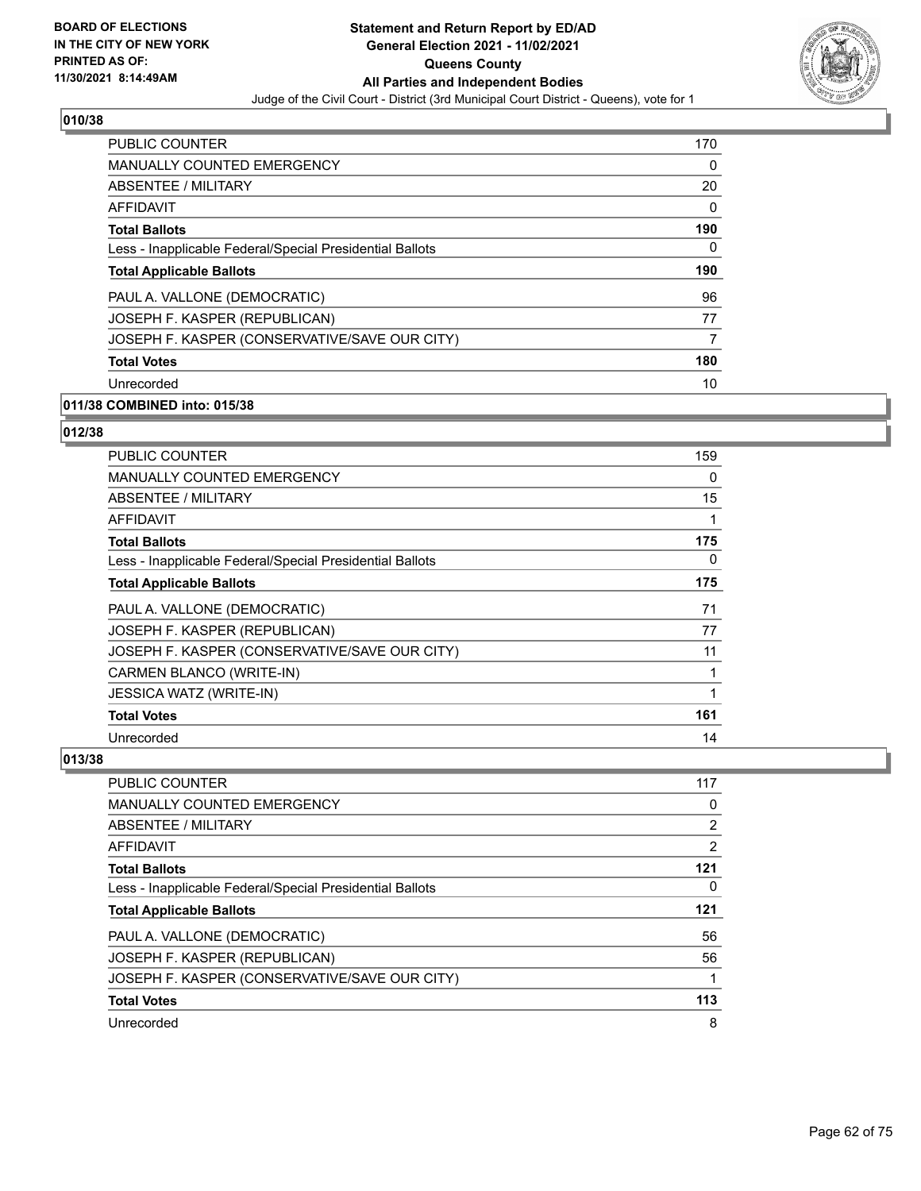## 010/38

| | |
|---|---|
| PUBLIC COUNTER | 170 |
| MANUALLY COUNTED EMERGENCY | 0 |
| ABSENTEE / MILITARY | 20 |
| AFFIDAVIT | 0 |
| **Total Ballots** | **190** |
| Less - Inapplicable Federal/Special Presidential Ballots | 0 |
| **Total Applicable Ballots** | **190** |
| PAUL A. VALLONE (DEMOCRATIC) | 96 |
| JOSEPH F. KASPER (REPUBLICAN) | 77 |
| JOSEPH F. KASPER (CONSERVATIVE/SAVE OUR CITY) | 7 |
| **Total Votes** | **180** |
| Unrecorded | 10 |

## 011/38 COMBINED into: 015/38

## 012/38

| | |
|---|---|
| PUBLIC COUNTER | 159 |
| MANUALLY COUNTED EMERGENCY | 0 |
| ABSENTEE / MILITARY | 15 |
| AFFIDAVIT | 1 |
| **Total Ballots** | **175** |
| Less - Inapplicable Federal/Special Presidential Ballots | 0 |
| **Total Applicable Ballots** | **175** |
| PAUL A. VALLONE (DEMOCRATIC) | 71 |
| JOSEPH F. KASPER (REPUBLICAN) | 77 |
| JOSEPH F. KASPER (CONSERVATIVE/SAVE OUR CITY) | 11 |
| CARMEN BLANCO (WRITE-IN) | 1 |
| JESSICA WATZ (WRITE-IN) | 1 |
| **Total Votes** | **161** |
| Unrecorded | 14 |

## 013/38

| | |
|---|---|
| PUBLIC COUNTER | 117 |
| MANUALLY COUNTED EMERGENCY | 0 |
| ABSENTEE / MILITARY | 2 |
| AFFIDAVIT | 2 |
| **Total Ballots** | **121** |
| Less - Inapplicable Federal/Special Presidential Ballots | 0 |
| **Total Applicable Ballots** | **121** |
| PAUL A. VALLONE (DEMOCRATIC) | 56 |
| JOSEPH F. KASPER (REPUBLICAN) | 56 |
| JOSEPH F. KASPER (CONSERVATIVE/SAVE OUR CITY) | 1 |
| **Total Votes** | **113** |
| Unrecorded | 8 |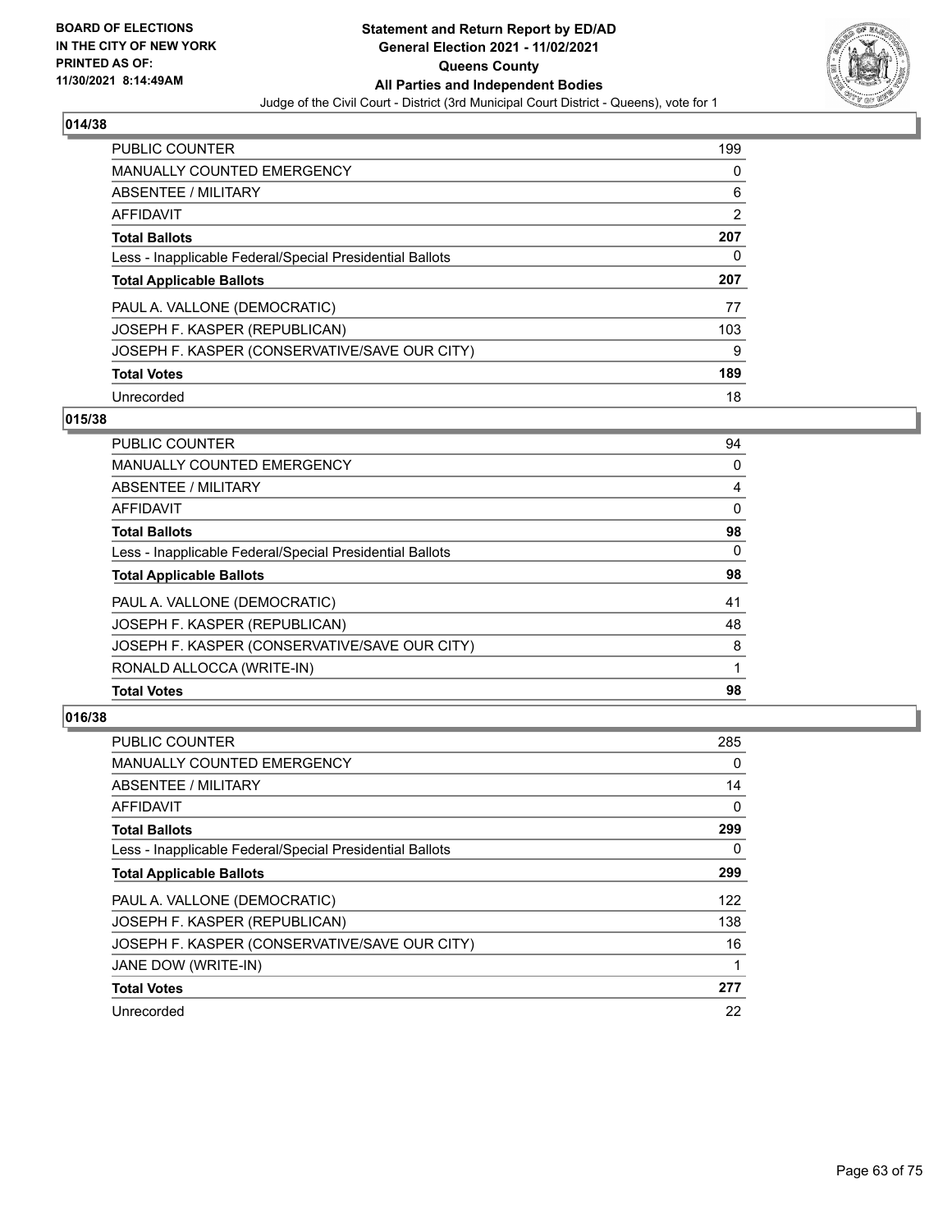**BOARD OF ELECTIONS IN THE CITY OF NEW YORK PRINTED AS OF: 11/30/2021 8:14:49AM**

# Statement and Return Report by ED/AD
## General Election 2021 - 11/02/2021
## Queens County
## All Parties and Independent Bodies
Judge of the Civil Court - District (3rd Municipal Court District - Queens), vote for 1

### 014/38

| | |
|---|---|
| PUBLIC COUNTER | 199 |
| MANUALLY COUNTED EMERGENCY | 0 |
| ABSENTEE / MILITARY | 6 |
| AFFIDAVIT | 2 |
| **Total Ballots** | **207** |
| Less - Inapplicable Federal/Special Presidential Ballots | 0 |
| **Total Applicable Ballots** | **207** |
| PAUL A. VALLONE (DEMOCRATIC) | 77 |
| JOSEPH F. KASPER (REPUBLICAN) | 103 |
| JOSEPH F. KASPER (CONSERVATIVE/SAVE OUR CITY) | 9 |
| **Total Votes** | **189** |
| Unrecorded | 18 |

### 015/38

| | |
|---|---|
| PUBLIC COUNTER | 94 |
| MANUALLY COUNTED EMERGENCY | 0 |
| ABSENTEE / MILITARY | 4 |
| AFFIDAVIT | 0 |
| **Total Ballots** | **98** |
| Less - Inapplicable Federal/Special Presidential Ballots | 0 |
| **Total Applicable Ballots** | **98** |
| PAUL A. VALLONE (DEMOCRATIC) | 41 |
| JOSEPH F. KASPER (REPUBLICAN) | 48 |
| JOSEPH F. KASPER (CONSERVATIVE/SAVE OUR CITY) | 8 |
| RONALD ALLOCCA (WRITE-IN) | 1 |
| **Total Votes** | **98** |

### 016/38

| | |
|---|---|
| PUBLIC COUNTER | 285 |
| MANUALLY COUNTED EMERGENCY | 0 |
| ABSENTEE / MILITARY | 14 |
| AFFIDAVIT | 0 |
| **Total Ballots** | **299** |
| Less - Inapplicable Federal/Special Presidential Ballots | 0 |
| **Total Applicable Ballots** | **299** |
| PAUL A. VALLONE (DEMOCRATIC) | 122 |
| JOSEPH F. KASPER (REPUBLICAN) | 138 |
| JOSEPH F. KASPER (CONSERVATIVE/SAVE OUR CITY) | 16 |
| JANE DOW (WRITE-IN) | 1 |
| **Total Votes** | **277** |
| Unrecorded | 22 |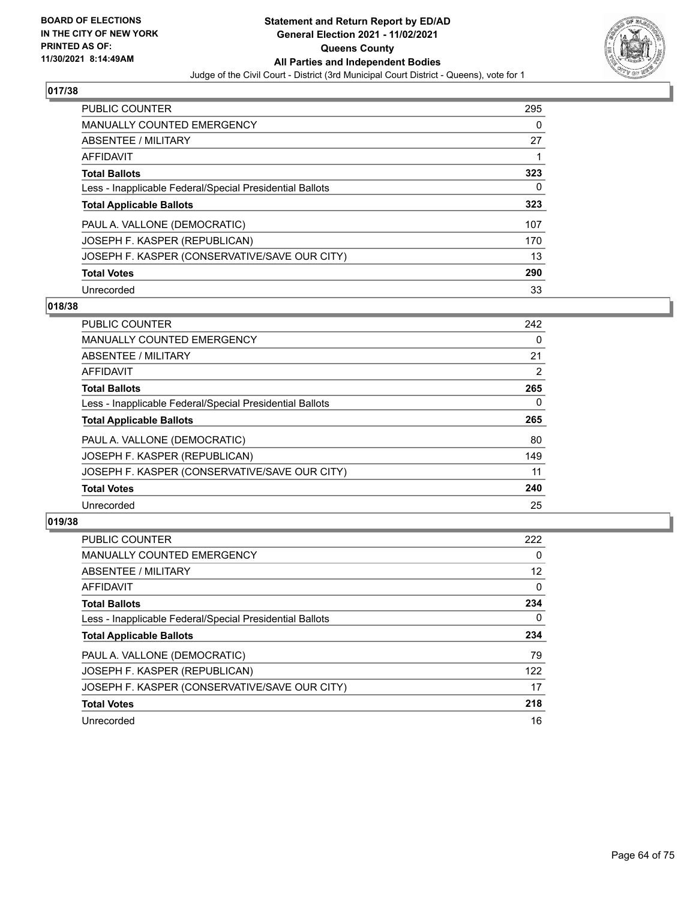## 017/38

| | |
|---|---|
| PUBLIC COUNTER | 295 |
| MANUALLY COUNTED EMERGENCY | 0 |
| ABSENTEE / MILITARY | 27 |
| AFFIDAVIT | 1 |
| **Total Ballots** | **323** |
| Less - Inapplicable Federal/Special Presidential Ballots | 0 |
| **Total Applicable Ballots** | **323** |
| PAUL A. VALLONE (DEMOCRATIC) | 107 |
| JOSEPH F. KASPER (REPUBLICAN) | 170 |
| JOSEPH F. KASPER (CONSERVATIVE/SAVE OUR CITY) | 13 |
| **Total Votes** | **290** |
| Unrecorded | 33 |

## 018/38

| | |
|---|---|
| PUBLIC COUNTER | 242 |
| MANUALLY COUNTED EMERGENCY | 0 |
| ABSENTEE / MILITARY | 21 |
| AFFIDAVIT | 2 |
| **Total Ballots** | **265** |
| Less - Inapplicable Federal/Special Presidential Ballots | 0 |
| **Total Applicable Ballots** | **265** |
| PAUL A. VALLONE (DEMOCRATIC) | 80 |
| JOSEPH F. KASPER (REPUBLICAN) | 149 |
| JOSEPH F. KASPER (CONSERVATIVE/SAVE OUR CITY) | 11 |
| **Total Votes** | **240** |
| Unrecorded | 25 |

## 019/38

| | |
|---|---|
| PUBLIC COUNTER | 222 |
| MANUALLY COUNTED EMERGENCY | 0 |
| ABSENTEE / MILITARY | 12 |
| AFFIDAVIT | 0 |
| **Total Ballots** | **234** |
| Less - Inapplicable Federal/Special Presidential Ballots | 0 |
| **Total Applicable Ballots** | **234** |
| PAUL A. VALLONE (DEMOCRATIC) | 79 |
| JOSEPH F. KASPER (REPUBLICAN) | 122 |
| JOSEPH F. KASPER (CONSERVATIVE/SAVE OUR CITY) | 17 |
| **Total Votes** | **218** |
| Unrecorded | 16 |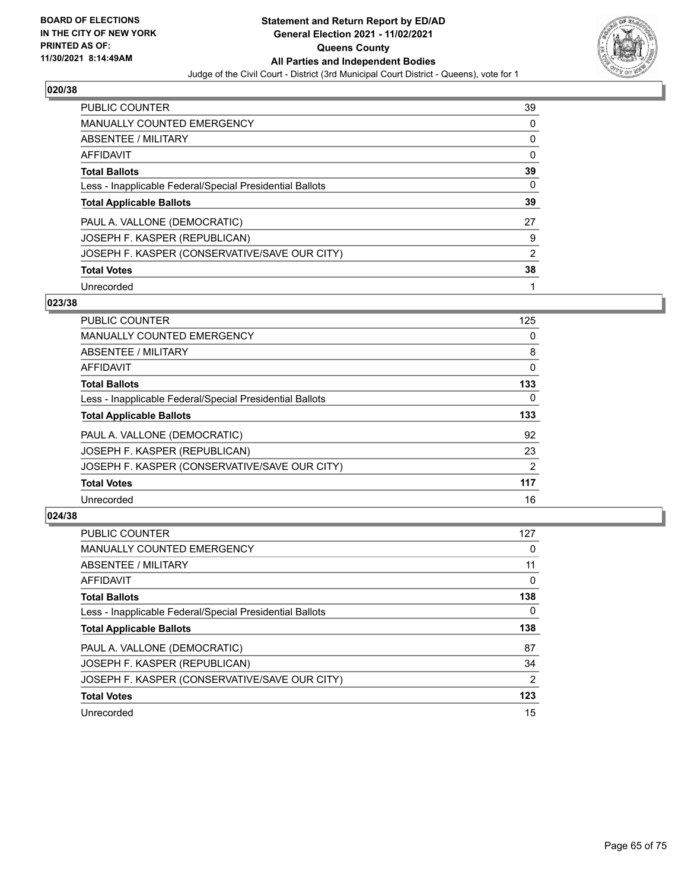## 020/38

| | |
|---|---|
| PUBLIC COUNTER | 39 |
| MANUALLY COUNTED EMERGENCY | 0 |
| ABSENTEE / MILITARY | 0 |
| AFFIDAVIT | 0 |
| **Total Ballots** | **39** |
| Less - Inapplicable Federal/Special Presidential Ballots | 0 |
| **Total Applicable Ballots** | **39** |
| PAUL A. VALLONE (DEMOCRATIC) | 27 |
| JOSEPH F. KASPER (REPUBLICAN) | 9 |
| JOSEPH F. KASPER (CONSERVATIVE/SAVE OUR CITY) | 2 |
| **Total Votes** | **38** |
| Unrecorded | 1 |

## 023/38

| | |
|---|---|
| PUBLIC COUNTER | 125 |
| MANUALLY COUNTED EMERGENCY | 0 |
| ABSENTEE / MILITARY | 8 |
| AFFIDAVIT | 0 |
| **Total Ballots** | **133** |
| Less - Inapplicable Federal/Special Presidential Ballots | 0 |
| **Total Applicable Ballots** | **133** |
| PAUL A. VALLONE (DEMOCRATIC) | 92 |
| JOSEPH F. KASPER (REPUBLICAN) | 23 |
| JOSEPH F. KASPER (CONSERVATIVE/SAVE OUR CITY) | 2 |
| **Total Votes** | **117** |
| Unrecorded | 16 |

## 024/38

| | |
|---|---|
| PUBLIC COUNTER | 127 |
| MANUALLY COUNTED EMERGENCY | 0 |
| ABSENTEE / MILITARY | 11 |
| AFFIDAVIT | 0 |
| **Total Ballots** | **138** |
| Less - Inapplicable Federal/Special Presidential Ballots | 0 |
| **Total Applicable Ballots** | **138** |
| PAUL A. VALLONE (DEMOCRATIC) | 87 |
| JOSEPH F. KASPER (REPUBLICAN) | 34 |
| JOSEPH F. KASPER (CONSERVATIVE/SAVE OUR CITY) | 2 |
| **Total Votes** | **123** |
| Unrecorded | 15 |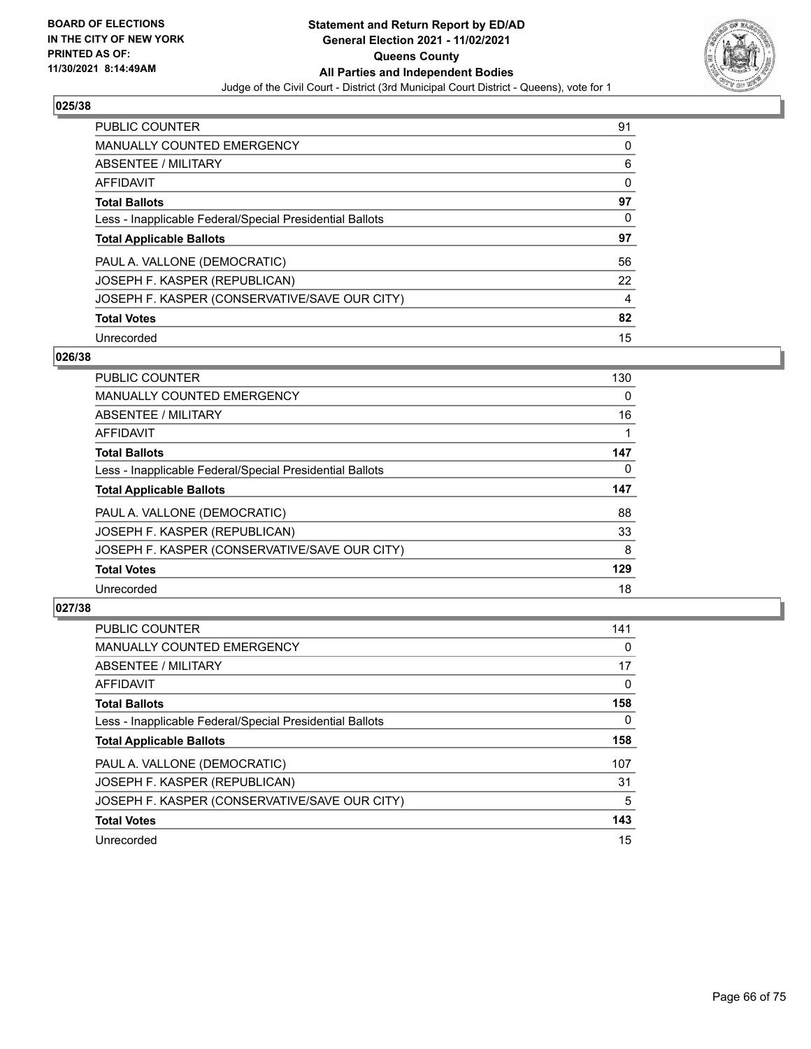## 025/38

| | |
|---|---|
| PUBLIC COUNTER | 91 |
| MANUALLY COUNTED EMERGENCY | 0 |
| ABSENTEE / MILITARY | 6 |
| AFFIDAVIT | 0 |
| **Total Ballots** | **97** |
| Less - Inapplicable Federal/Special Presidential Ballots | 0 |
| **Total Applicable Ballots** | **97** |
| PAUL A. VALLONE (DEMOCRATIC) | 56 |
| JOSEPH F. KASPER (REPUBLICAN) | 22 |
| JOSEPH F. KASPER (CONSERVATIVE/SAVE OUR CITY) | 4 |
| **Total Votes** | **82** |
| Unrecorded | 15 |

## 026/38

| | |
|---|---|
| PUBLIC COUNTER | 130 |
| MANUALLY COUNTED EMERGENCY | 0 |
| ABSENTEE / MILITARY | 16 |
| AFFIDAVIT | 1 |
| **Total Ballots** | **147** |
| Less - Inapplicable Federal/Special Presidential Ballots | 0 |
| **Total Applicable Ballots** | **147** |
| PAUL A. VALLONE (DEMOCRATIC) | 88 |
| JOSEPH F. KASPER (REPUBLICAN) | 33 |
| JOSEPH F. KASPER (CONSERVATIVE/SAVE OUR CITY) | 8 |
| **Total Votes** | **129** |
| Unrecorded | 18 |

## 027/38

| | |
|---|---|
| PUBLIC COUNTER | 141 |
| MANUALLY COUNTED EMERGENCY | 0 |
| ABSENTEE / MILITARY | 17 |
| AFFIDAVIT | 0 |
| **Total Ballots** | **158** |
| Less - Inapplicable Federal/Special Presidential Ballots | 0 |
| **Total Applicable Ballots** | **158** |
| PAUL A. VALLONE (DEMOCRATIC) | 107 |
| JOSEPH F. KASPER (REPUBLICAN) | 31 |
| JOSEPH F. KASPER (CONSERVATIVE/SAVE OUR CITY) | 5 |
| **Total Votes** | **143** |
| Unrecorded | 15 |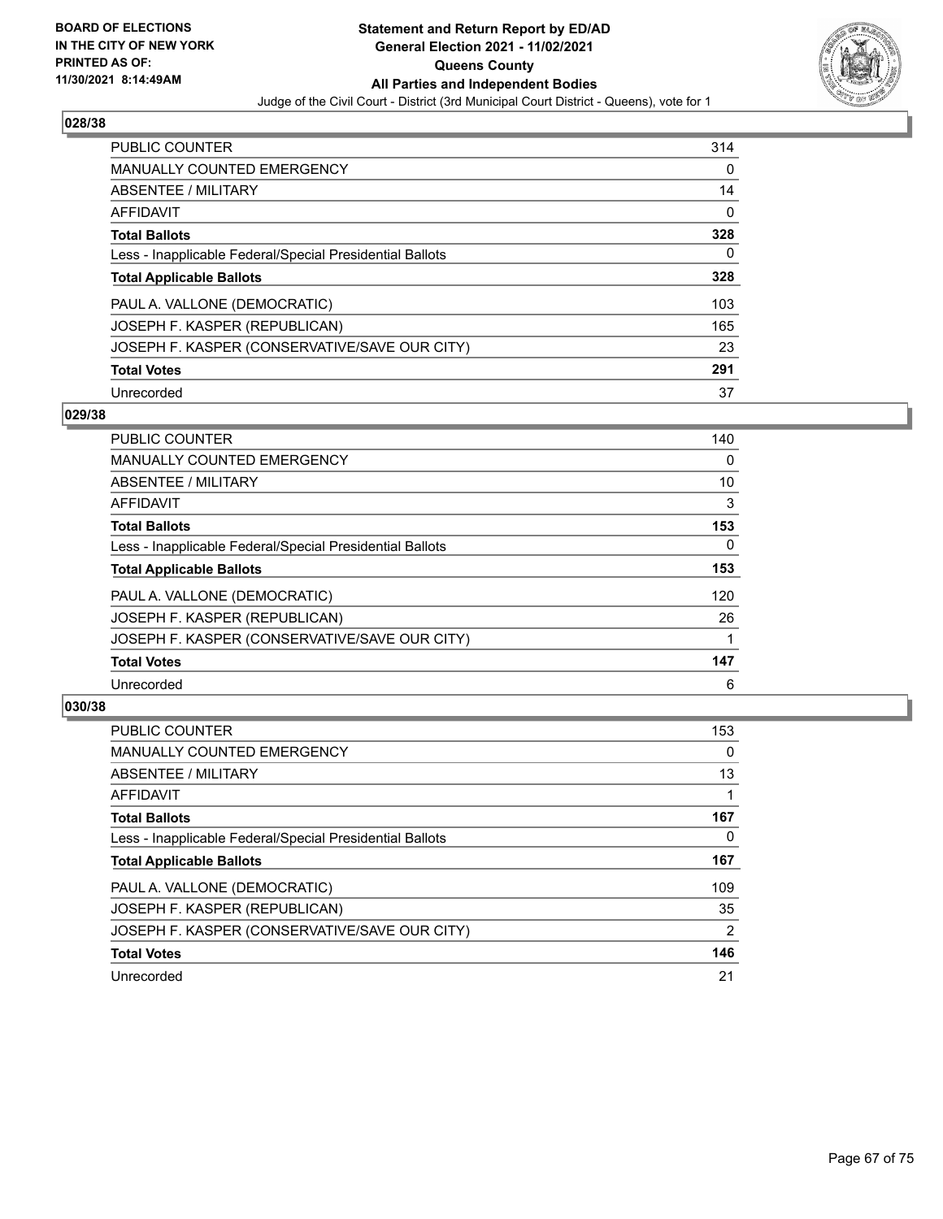## 028/38

| | |
|---|---|
| PUBLIC COUNTER | 314 |
| MANUALLY COUNTED EMERGENCY | 0 |
| ABSENTEE / MILITARY | 14 |
| AFFIDAVIT | 0 |
| **Total Ballots** | **328** |
| Less - Inapplicable Federal/Special Presidential Ballots | 0 |
| **Total Applicable Ballots** | **328** |
| PAUL A. VALLONE (DEMOCRATIC) | 103 |
| JOSEPH F. KASPER (REPUBLICAN) | 165 |
| JOSEPH F. KASPER (CONSERVATIVE/SAVE OUR CITY) | 23 |
| **Total Votes** | **291** |
| Unrecorded | 37 |

## 029/38

| | |
|---|---|
| PUBLIC COUNTER | 140 |
| MANUALLY COUNTED EMERGENCY | 0 |
| ABSENTEE / MILITARY | 10 |
| AFFIDAVIT | 3 |
| **Total Ballots** | **153** |
| Less - Inapplicable Federal/Special Presidential Ballots | 0 |
| **Total Applicable Ballots** | **153** |
| PAUL A. VALLONE (DEMOCRATIC) | 120 |
| JOSEPH F. KASPER (REPUBLICAN) | 26 |
| JOSEPH F. KASPER (CONSERVATIVE/SAVE OUR CITY) | 1 |
| **Total Votes** | **147** |
| Unrecorded | 6 |

## 030/38

| | |
|---|---|
| PUBLIC COUNTER | 153 |
| MANUALLY COUNTED EMERGENCY | 0 |
| ABSENTEE / MILITARY | 13 |
| AFFIDAVIT | 1 |
| **Total Ballots** | **167** |
| Less - Inapplicable Federal/Special Presidential Ballots | 0 |
| **Total Applicable Ballots** | **167** |
| PAUL A. VALLONE (DEMOCRATIC) | 109 |
| JOSEPH F. KASPER (REPUBLICAN) | 35 |
| JOSEPH F. KASPER (CONSERVATIVE/SAVE OUR CITY) | 2 |
| **Total Votes** | **146** |
| Unrecorded | 21 |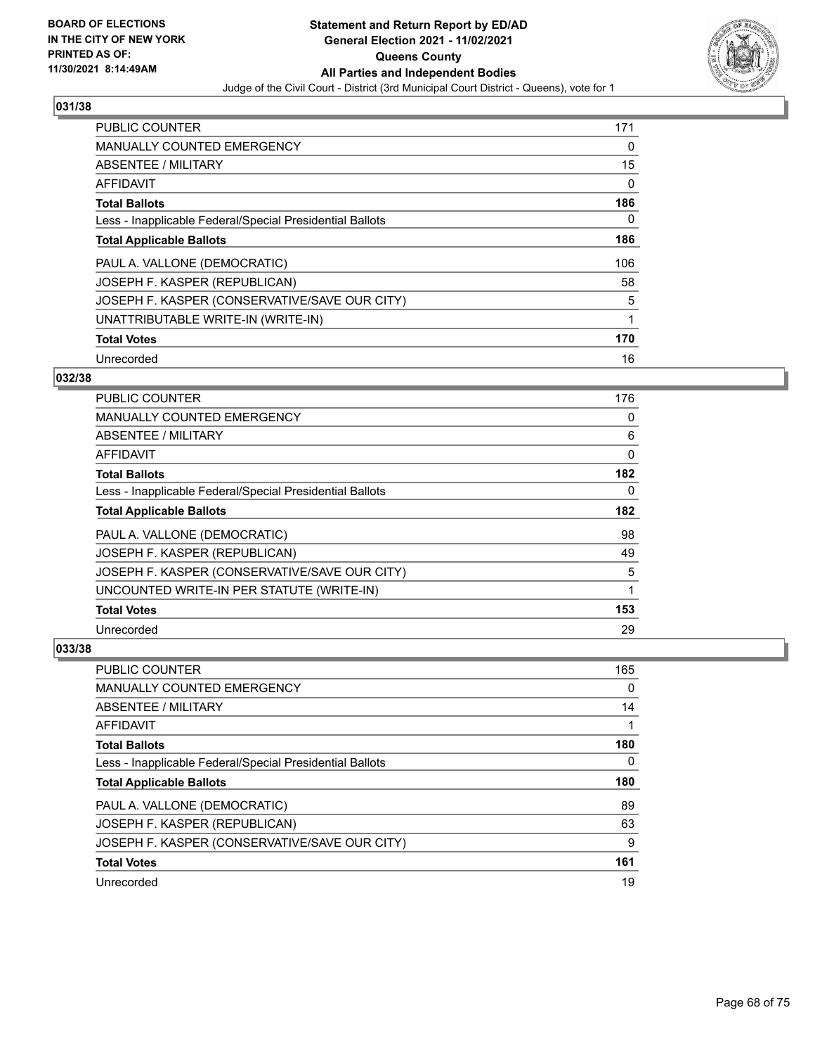**BOARD OF ELECTIONS IN THE CITY OF NEW YORK PRINTED AS OF: 11/30/2021 8:14:49AM**

**Statement and Return Report by ED/AD General Election 2021 - 11/02/2021 Queens County All Parties and Independent Bodies**

Judge of the Civil Court - District (3rd Municipal Court District - Queens), vote for 1

### 031/38

| | |
|---|---|
| PUBLIC COUNTER | 171 |
| MANUALLY COUNTED EMERGENCY | 0 |
| ABSENTEE / MILITARY | 15 |
| AFFIDAVIT | 0 |
| **Total Ballots** | **186** |
| Less - Inapplicable Federal/Special Presidential Ballots | 0 |
| **Total Applicable Ballots** | **186** |
| PAUL A. VALLONE (DEMOCRATIC) | 106 |
| JOSEPH F. KASPER (REPUBLICAN) | 58 |
| JOSEPH F. KASPER (CONSERVATIVE/SAVE OUR CITY) | 5 |
| UNATTRIBUTABLE WRITE-IN (WRITE-IN) | 1 |
| **Total Votes** | **170** |
| Unrecorded | 16 |

### 032/38

| | |
|---|---|
| PUBLIC COUNTER | 176 |
| MANUALLY COUNTED EMERGENCY | 0 |
| ABSENTEE / MILITARY | 6 |
| AFFIDAVIT | 0 |
| **Total Ballots** | **182** |
| Less - Inapplicable Federal/Special Presidential Ballots | 0 |
| **Total Applicable Ballots** | **182** |
| PAUL A. VALLONE (DEMOCRATIC) | 98 |
| JOSEPH F. KASPER (REPUBLICAN) | 49 |
| JOSEPH F. KASPER (CONSERVATIVE/SAVE OUR CITY) | 5 |
| UNCOUNTED WRITE-IN PER STATUTE (WRITE-IN) | 1 |
| **Total Votes** | **153** |
| Unrecorded | 29 |

### 033/38

| | |
|---|---|
| PUBLIC COUNTER | 165 |
| MANUALLY COUNTED EMERGENCY | 0 |
| ABSENTEE / MILITARY | 14 |
| AFFIDAVIT | 1 |
| **Total Ballots** | **180** |
| Less - Inapplicable Federal/Special Presidential Ballots | 0 |
| **Total Applicable Ballots** | **180** |
| PAUL A. VALLONE (DEMOCRATIC) | 89 |
| JOSEPH F. KASPER (REPUBLICAN) | 63 |
| JOSEPH F. KASPER (CONSERVATIVE/SAVE OUR CITY) | 9 |
| **Total Votes** | **161** |
| Unrecorded | 19 |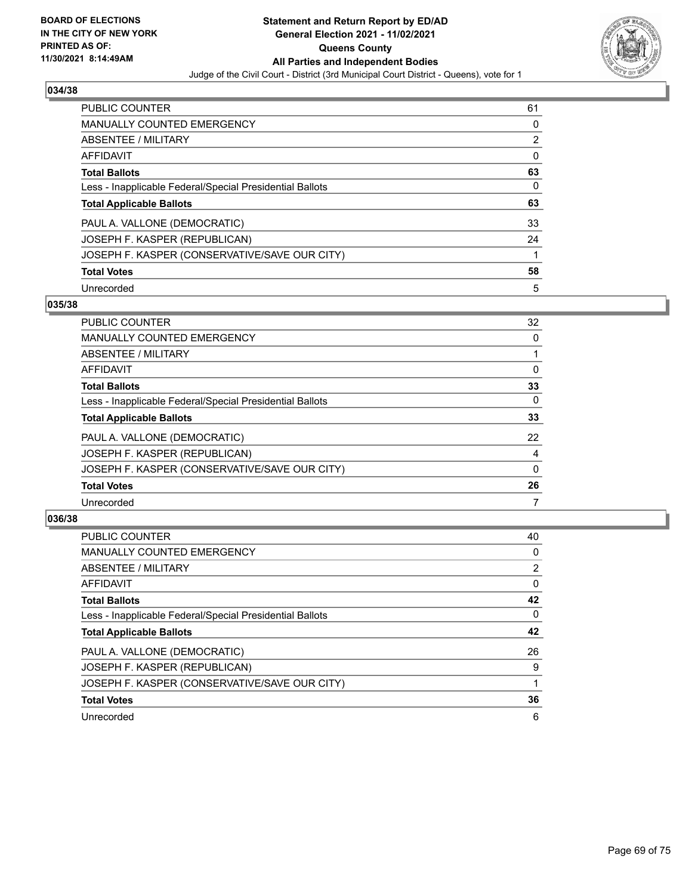BOARD OF ELECTIONS
IN THE CITY OF NEW YORK
PRINTED AS OF:
11/30/2021 8:14:49AM

**Statement and Return Report by ED/AD**
**General Election 2021 - 11/02/2021**
**Queens County**
**All Parties and Independent Bodies**
Judge of the Civil Court - District (3rd Municipal Court District - Queens), vote for 1

### 034/38

| | |
|---|---|
| PUBLIC COUNTER | 61 |
| MANUALLY COUNTED EMERGENCY | 0 |
| ABSENTEE / MILITARY | 2 |
| AFFIDAVIT | 0 |
| **Total Ballots** | **63** |
| Less - Inapplicable Federal/Special Presidential Ballots | 0 |
| **Total Applicable Ballots** | **63** |
| PAUL A. VALLONE (DEMOCRATIC) | 33 |
| JOSEPH F. KASPER (REPUBLICAN) | 24 |
| JOSEPH F. KASPER (CONSERVATIVE/SAVE OUR CITY) | 1 |
| **Total Votes** | **58** |
| Unrecorded | 5 |

### 035/38

| | |
|---|---|
| PUBLIC COUNTER | 32 |
| MANUALLY COUNTED EMERGENCY | 0 |
| ABSENTEE / MILITARY | 1 |
| AFFIDAVIT | 0 |
| **Total Ballots** | **33** |
| Less - Inapplicable Federal/Special Presidential Ballots | 0 |
| **Total Applicable Ballots** | **33** |
| PAUL A. VALLONE (DEMOCRATIC) | 22 |
| JOSEPH F. KASPER (REPUBLICAN) | 4 |
| JOSEPH F. KASPER (CONSERVATIVE/SAVE OUR CITY) | 0 |
| **Total Votes** | **26** |
| Unrecorded | 7 |

### 036/38

| | |
|---|---|
| PUBLIC COUNTER | 40 |
| MANUALLY COUNTED EMERGENCY | 0 |
| ABSENTEE / MILITARY | 2 |
| AFFIDAVIT | 0 |
| **Total Ballots** | **42** |
| Less - Inapplicable Federal/Special Presidential Ballots | 0 |
| **Total Applicable Ballots** | **42** |
| PAUL A. VALLONE (DEMOCRATIC) | 26 |
| JOSEPH F. KASPER (REPUBLICAN) | 9 |
| JOSEPH F. KASPER (CONSERVATIVE/SAVE OUR CITY) | 1 |
| **Total Votes** | **36** |
| Unrecorded | 6 |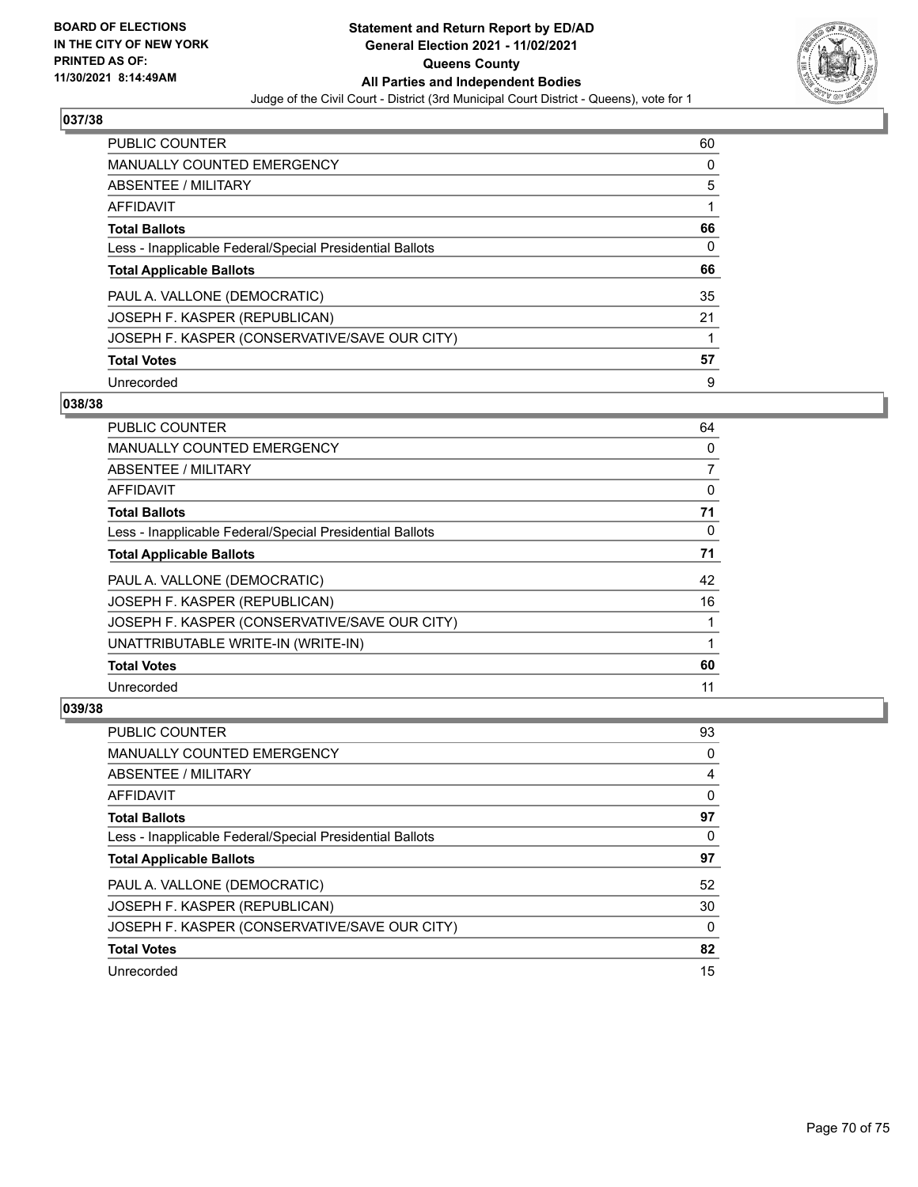## 037/38

| | |
|---|---|
| PUBLIC COUNTER | 60 |
| MANUALLY COUNTED EMERGENCY | 0 |
| ABSENTEE / MILITARY | 5 |
| AFFIDAVIT | 1 |
| **Total Ballots** | **66** |
| Less - Inapplicable Federal/Special Presidential Ballots | 0 |
| **Total Applicable Ballots** | **66** |
| PAUL A. VALLONE (DEMOCRATIC) | 35 |
| JOSEPH F. KASPER (REPUBLICAN) | 21 |
| JOSEPH F. KASPER (CONSERVATIVE/SAVE OUR CITY) | 1 |
| **Total Votes** | **57** |
| Unrecorded | 9 |

## 038/38

| | |
|---|---|
| PUBLIC COUNTER | 64 |
| MANUALLY COUNTED EMERGENCY | 0 |
| ABSENTEE / MILITARY | 7 |
| AFFIDAVIT | 0 |
| **Total Ballots** | **71** |
| Less - Inapplicable Federal/Special Presidential Ballots | 0 |
| **Total Applicable Ballots** | **71** |
| PAUL A. VALLONE (DEMOCRATIC) | 42 |
| JOSEPH F. KASPER (REPUBLICAN) | 16 |
| JOSEPH F. KASPER (CONSERVATIVE/SAVE OUR CITY) | 1 |
| UNATTRIBUTABLE WRITE-IN (WRITE-IN) | 1 |
| **Total Votes** | **60** |
| Unrecorded | 11 |

## 039/38

| | |
|---|---|
| PUBLIC COUNTER | 93 |
| MANUALLY COUNTED EMERGENCY | 0 |
| ABSENTEE / MILITARY | 4 |
| AFFIDAVIT | 0 |
| **Total Ballots** | **97** |
| Less - Inapplicable Federal/Special Presidential Ballots | 0 |
| **Total Applicable Ballots** | **97** |
| PAUL A. VALLONE (DEMOCRATIC) | 52 |
| JOSEPH F. KASPER (REPUBLICAN) | 30 |
| JOSEPH F. KASPER (CONSERVATIVE/SAVE OUR CITY) | 0 |
| **Total Votes** | **82** |
| Unrecorded | 15 |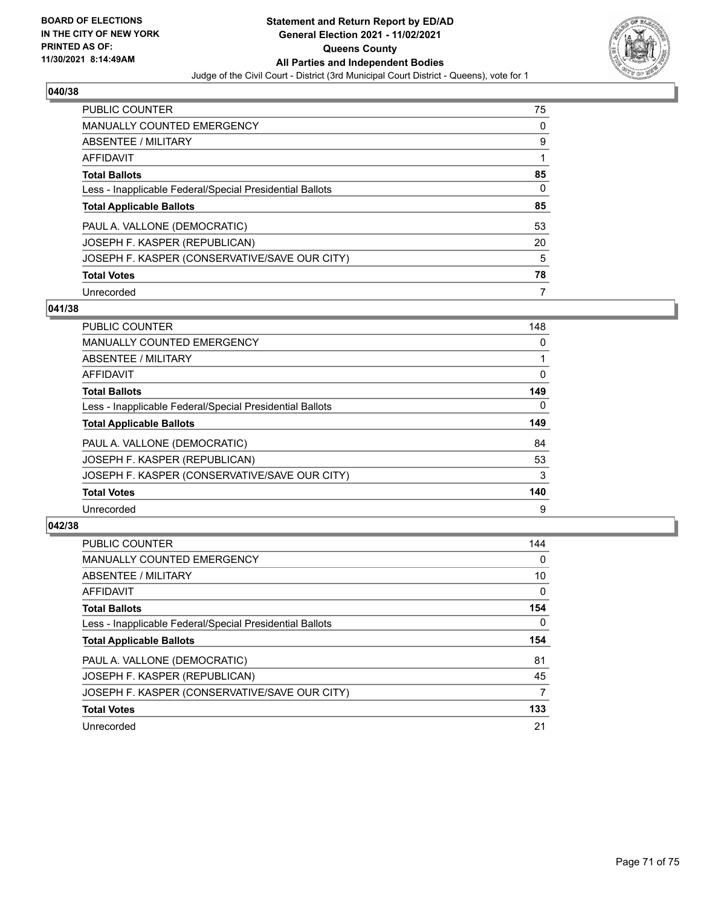BOARD OF ELECTIONS
IN THE CITY OF NEW YORK
PRINTED AS OF:
11/30/2021 8:14:49AM

**Statement and Return Report by ED/AD**
**General Election 2021 - 11/02/2021**
**Queens County**
**All Parties and Independent Bodies**
Judge of the Civil Court - District (3rd Municipal Court District - Queens), vote for 1

## 040/38

| | |
|---|---|
| PUBLIC COUNTER | 75 |
| MANUALLY COUNTED EMERGENCY | 0 |
| ABSENTEE / MILITARY | 9 |
| AFFIDAVIT | 1 |
| **Total Ballots** | **85** |
| Less - Inapplicable Federal/Special Presidential Ballots | 0 |
| **Total Applicable Ballots** | **85** |
| PAUL A. VALLONE (DEMOCRATIC) | 53 |
| JOSEPH F. KASPER (REPUBLICAN) | 20 |
| JOSEPH F. KASPER (CONSERVATIVE/SAVE OUR CITY) | 5 |
| **Total Votes** | **78** |
| Unrecorded | 7 |

## 041/38

| | |
|---|---|
| PUBLIC COUNTER | 148 |
| MANUALLY COUNTED EMERGENCY | 0 |
| ABSENTEE / MILITARY | 1 |
| AFFIDAVIT | 0 |
| **Total Ballots** | **149** |
| Less - Inapplicable Federal/Special Presidential Ballots | 0 |
| **Total Applicable Ballots** | **149** |
| PAUL A. VALLONE (DEMOCRATIC) | 84 |
| JOSEPH F. KASPER (REPUBLICAN) | 53 |
| JOSEPH F. KASPER (CONSERVATIVE/SAVE OUR CITY) | 3 |
| **Total Votes** | **140** |
| Unrecorded | 9 |

## 042/38

| | |
|---|---|
| PUBLIC COUNTER | 144 |
| MANUALLY COUNTED EMERGENCY | 0 |
| ABSENTEE / MILITARY | 10 |
| AFFIDAVIT | 0 |
| **Total Ballots** | **154** |
| Less - Inapplicable Federal/Special Presidential Ballots | 0 |
| **Total Applicable Ballots** | **154** |
| PAUL A. VALLONE (DEMOCRATIC) | 81 |
| JOSEPH F. KASPER (REPUBLICAN) | 45 |
| JOSEPH F. KASPER (CONSERVATIVE/SAVE OUR CITY) | 7 |
| **Total Votes** | **133** |
| Unrecorded | 21 |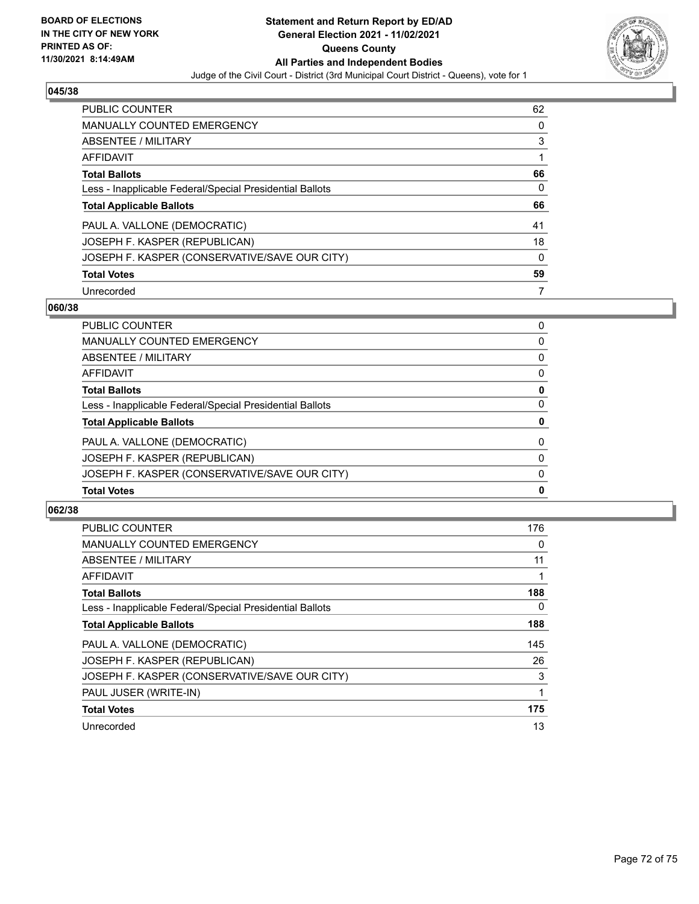**BOARD OF ELECTIONS IN THE CITY OF NEW YORK PRINTED AS OF: 11/30/2021 8:14:49AM**

# Statement and Return Report by ED/AD
## General Election 2021 - 11/02/2021
## Queens County
## All Parties and Independent Bodies
Judge of the Civil Court - District (3rd Municipal Court District - Queens), vote for 1

### 045/38

| | |
|---|---|
| PUBLIC COUNTER | 62 |
| MANUALLY COUNTED EMERGENCY | 0 |
| ABSENTEE / MILITARY | 3 |
| AFFIDAVIT | 1 |
| **Total Ballots** | **66** |
| Less - Inapplicable Federal/Special Presidential Ballots | 0 |
| **Total Applicable Ballots** | **66** |
| PAUL A. VALLONE (DEMOCRATIC) | 41 |
| JOSEPH F. KASPER (REPUBLICAN) | 18 |
| JOSEPH F. KASPER (CONSERVATIVE/SAVE OUR CITY) | 0 |
| **Total Votes** | **59** |
| Unrecorded | 7 |

### 060/38

| | |
|---|---|
| PUBLIC COUNTER | 0 |
| MANUALLY COUNTED EMERGENCY | 0 |
| ABSENTEE / MILITARY | 0 |
| AFFIDAVIT | 0 |
| **Total Ballots** | **0** |
| Less - Inapplicable Federal/Special Presidential Ballots | 0 |
| **Total Applicable Ballots** | **0** |
| PAUL A. VALLONE (DEMOCRATIC) | 0 |
| JOSEPH F. KASPER (REPUBLICAN) | 0 |
| JOSEPH F. KASPER (CONSERVATIVE/SAVE OUR CITY) | 0 |
| **Total Votes** | **0** |

### 062/38

| | |
|---|---|
| PUBLIC COUNTER | 176 |
| MANUALLY COUNTED EMERGENCY | 0 |
| ABSENTEE / MILITARY | 11 |
| AFFIDAVIT | 1 |
| **Total Ballots** | **188** |
| Less - Inapplicable Federal/Special Presidential Ballots | 0 |
| **Total Applicable Ballots** | **188** |
| PAUL A. VALLONE (DEMOCRATIC) | 145 |
| JOSEPH F. KASPER (REPUBLICAN) | 26 |
| JOSEPH F. KASPER (CONSERVATIVE/SAVE OUR CITY) | 3 |
| PAUL JUSER (WRITE-IN) | 1 |
| **Total Votes** | **175** |
| Unrecorded | 13 |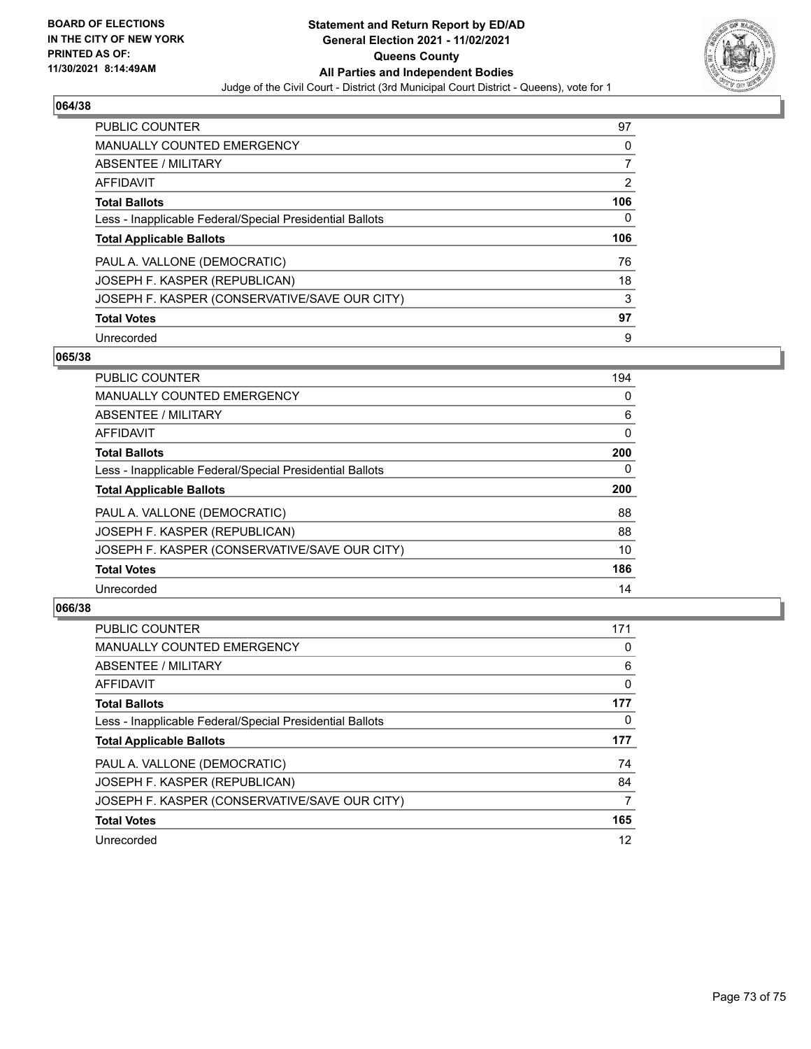## 064/38

| | |
|---|---|
| PUBLIC COUNTER | 97 |
| MANUALLY COUNTED EMERGENCY | 0 |
| ABSENTEE / MILITARY | 7 |
| AFFIDAVIT | 2 |
| **Total Ballots** | **106** |
| Less - Inapplicable Federal/Special Presidential Ballots | 0 |
| **Total Applicable Ballots** | **106** |
| PAUL A. VALLONE (DEMOCRATIC) | 76 |
| JOSEPH F. KASPER (REPUBLICAN) | 18 |
| JOSEPH F. KASPER (CONSERVATIVE/SAVE OUR CITY) | 3 |
| **Total Votes** | **97** |
| Unrecorded | 9 |

## 065/38

| | |
|---|---|
| PUBLIC COUNTER | 194 |
| MANUALLY COUNTED EMERGENCY | 0 |
| ABSENTEE / MILITARY | 6 |
| AFFIDAVIT | 0 |
| **Total Ballots** | **200** |
| Less - Inapplicable Federal/Special Presidential Ballots | 0 |
| **Total Applicable Ballots** | **200** |
| PAUL A. VALLONE (DEMOCRATIC) | 88 |
| JOSEPH F. KASPER (REPUBLICAN) | 88 |
| JOSEPH F. KASPER (CONSERVATIVE/SAVE OUR CITY) | 10 |
| **Total Votes** | **186** |
| Unrecorded | 14 |

## 066/38

| | |
|---|---|
| PUBLIC COUNTER | 171 |
| MANUALLY COUNTED EMERGENCY | 0 |
| ABSENTEE / MILITARY | 6 |
| AFFIDAVIT | 0 |
| **Total Ballots** | **177** |
| Less - Inapplicable Federal/Special Presidential Ballots | 0 |
| **Total Applicable Ballots** | **177** |
| PAUL A. VALLONE (DEMOCRATIC) | 74 |
| JOSEPH F. KASPER (REPUBLICAN) | 84 |
| JOSEPH F. KASPER (CONSERVATIVE/SAVE OUR CITY) | 7 |
| **Total Votes** | **165** |
| Unrecorded | 12 |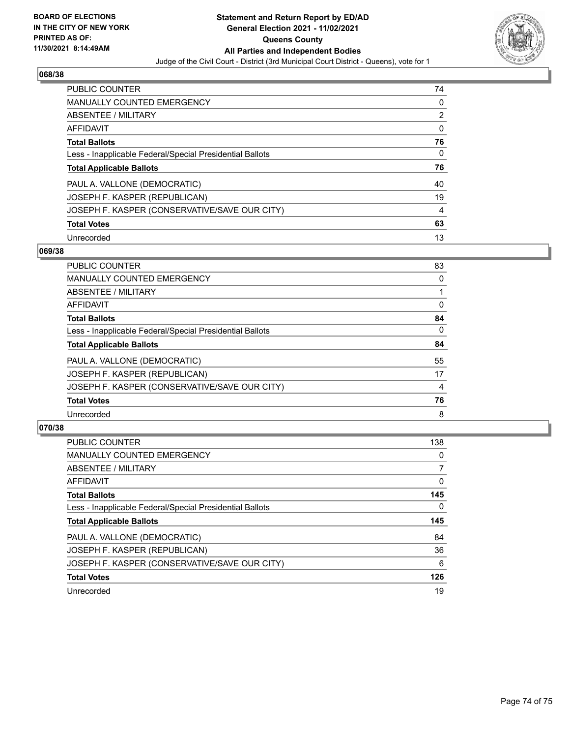## 068/38

| | |
|---|---|
| PUBLIC COUNTER | 74 |
| MANUALLY COUNTED EMERGENCY | 0 |
| ABSENTEE / MILITARY | 2 |
| AFFIDAVIT | 0 |
| **Total Ballots** | **76** |
| Less - Inapplicable Federal/Special Presidential Ballots | 0 |
| **Total Applicable Ballots** | **76** |
| PAUL A. VALLONE (DEMOCRATIC) | 40 |
| JOSEPH F. KASPER (REPUBLICAN) | 19 |
| JOSEPH F. KASPER (CONSERVATIVE/SAVE OUR CITY) | 4 |
| **Total Votes** | **63** |
| Unrecorded | 13 |

## 069/38

| | |
|---|---|
| PUBLIC COUNTER | 83 |
| MANUALLY COUNTED EMERGENCY | 0 |
| ABSENTEE / MILITARY | 1 |
| AFFIDAVIT | 0 |
| **Total Ballots** | **84** |
| Less - Inapplicable Federal/Special Presidential Ballots | 0 |
| **Total Applicable Ballots** | **84** |
| PAUL A. VALLONE (DEMOCRATIC) | 55 |
| JOSEPH F. KASPER (REPUBLICAN) | 17 |
| JOSEPH F. KASPER (CONSERVATIVE/SAVE OUR CITY) | 4 |
| **Total Votes** | **76** |
| Unrecorded | 8 |

## 070/38

| | |
|---|---|
| PUBLIC COUNTER | 138 |
| MANUALLY COUNTED EMERGENCY | 0 |
| ABSENTEE / MILITARY | 7 |
| AFFIDAVIT | 0 |
| **Total Ballots** | **145** |
| Less - Inapplicable Federal/Special Presidential Ballots | 0 |
| **Total Applicable Ballots** | **145** |
| PAUL A. VALLONE (DEMOCRATIC) | 84 |
| JOSEPH F. KASPER (REPUBLICAN) | 36 |
| JOSEPH F. KASPER (CONSERVATIVE/SAVE OUR CITY) | 6 |
| **Total Votes** | **126** |
| Unrecorded | 19 |